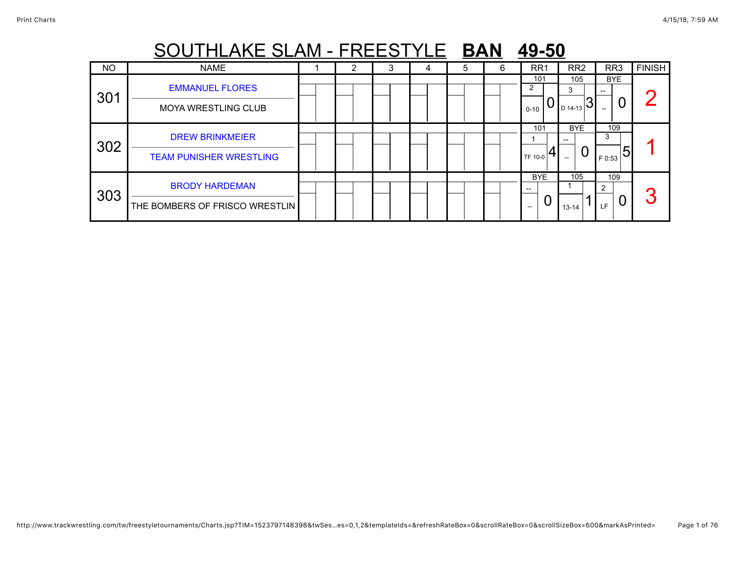# SOUTHLAKE SLAM - FREESTYLE **BAN** **49-50**

| NO | NAME | 1 | 2 | 3 | 4 | 5 | 6 | RR1 | RR2 | RR3 | FINISH |
|---|---|---|---|---|---|---|---|---|---|---|---|
| 301 | EMMANUEL FLORES<br>MOYA WRESTLING CLUB | | | | | | | 101<br>2<br>0-10 0 | 105<br>3<br>D 14-13 3 | BYE<br>--<br>-- 0 | 2 |
| 302 | DREW BRINKMEIER<br>TEAM PUNISHER WRESTLING | | | | | | | 101<br>1<br>TF 10-0 4 | BYE<br>--<br>-- 0 | 109<br>3<br>F 0:53 5 | 1 |
| 303 | BRODY HARDEMAN<br>THE BOMBERS OF FRISCO WRESTLIN | | | | | | | BYE<br>--<br>-- 0 | 105<br>1<br>13-14 1 | 109<br>2<br>LF 0 | 3 |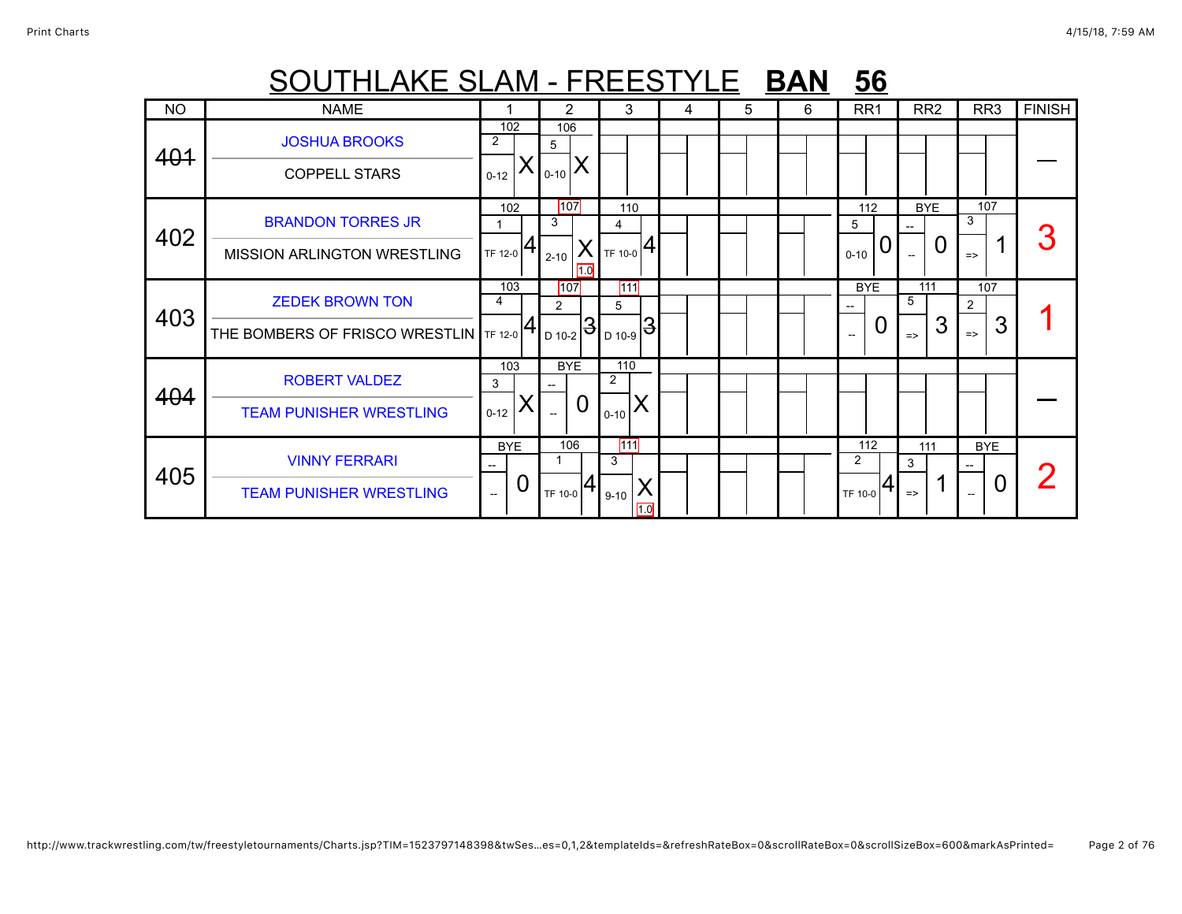# SOUTHLAKE SLAM - FREESTYLE **BAN 56**

| NO | NAME | 1 | 2 | 3 | 4 | 5 | 6 | RR1 | RR2 | RR3 | FINISH |
|---|---|---|---|---|---|---|---|---|---|---|---|
| ~~401~~ | JOSHUA BROOKS / COPPELL STARS | 102 / 2 / 0-12 / X | 106 / 5 / 0-10 / X | | | | | | | | — |
| 402 | BRANDON TORRES JR / MISSION ARLINGTON WRESTLING | 102 / 1 / TF 12-0 / 4 | 107 / 3 / 2-10 / X / 1.0 | 110 / 4 / TF 10-0 / 4 | | | | 112 / 5 / 0-10 / 0 | BYE / -- / -- / 0 | 107 / 3 / => / 1 | 3 |
| 403 | ZEDEK BROWN TON / THE BOMBERS OF FRISCO WRESTLIN | 103 / 4 / TF 12-0 / 4 | 107 / 2 / D 10-2 / ~~3~~ | 111 / 5 / D 10-9 / ~~3~~ | | | | BYE / -- / -- / 0 | 111 / 5 / => / 3 | 107 / 2 / => / 3 | 1 |
| ~~404~~ | ROBERT VALDEZ / TEAM PUNISHER WRESTLING | 103 / 3 / 0-12 / X | BYE / -- / -- / 0 | 110 / 2 / 0-10 / X | | | | | | | — |
| 405 | VINNY FERRARI / TEAM PUNISHER WRESTLING | BYE / -- / -- / 0 | 106 / 1 / TF 10-0 / 4 | 111 / 3 / 9-10 / X / 1.0 | | | | 112 / 2 / TF 10-0 / 4 | 111 / 3 / => / 1 | BYE / -- / -- / 0 | 2 |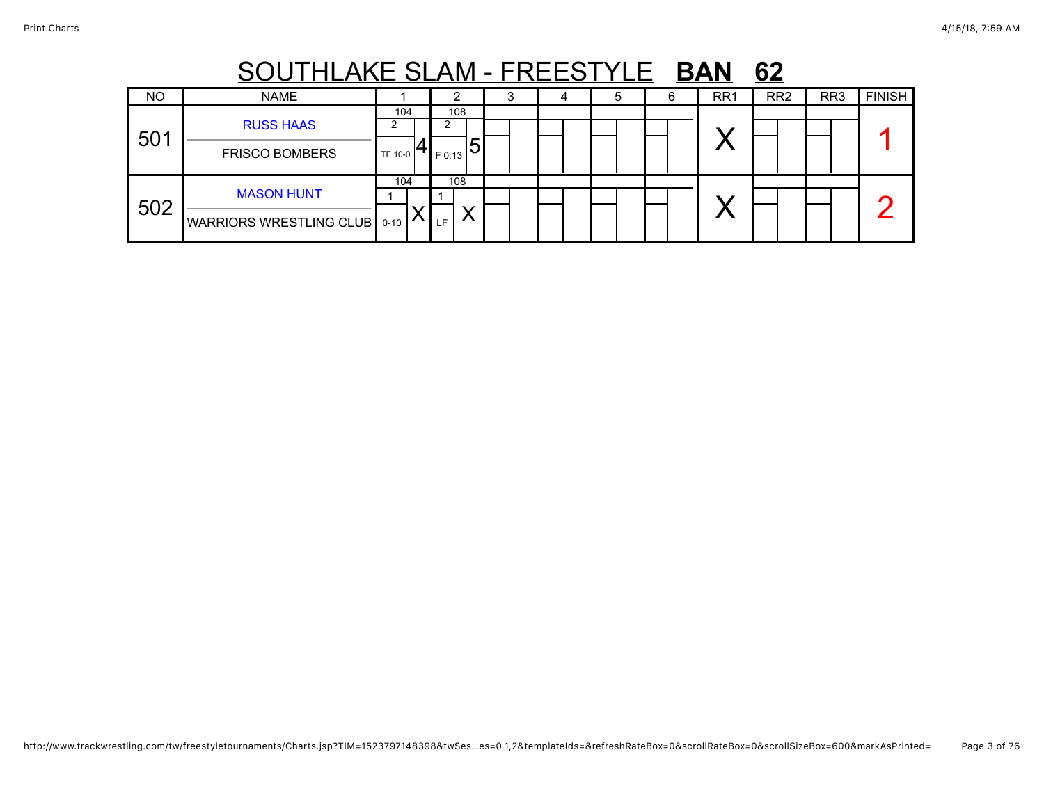# SOUTHLAKE SLAM - FREESTYLE **BAN 62**

| NO | NAME | 1 | 2 | 3 | 4 | 5 | 6 | RR1 | RR2 | RR3 | FINISH |
|---|---|---|---|---|---|---|---|---|---|---|---|
| 501 | RUSS HAAS<br>FRISCO BOMBERS | 104<br>2<br>TF 10-0 4 | 108<br>2<br>F 0:13 5 | | | | | X | | | 1 |
| 502 | MASON HUNT<br>WARRIORS WRESTLING CLUB | 104<br>1<br>0-10 X | 108<br>1<br>LF X | | | | | X | | | 2 |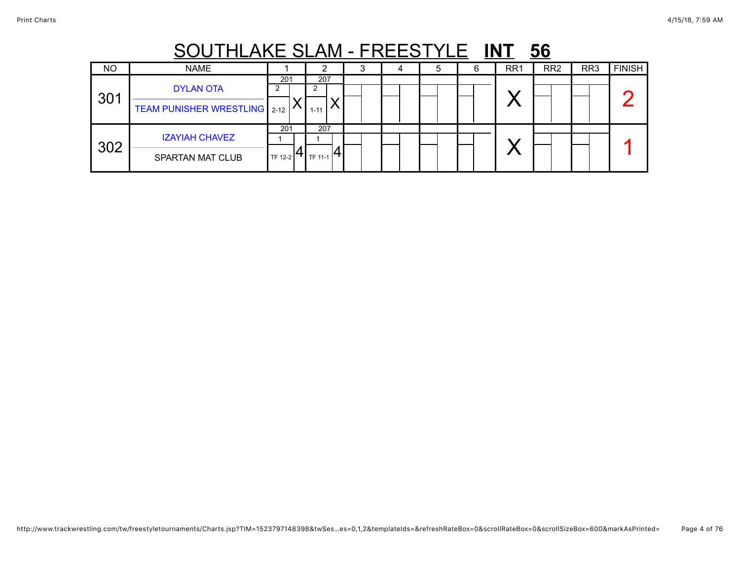# SOUTHLAKE SLAM - FREESTYLE **INT 56**

| NO | NAME | 1 | 2 | 3 | 4 | 5 | 6 | RR1 | RR2 | RR3 | FINISH |
|---|---|---|---|---|---|---|---|---|---|---|---|
| 301 | DYLAN OTA<br>TEAM PUNISHER WRESTLING | 201<br>2<br>2-12 X | 207<br>2<br>1-11 X | | | | | X | | | 2 |
| 302 | IZAYIAH CHAVEZ<br>SPARTAN MAT CLUB | 201<br>1<br>TF 12-2 4 | 207<br>1<br>TF 11-1 4 | | | | | X | | | 1 |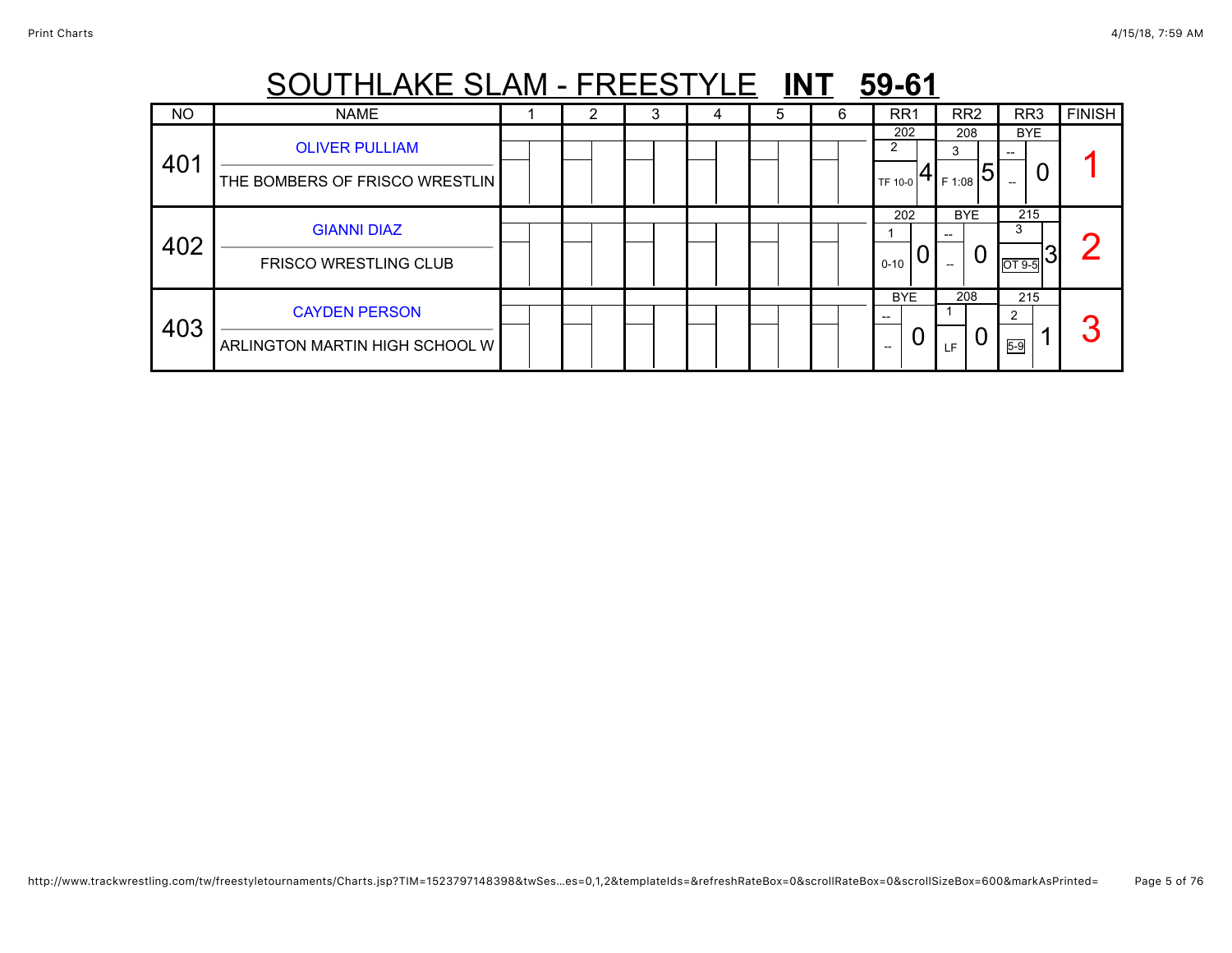# SOUTHLAKE SLAM - FREESTYLE **INT** **59-61**

| NO | NAME | 1 | 2 | 3 | 4 | 5 | 6 | RR1 | RR2 | RR3 | FINISH |
|---|---|---|---|---|---|---|---|---|---|---|---|
| 401 | OLIVER PULLIAM<br>THE BOMBERS OF FRISCO WRESTLIN | | | | | | | 202<br>2<br>TF 10-0 4 | 208<br>3<br>F 1:08 5 | BYE<br>--<br>-- 0 | 1 |
| 402 | GIANNI DIAZ<br>FRISCO WRESTLING CLUB | | | | | | | 202<br>1<br>0-10 0 | BYE<br>--<br>-- 0 | 215<br>3<br>OT 9-5 3 | 2 |
| 403 | CAYDEN PERSON<br>ARLINGTON MARTIN HIGH SCHOOL W | | | | | | | BYE<br>--<br>-- 0 | 208<br>1<br>LF 0 | 215<br>2<br>5-9 1 | 3 |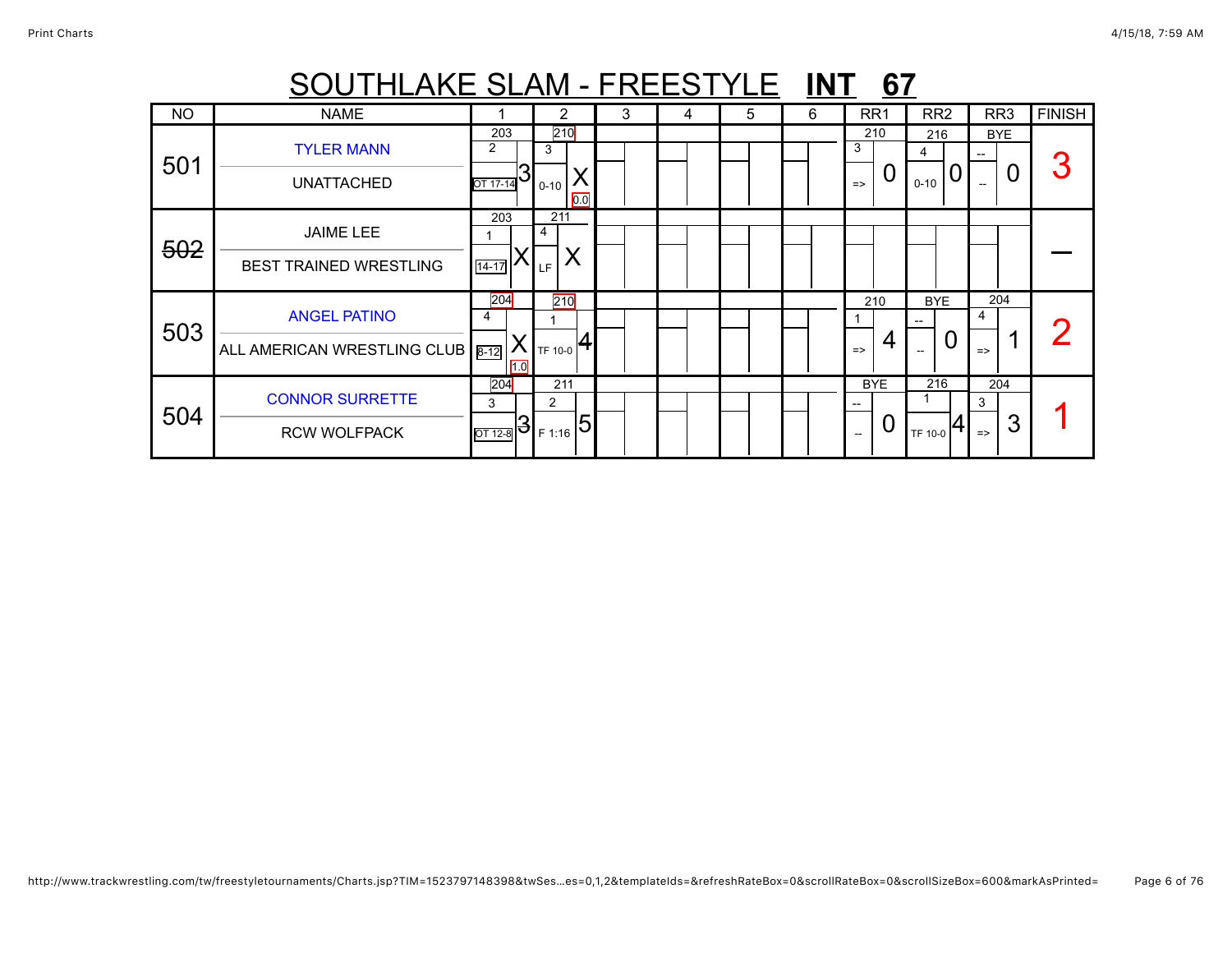# SOUTHLAKE SLAM - FREESTYLE **INT** **67**

| NO | NAME | 1 | 2 | 3 | 4 | 5 | 6 | RR1 | RR2 | RR3 | FINISH |
|---|---|---|---|---|---|---|---|---|---|---|---|
| 501 | TYLER MANN<br>UNATTACHED | 203<br>2<br>OT 17-14 3 | 210<br>3<br>0-10 X 0.0 | | | | | 210<br>3<br>=> 0 | 216<br>4<br>0-10 0 | BYE<br>--<br>-- 0 | 3 |
| ~~502~~ | JAIME LEE<br>BEST TRAINED WRESTLING | 203<br>1<br>14-17 X | 211<br>4<br>LF X | | | | | | | | — |
| 503 | ANGEL PATINO<br>ALL AMERICAN WRESTLING CLUB | 204<br>4<br>8-12 X 1.0 | 210<br>1<br>TF 10-0 4 | | | | | 210<br>1<br>=> 4 | BYE<br>--<br>-- 0 | 204<br>4<br>=> 1 | 2 |
| 504 | CONNOR SURRETTE<br>RCW WOLFPACK | 204<br>3<br>OT 12-8 3 | 211<br>2<br>F 1:16 5 | | | | | BYE<br>--<br>-- 0 | 216<br>1<br>TF 10-0 4 | 204<br>3<br>=> 3 | 1 |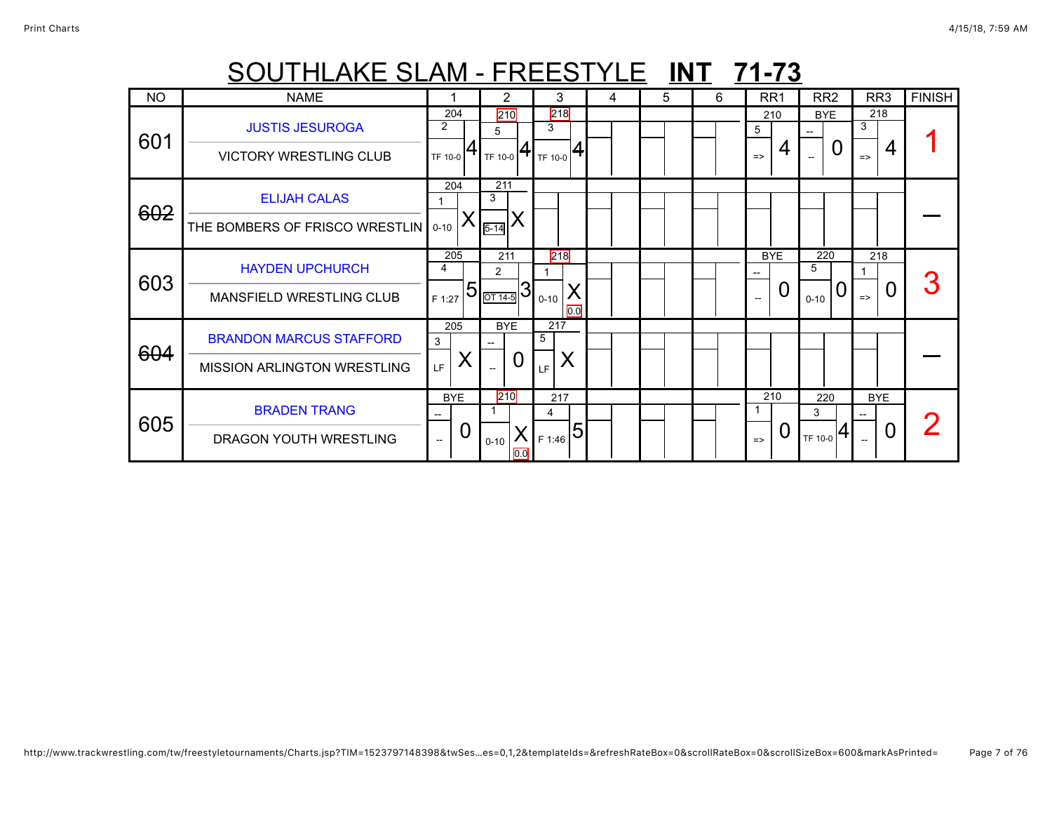# SOUTHLAKE SLAM - FREESTYLE **INT** **71-73**

| NO | NAME | 1 | 2 | 3 | 4 | 5 | 6 | RR1 | RR2 | RR3 | FINISH |
|---|---|---|---|---|---|---|---|---|---|---|---|
| 601 | JUSTIS JESUROGA<br>VICTORY WRESTLING CLUB | 204<br>2<br>TF 10-0 4 | 210<br>5<br>TF 10-0 4 | 218<br>3<br>TF 10-0 4 | | | | 210<br>5<br>=> 4 | BYE<br>--<br>-- 0 | 218<br>3<br>=> 4 | 1 |
| ~~602~~ | ELIJAH CALAS<br>THE BOMBERS OF FRISCO WRESTLIN | 204<br>1<br>0-10 X | 211<br>3<br>5-14 X | | | | | | | | — |
| 603 | HAYDEN UPCHURCH<br>MANSFIELD WRESTLING CLUB | 205<br>4<br>F 1:27 5 | 211<br>2<br>OT 14-5 3 | 218<br>1<br>0-10 X<br>0.0 | | | | BYE<br>--<br>-- 0 | 220<br>5<br>0-10 0 | 218<br>1<br>=> 0 | 3 |
| ~~604~~ | BRANDON MARCUS STAFFORD<br>MISSION ARLINGTON WRESTLING | 205<br>3<br>LF X | BYE<br>--<br>-- 0 | 217<br>5<br>LF X | | | | | | | — |
| 605 | BRADEN TRANG<br>DRAGON YOUTH WRESTLING | BYE<br>--<br>-- 0 | 210<br>1<br>0-10 X<br>0.0 | 217<br>4<br>F 1:46 5 | | | | 210<br>1<br>=> 0 | 220<br>3<br>TF 10-0 4 | BYE<br>--<br>-- 0 | 2 |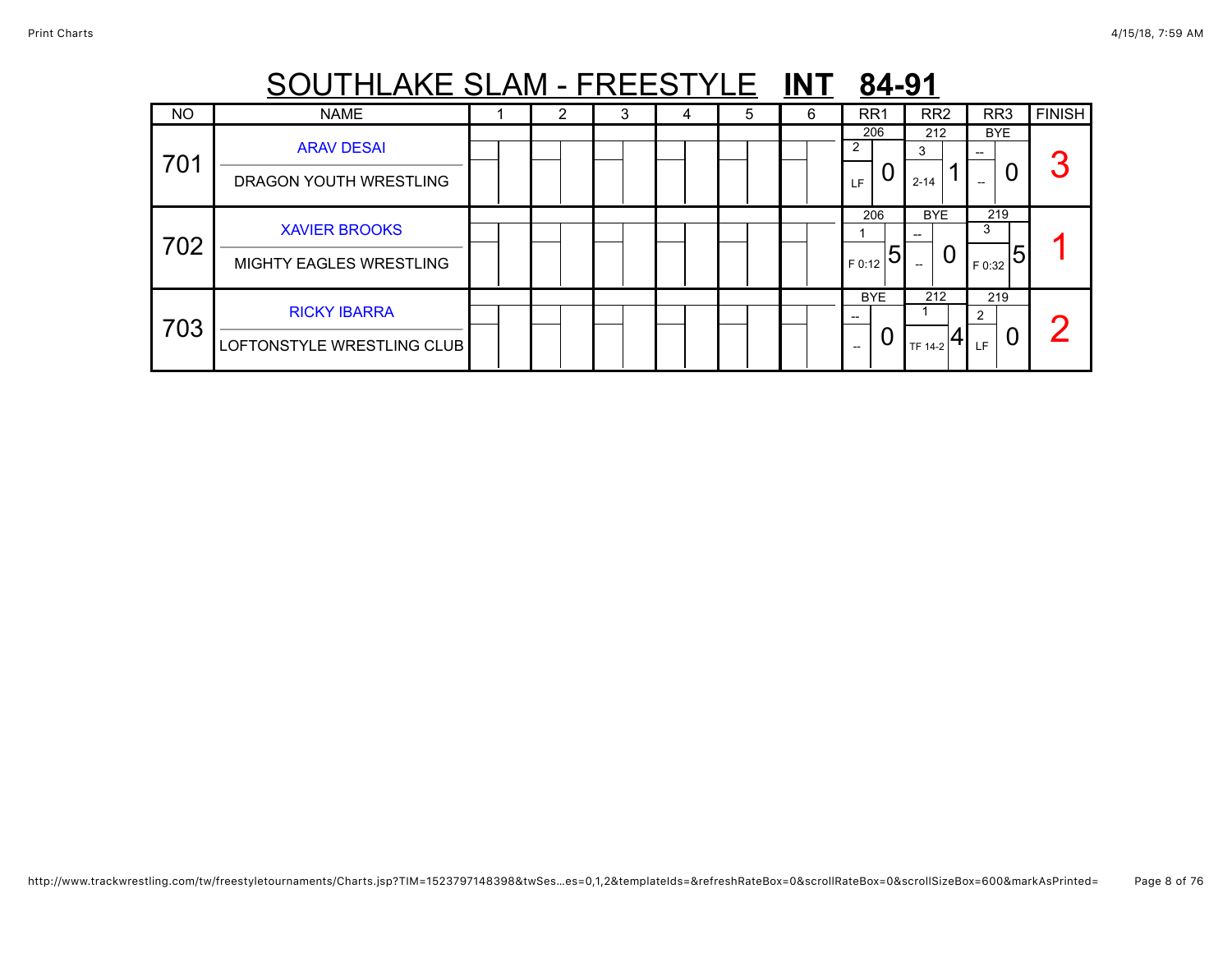# SOUTHLAKE SLAM - FREESTYLE **INT** **84-91**

| NO | NAME | 1 | 2 | 3 | 4 | 5 | 6 | RR1 | RR2 | RR3 | FINISH |
|---|---|---|---|---|---|---|---|---|---|---|---|
| 701 | ARAV DESAI<br>DRAGON YOUTH WRESTLING | | | | | | | 206<br>2<br>LF 0 | 212<br>3<br>2-14 1 | BYE<br>--<br>-- 0 | 3 |
| 702 | XAVIER BROOKS<br>MIGHTY EAGLES WRESTLING | | | | | | | 206<br>1<br>F 0:12 5 | BYE<br>--<br>-- 0 | 219<br>3<br>F 0:32 5 | 1 |
| 703 | RICKY IBARRA<br>LOFTONSTYLE WRESTLING CLUB | | | | | | | BYE<br>--<br>-- 0 | 212<br>1<br>TF 14-2 4 | 219<br>2<br>LF 0 | 2 |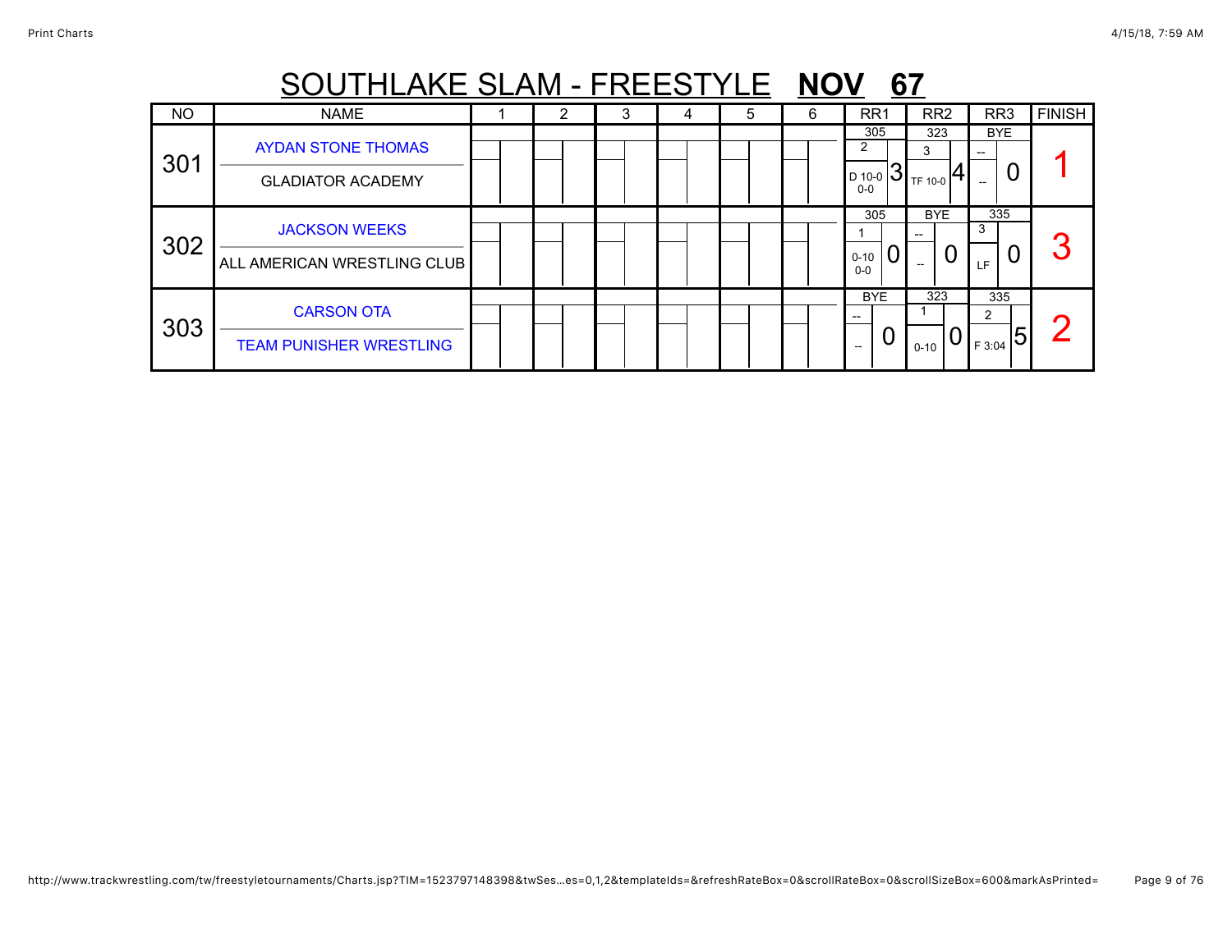# SOUTHLAKE SLAM - FREESTYLE **NOV 67**

| NO | NAME | 1 | 2 | 3 | 4 | 5 | 6 | RR1 | RR2 | RR3 | FINISH |
|---|---|---|---|---|---|---|---|---|---|---|---|
| 301 | AYDAN STONE THOMAS<br>GLADIATOR ACADEMY | | | | | | | 305<br>2<br>D 10-0<br>0-0<br>3 | 323<br>3<br>TF 10-0<br>4 | BYE<br>--<br>--<br>0 | 1 |
| 302 | JACKSON WEEKS<br>ALL AMERICAN WRESTLING CLUB | | | | | | | 305<br>1<br>0-10<br>0-0<br>0 | BYE<br>--<br>--<br>0 | 335<br>3<br>LF<br>0 | 3 |
| 303 | CARSON OTA<br>TEAM PUNISHER WRESTLING | | | | | | | BYE<br>--<br>--<br>0 | 323<br>1<br>0-10<br>0 | 335<br>2<br>F 3:04<br>5 | 2 |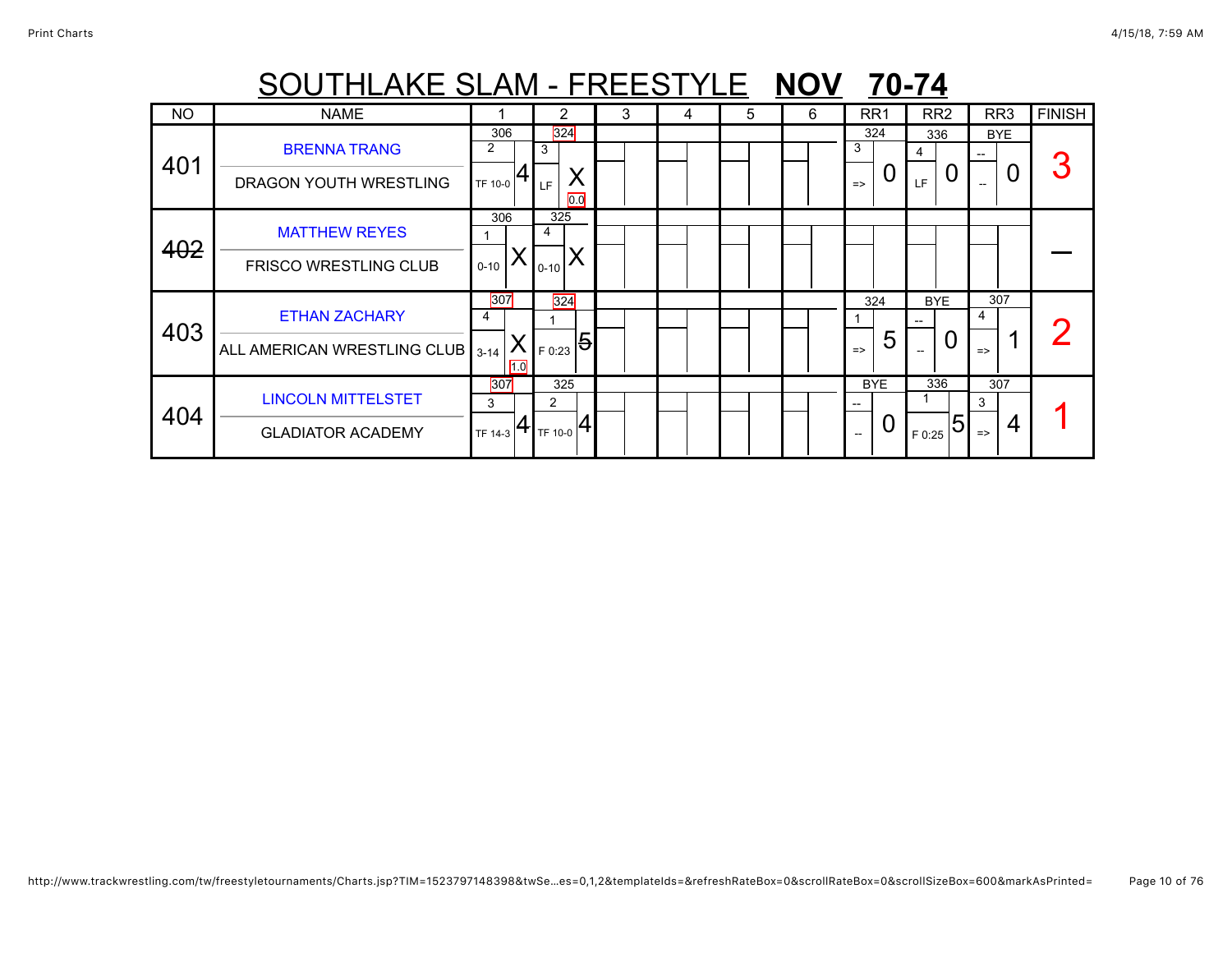# SOUTHLAKE SLAM - FREESTYLE **NOV 70-74**

| NO | NAME | 1 | 2 | 3 | 4 | 5 | 6 | RR1 | RR2 | RR3 | FINISH |
|---|---|---|---|---|---|---|---|---|---|---|---|
| 401 | BRENNA TRANG<br>DRAGON YOUTH WRESTLING | 306<br>2<br>TF 10-0 4 | 324<br>3<br>LF X<br>0.0 | | | | | 324<br>3<br>=> 0 | 336<br>4<br>LF 0 | BYE<br>--<br>-- 0 | 3 |
| ~~402~~ | MATTHEW REYES<br>FRISCO WRESTLING CLUB | 306<br>1<br>0-10 X | 325<br>4<br>0-10 X | | | | | | | | — |
| 403 | ETHAN ZACHARY<br>ALL AMERICAN WRESTLING CLUB | 307<br>4<br>3-14 X<br>1.0 | 324<br>1<br>F 0:23 ~~5~~ | | | | | 324<br>1<br>=> 5 | BYE<br>--<br>-- 0 | 307<br>4<br>=> 1 | 2 |
| 404 | LINCOLN MITTELSTET<br>GLADIATOR ACADEMY | 307<br>3<br>TF 14-3 4 | 325<br>2<br>TF 10-0 4 | | | | | BYE<br>--<br>-- 0 | 336<br>1<br>F 0:25 5 | 307<br>3<br>=> 4 | 1 |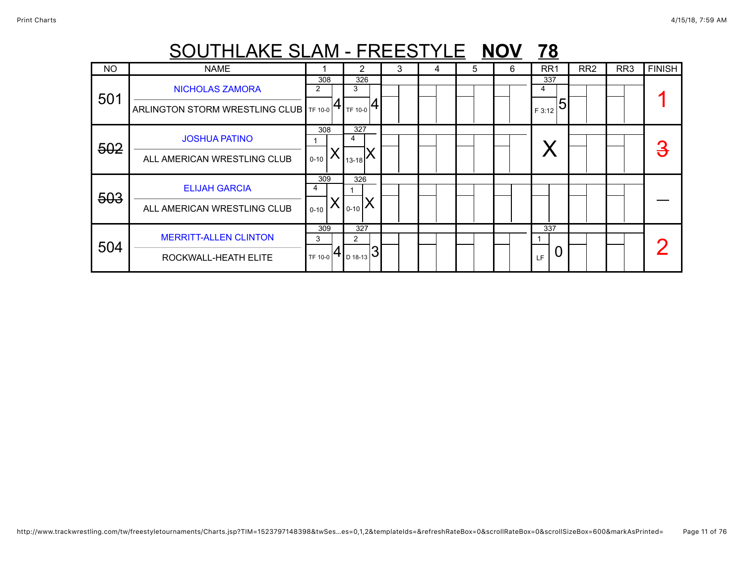# SOUTHLAKE SLAM - FREESTYLE **NOV 78**

| NO | NAME | 1 | 2 | 3 | 4 | 5 | 6 | RR1 | RR2 | RR3 | FINISH |
|---|---|---|---|---|---|---|---|---|---|---|---|
| 501 | NICHOLAS ZAMORA<br>ARLINGTON STORM WRESTLING CLUB | 308<br>2<br>TF 10-0 4 | 326<br>3<br>TF 10-0 4 | | | | | 337<br>4<br>F 3:12 5 | | | 1 |
| ~~502~~ | JOSHUA PATINO<br>ALL AMERICAN WRESTLING CLUB | 308<br>1<br>0-10 X | 327<br>4<br>13-18 X | | | | | X | | | ~~3~~ |
| ~~503~~ | ELIJAH GARCIA<br>ALL AMERICAN WRESTLING CLUB | 309<br>4<br>0-10 X | 326<br>1<br>0-10 X | | | | | | | | — |
| 504 | MERRITT-ALLEN CLINTON<br>ROCKWALL-HEATH ELITE | 309<br>3<br>TF 10-0 4 | 327<br>2<br>D 18-13 3 | | | | | 337<br>1<br>LF 0 | | | 2 |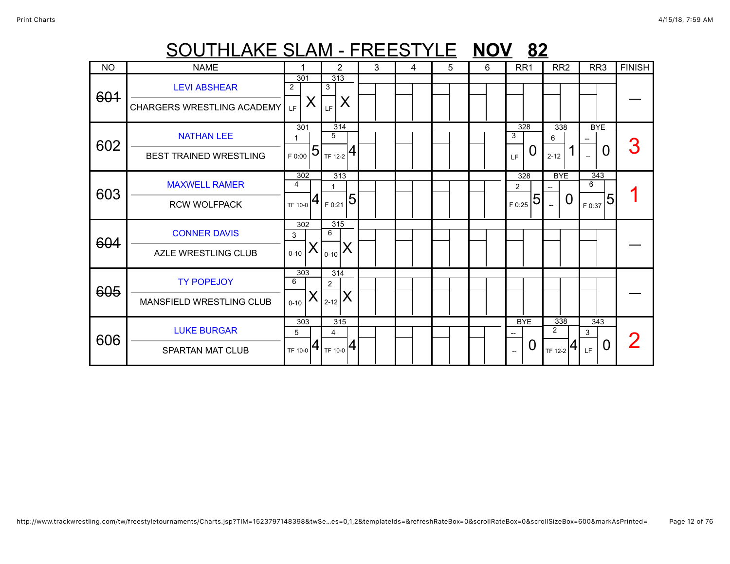# SOUTHLAKE SLAM - FREESTYLE **NOV** **82**

| NO | NAME | 1 | 2 | 3 | 4 | 5 | 6 | RR1 | RR2 | RR3 | FINISH |
|---|---|---|---|---|---|---|---|---|---|---|---|
| ~~601~~ | LEVI ABSHEAR<br>CHARGERS WRESTLING ACADEMY | 301<br>2<br>LF X | 313<br>3<br>LF X | | | | | | | | — |
| 602 | NATHAN LEE<br>BEST TRAINED WRESTLING | 301<br>1<br>F 0:00 5 | 314<br>5<br>TF 12-2 4 | | | | | 328<br>3<br>LF 0 | 338<br>6<br>2-12 1 | BYE<br>--<br>-- 0 | 3 |
| 603 | MAXWELL RAMER<br>RCW WOLFPACK | 302<br>4<br>TF 10-0 4 | 313<br>1<br>F 0:21 5 | | | | | 328<br>2<br>F 0:25 5 | BYE<br>--<br>-- 0 | 343<br>6<br>F 0:37 5 | 1 |
| ~~604~~ | CONNER DAVIS<br>AZLE WRESTLING CLUB | 302<br>3<br>0-10 X | 315<br>6<br>0-10 X | | | | | | | | — |
| ~~605~~ | TY POPEJOY<br>MANSFIELD WRESTLING CLUB | 303<br>6<br>0-10 X | 314<br>2<br>2-12 X | | | | | | | | — |
| 606 | LUKE BURGAR<br>SPARTAN MAT CLUB | 303<br>5<br>TF 10-0 4 | 315<br>4<br>TF 10-0 4 | | | | | BYE<br>--<br>-- 0 | 338<br>2<br>TF 12-2 4 | 343<br>3<br>LF 0 | 2 |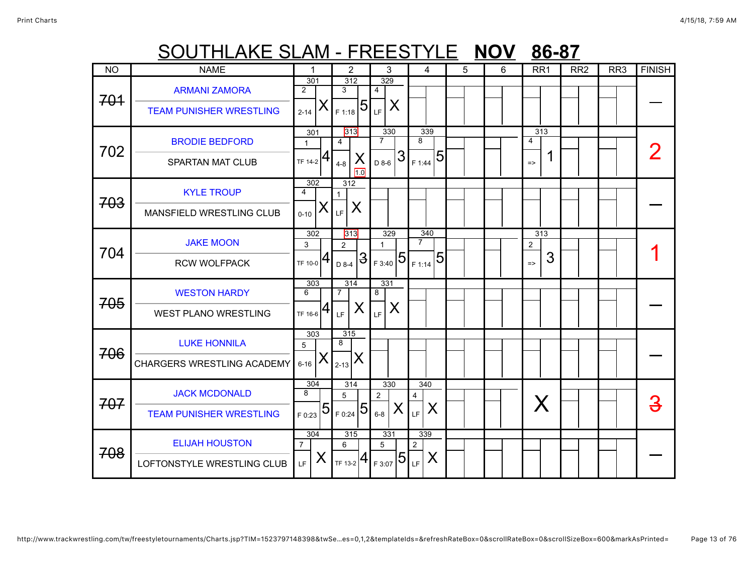# SOUTHLAKE SLAM - FREESTYLE **NOV** **86-87**

| NO | NAME | 1 | 2 | 3 | 4 | 5 | 6 | RR1 | RR2 | RR3 | FINISH |
|---|---|---|---|---|---|---|---|---|---|---|---|
| ~~701~~ | ARMANI ZAMORA<br>TEAM PUNISHER WRESTLING | 301<br>2<br>2-14 X | 312<br>3<br>F 1:18 5 | 329<br>4<br>LF X | | | | | | | — |
| 702 | BRODIE BEDFORD<br>SPARTAN MAT CLUB | 301<br>1<br>TF 14-2 4 | 313<br>4<br>4-8 X<br>1.0 | 330<br>7<br>D 8-6 3 | 339<br>8<br>F 1:44 5 | | | 313<br>4<br>=> 1 | | | 2 |
| ~~703~~ | KYLE TROUP<br>MANSFIELD WRESTLING CLUB | 302<br>4<br>0-10 X | 312<br>1<br>LF X | | | | | | | | — |
| 704 | JAKE MOON<br>RCW WOLFPACK | 302<br>3<br>TF 10-0 4 | 313<br>2<br>D 8-4 ~~3~~ | 329<br>1<br>F 3:40 5 | 340<br>7<br>F 1:14 5 | | | 313<br>2<br>=> 3 | | | 1 |
| ~~705~~ | WESTON HARDY<br>WEST PLANO WRESTLING | 303<br>6<br>TF 16-6 4 | 314<br>7<br>LF X | 331<br>8<br>LF X | | | | | | | — |
| ~~706~~ | LUKE HONNILA<br>CHARGERS WRESTLING ACADEMY | 303<br>5<br>6-16 X | 315<br>8<br>2-13 X | | | | | | | | — |
| ~~707~~ | JACK MCDONALD<br>TEAM PUNISHER WRESTLING | 304<br>8<br>F 0:23 5 | 314<br>5<br>F 0:24 5 | 330<br>2<br>6-8 X | 340<br>4<br>LF X | | | X | | | ~~3~~ |
| ~~708~~ | ELIJAH HOUSTON<br>LOFTONSTYLE WRESTLING CLUB | 304<br>7<br>LF X | 315<br>6<br>TF 13-2 4 | 331<br>5<br>F 3:07 5 | 339<br>2<br>LF X | | | | | | — |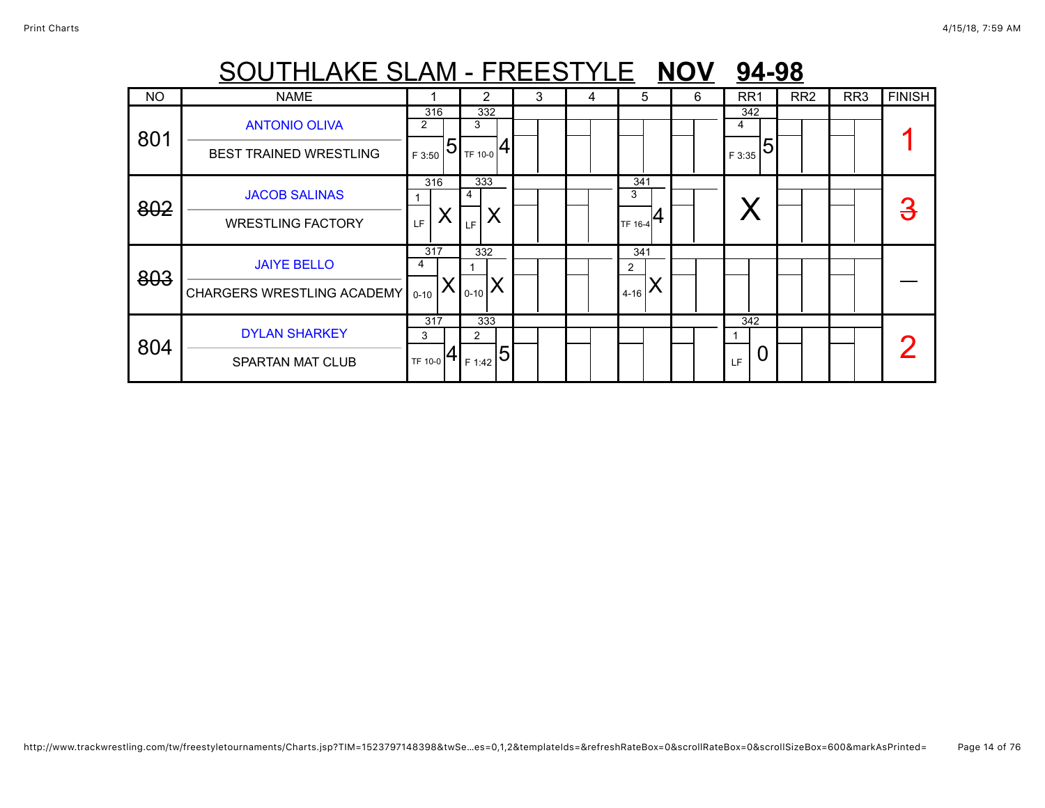# SOUTHLAKE SLAM - FREESTYLE **NOV 94-98**

| NO | NAME | 1 | 2 | 3 | 4 | 5 | 6 | RR1 | RR2 | RR3 | FINISH |
|---|---|---|---|---|---|---|---|---|---|---|---|
| 801 | ANTONIO OLIVA<br>BEST TRAINED WRESTLING | 316<br>2<br>F 3:50 5 | 332<br>3<br>TF 10-0 4 | | | | | 342<br>4<br>F 3:35 5 | | | 1 |
| ~~802~~ | JACOB SALINAS<br>WRESTLING FACTORY | 316<br>1<br>LF X | 333<br>4<br>LF X | | | 341<br>3<br>TF 16-4 4 | | X | | | ~~3~~ |
| ~~803~~ | JAIYE BELLO<br>CHARGERS WRESTLING ACADEMY | 317<br>4<br>0-10 X | 332<br>1<br>0-10 X | | | 341<br>2<br>4-16 X | | | | | — |
| 804 | DYLAN SHARKEY<br>SPARTAN MAT CLUB | 317<br>3<br>TF 10-0 4 | 333<br>2<br>F 1:42 5 | | | | | 342<br>1<br>LF 0 | | | 2 |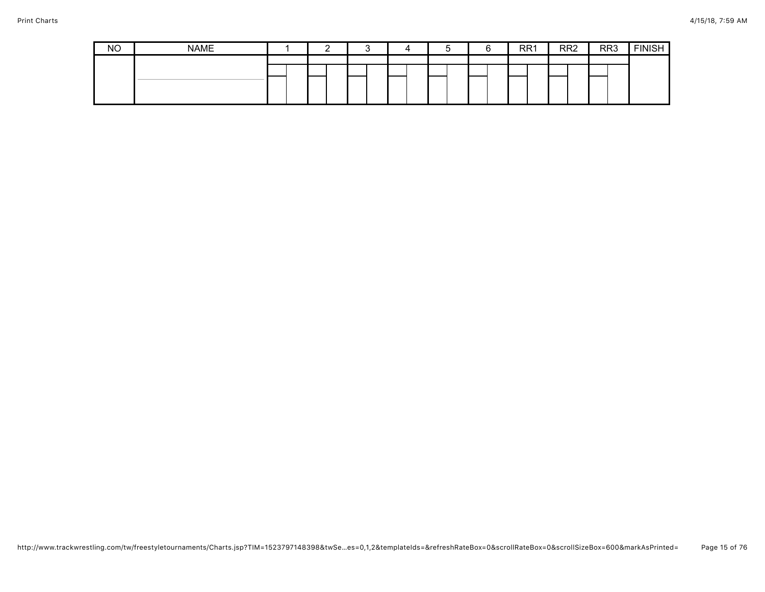| NO | NAME | 1 | 2 | 3 | 4 | 5 | 6 | RR1 | RR2 | RR3 | FINISH |
|---|---|---|---|---|---|---|---|---|---|---|---|
| | | | | | | | | | | | |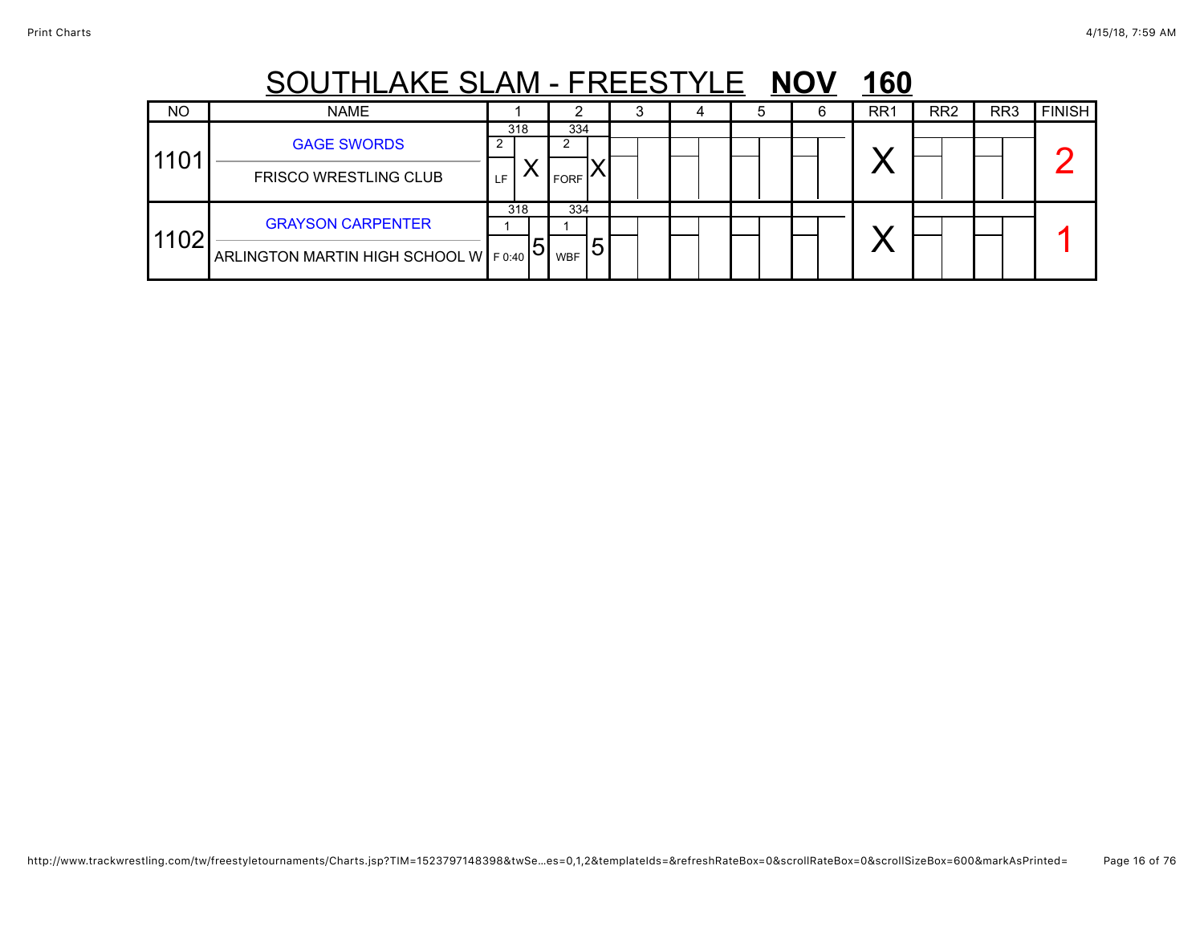# SOUTHLAKE SLAM - FREESTYLE **NOV 160**

| NO | NAME | 1 | 2 | 3 | 4 | 5 | 6 | RR1 | RR2 | RR3 | FINISH |
|---|---|---|---|---|---|---|---|---|---|---|---|
| 1101 | GAGE SWORDS<br>FRISCO WRESTLING CLUB | 318<br>2<br>LF X | 334<br>2<br>FORF X | | | | | X | | | 2 |
| 1102 | GRAYSON CARPENTER<br>ARLINGTON MARTIN HIGH SCHOOL W | 318<br>1<br>F 0:40 5 | 334<br>1<br>WBF 5 | | | | | X | | | 1 |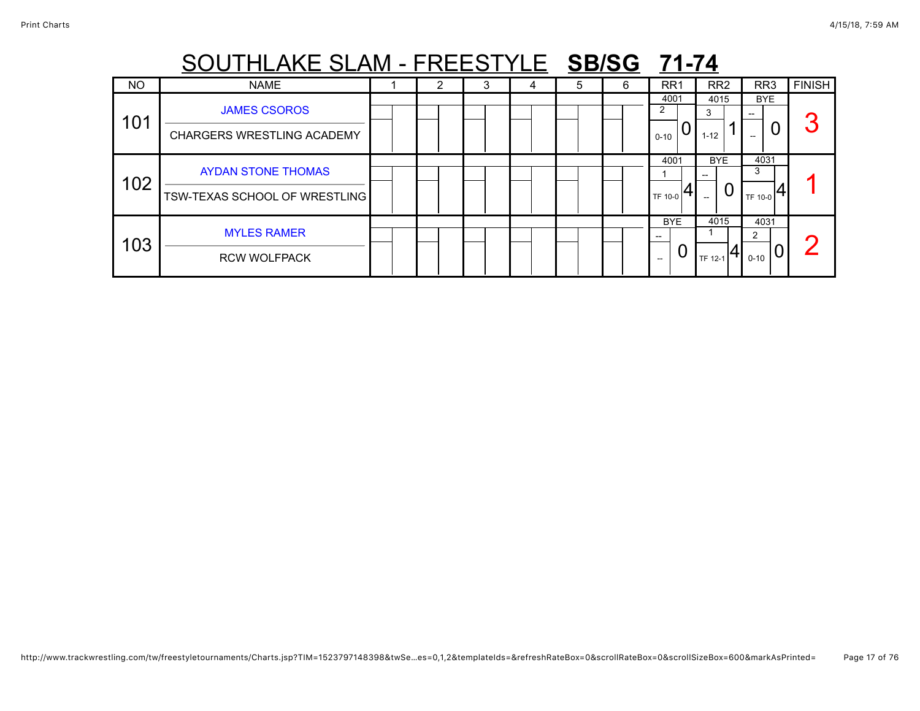# SOUTHLAKE SLAM - FREESTYLE **SB/SG 71-74**

| NO | NAME | 1 | 2 | 3 | 4 | 5 | 6 | RR1 | RR2 | RR3 | FINISH |
|---|---|---|---|---|---|---|---|---|---|---|---|
| 101 | JAMES CSOROS<br>CHARGERS WRESTLING ACADEMY | | | | | | | 4001<br>2<br>0-10 0 | 4015<br>3<br>1-12 1 | BYE<br>--<br>-- 0 | 3 |
| 102 | AYDAN STONE THOMAS<br>TSW-TEXAS SCHOOL OF WRESTLING | | | | | | | 4001<br>1<br>TF 10-0 4 | BYE<br>--<br>-- 0 | 4031<br>3<br>TF 10-0 4 | 1 |
| 103 | MYLES RAMER<br>RCW WOLFPACK | | | | | | | BYE<br>--<br>-- 0 | 4015<br>1<br>TF 12-1 4 | 4031<br>2<br>0-10 0 | 2 |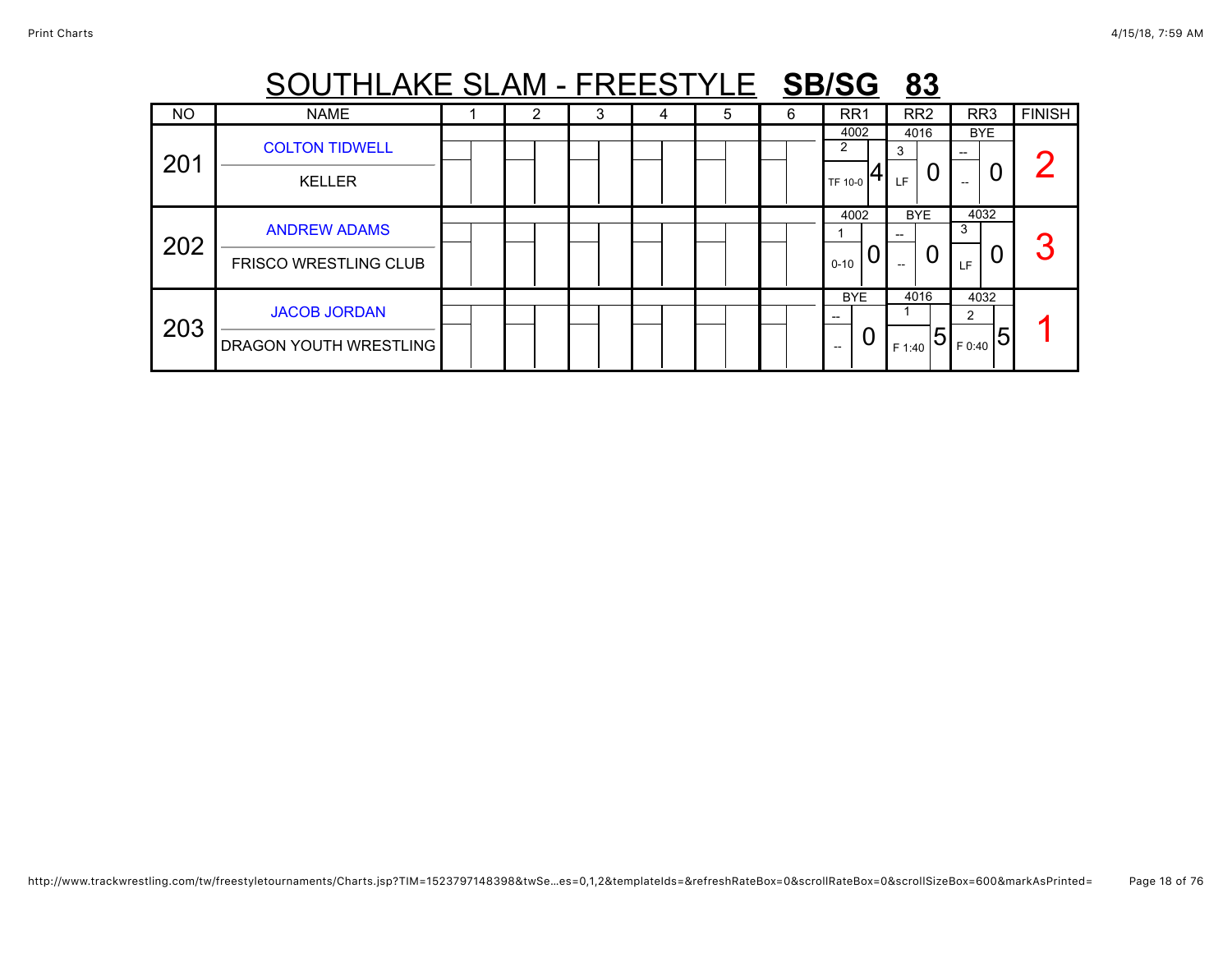# SOUTHLAKE SLAM - FREESTYLE **SB/SG 83**

| NO | NAME | 1 | 2 | 3 | 4 | 5 | 6 | RR1 | RR2 | RR3 | FINISH |
|---|---|---|---|---|---|---|---|---|---|---|---|
| 201 | COLTON TIDWELL<br>KELLER | | | | | | | 4002<br>2<br>TF 10-0 4 | 4016<br>3<br>LF 0 | BYE<br>--<br>-- 0 | 2 |
| 202 | ANDREW ADAMS<br>FRISCO WRESTLING CLUB | | | | | | | 4002<br>1<br>0-10 0 | BYE<br>--<br>-- 0 | 4032<br>3<br>LF 0 | 3 |
| 203 | JACOB JORDAN<br>DRAGON YOUTH WRESTLING | | | | | | | BYE<br>--<br>-- 0 | 4016<br>1<br>F 1:40 5 | 4032<br>2<br>F 0:40 5 | 1 |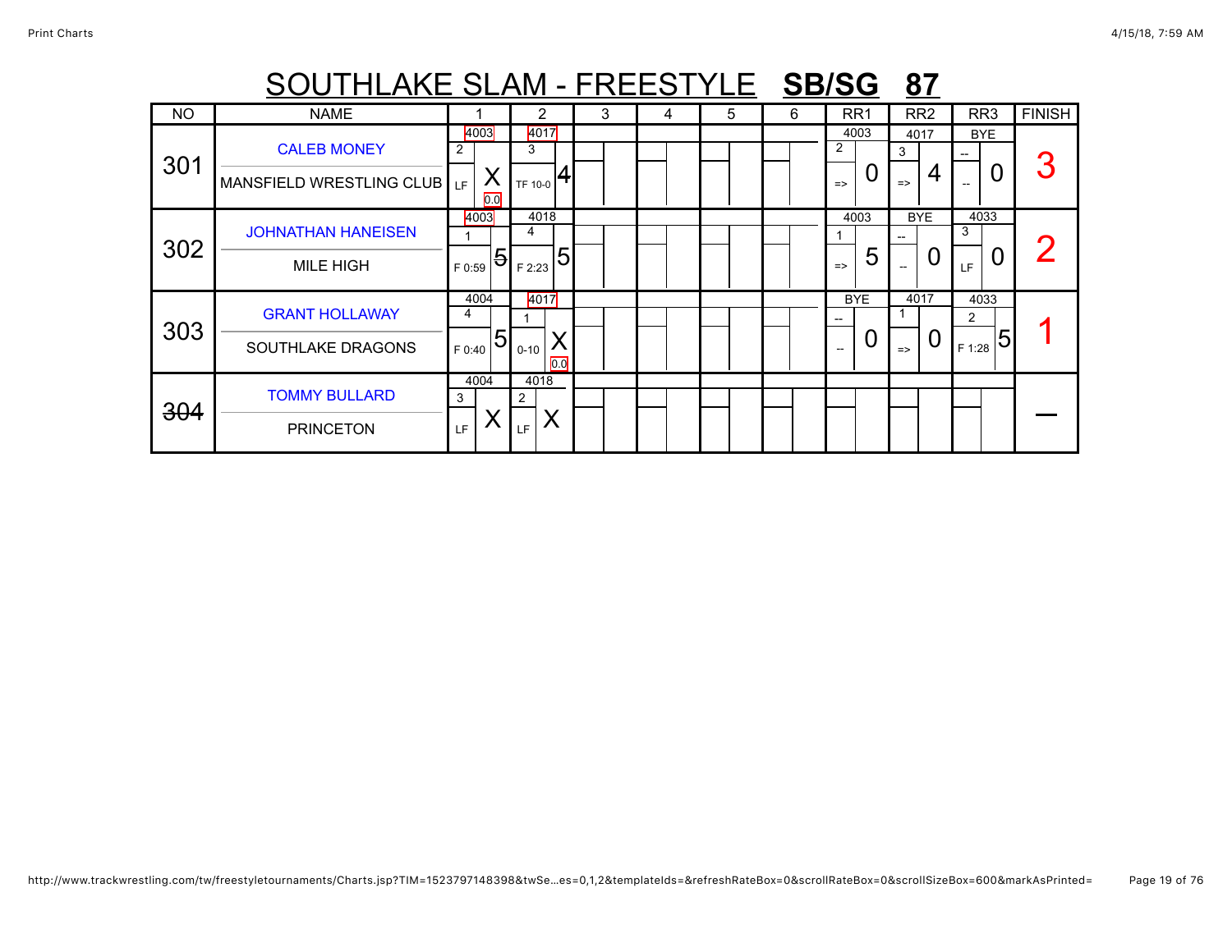# SOUTHLAKE SLAM - FREESTYLE **SB/SG** **87**

| NO | NAME | 1 | 2 | 3 | 4 | 5 | 6 | RR1 | RR2 | RR3 | FINISH |
|---|---|---|---|---|---|---|---|---|---|---|---|
| 301 | CALEB MONEY<br>MANSFIELD WRESTLING CLUB | 4003<br>2<br>LF X<br>0.0 | 4017<br>3<br>TF 10-0 4 | | | | | 4003<br>2<br>=> 0 | 4017<br>3<br>=> 4 | BYE<br>--<br>-- 0 | 3 |
| 302 | JOHNATHAN HANEISEN<br>MILE HIGH | 4003<br>1<br>F 0:59 5 | 4018<br>4<br>F 2:23 5 | | | | | 4003<br>1<br>=> 5 | BYE<br>--<br>-- 0 | 4033<br>3<br>LF 0 | 2 |
| 303 | GRANT HOLLAWAY<br>SOUTHLAKE DRAGONS | 4004<br>4<br>F 0:40 5 | 4017<br>1<br>0-10 X<br>0.0 | | | | | BYE<br>--<br>-- 0 | 4017<br>1<br>=> 0 | 4033<br>2<br>F 1:28 5 | 1 |
| ~~304~~ | TOMMY BULLARD<br>PRINCETON | 4004<br>3<br>LF X | 4018<br>2<br>LF X | | | | | | | | — |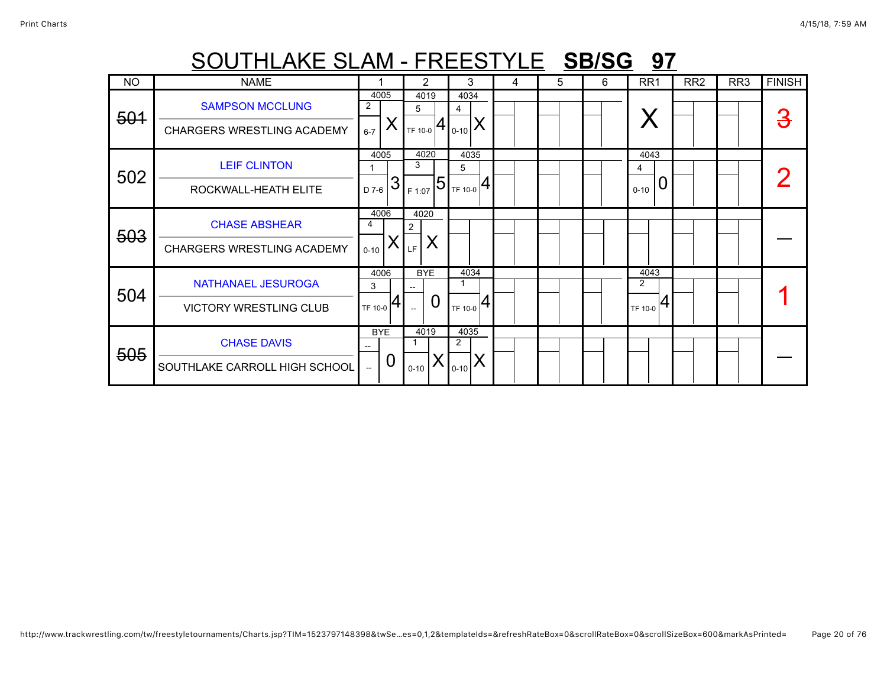# SOUTHLAKE SLAM - FREESTYLE **SB/SG 97**

| NO | NAME | 1 | 2 | 3 | 4 | 5 | 6 | RR1 | RR2 | RR3 | FINISH |
|---|---|---|---|---|---|---|---|---|---|---|---|
| ~~501~~ | SAMPSON MCCLUNG<br>CHARGERS WRESTLING ACADEMY | 4005<br>2<br>6-7 X | 4019<br>5<br>TF 10-0 4 | 4034<br>4<br>0-10 X | | | | X | | | ~~3~~ |
| 502 | LEIF CLINTON<br>ROCKWALL-HEATH ELITE | 4005<br>1<br>D 7-6 3 | 4020<br>3<br>F 1:07 5 | 4035<br>5<br>TF 10-0 4 | | | | 4043<br>4<br>0-10 0 | | | 2 |
| ~~503~~ | CHASE ABSHEAR<br>CHARGERS WRESTLING ACADEMY | 4006<br>4<br>0-10 X | 4020<br>2<br>LF X | | | | | | | | — |
| 504 | NATHANAEL JESUROGA<br>VICTORY WRESTLING CLUB | 4006<br>3<br>TF 10-0 4 | BYE<br>--<br>-- 0 | 4034<br>1<br>TF 10-0 4 | | | | 4043<br>2<br>TF 10-0 4 | | | 1 |
| ~~505~~ | CHASE DAVIS<br>SOUTHLAKE CARROLL HIGH SCHOOL | BYE<br>--<br>-- 0 | 4019<br>1<br>0-10 X | 4035<br>2<br>0-10 X | | | | | | | — |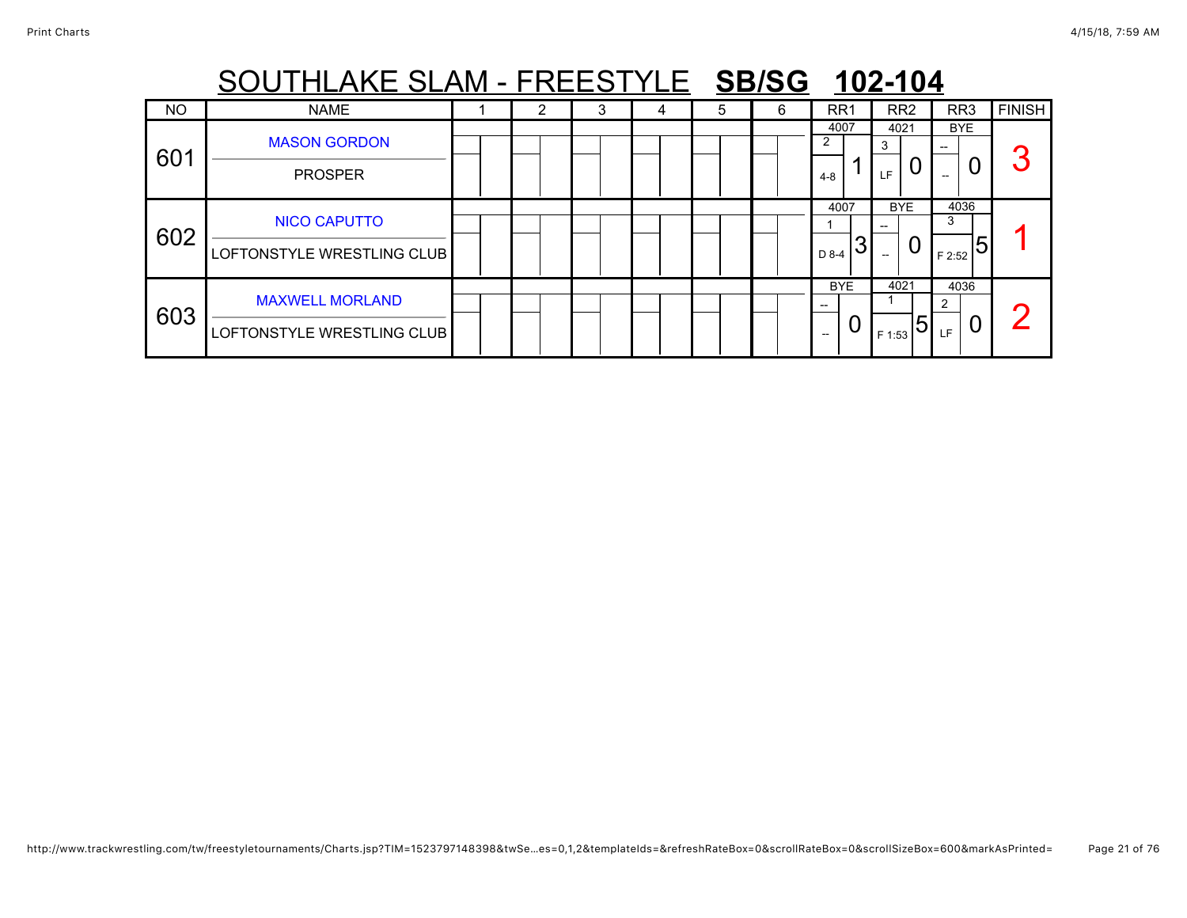# SOUTHLAKE SLAM - FREESTYLE **SB/SG** **102-104**

| NO | NAME | 1 | 2 | 3 | 4 | 5 | 6 | RR1 | RR2 | RR3 | FINISH |
|---|---|---|---|---|---|---|---|---|---|---|---|
| 601 | MASON GORDON<br>PROSPER | | | | | | | 4007<br>2<br>4-8<br>1 | 4021<br>3<br>LF<br>0 | BYE<br>--<br>--<br>0 | 3 |
| 602 | NICO CAPUTTO<br>LOFTONSTYLE WRESTLING CLUB | | | | | | | 4007<br>1<br>D 8-4<br>3 | BYE<br>--<br>--<br>0 | 4036<br>3<br>F 2:52<br>5 | 1 |
| 603 | MAXWELL MORLAND<br>LOFTONSTYLE WRESTLING CLUB | | | | | | | BYE<br>--<br>--<br>0 | 4021<br>1<br>F 1:53<br>5 | 4036<br>2<br>LF<br>0 | 2 |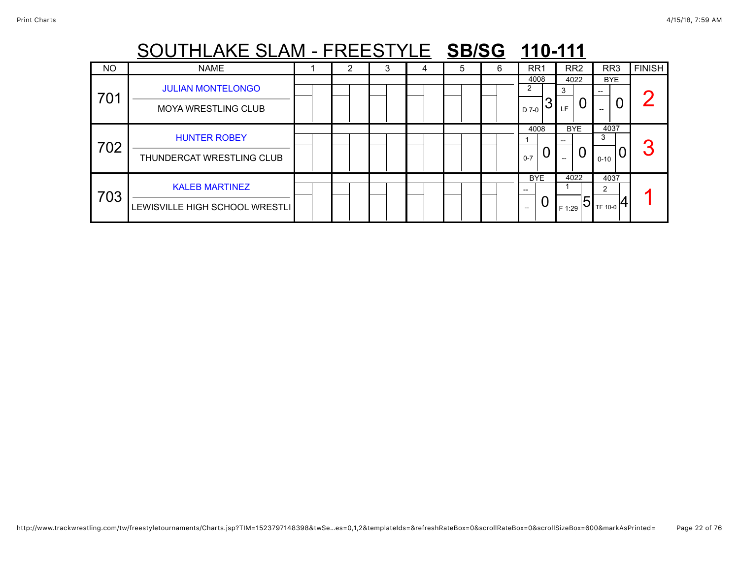# SOUTHLAKE SLAM - FREESTYLE **SB/SG** **110-111**

| NO | NAME | 1 | 2 | 3 | 4 | 5 | 6 | RR1 | RR2 | RR3 | FINISH |
|---|---|---|---|---|---|---|---|---|---|---|---|
| 701 | JULIAN MONTELONGO<br>MOYA WRESTLING CLUB | | | | | | | 4008<br>2<br>D 7-0 3 | 4022<br>3<br>LF 0 | BYE<br>--<br>-- 0 | 2 |
| 702 | HUNTER ROBEY<br>THUNDERCAT WRESTLING CLUB | | | | | | | 4008<br>1<br>0-7 0 | BYE<br>--<br>-- 0 | 4037<br>3<br>0-10 0 | 3 |
| 703 | KALEB MARTINEZ<br>LEWISVILLE HIGH SCHOOL WRESTLI | | | | | | | BYE<br>--<br>-- 0 | 4022<br>1<br>F 1:29 5 | 4037<br>2<br>TF 10-0 4 | 1 |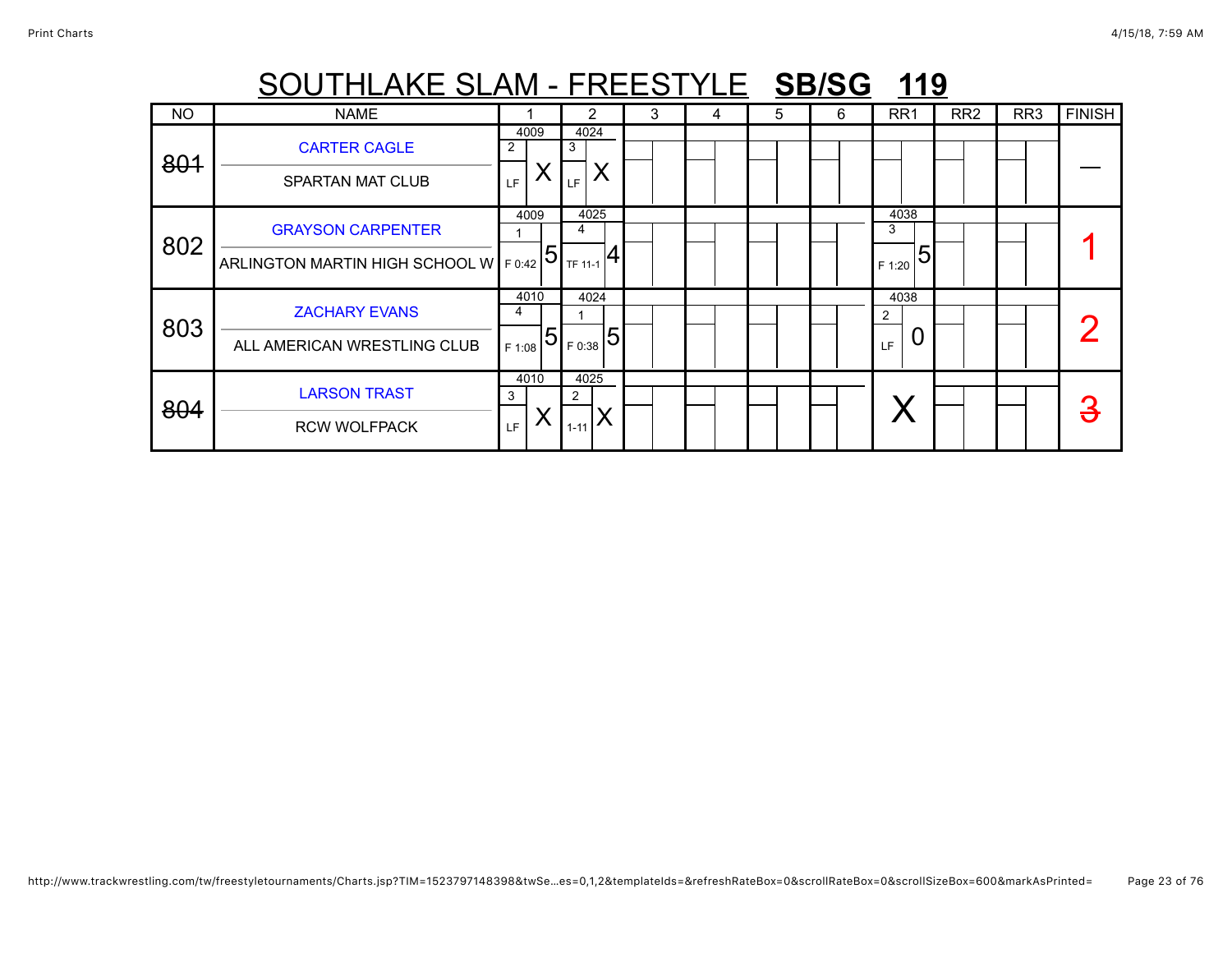# SOUTHLAKE SLAM - FREESTYLE **SB/SG** **119**

| NO | NAME | 1 | 2 | 3 | 4 | 5 | 6 | RR1 | RR2 | RR3 | FINISH |
|---|---|---|---|---|---|---|---|---|---|---|---|
| ~~801~~ | CARTER CAGLE<br>SPARTAN MAT CLUB | 4009<br>2<br>LF X | 4024<br>3<br>LF X | | | | | | | | — |
| 802 | GRAYSON CARPENTER<br>ARLINGTON MARTIN HIGH SCHOOL W | 4009<br>1<br>F 0:42 5 | 4025<br>4<br>TF 11-1 4 | | | | | 4038<br>3<br>F 1:20 5 | | | 1 |
| 803 | ZACHARY EVANS<br>ALL AMERICAN WRESTLING CLUB | 4010<br>4<br>F 1:08 5 | 4024<br>1<br>F 0:38 5 | | | | | 4038<br>2<br>LF 0 | | | 2 |
| ~~804~~ | LARSON TRAST<br>RCW WOLFPACK | 4010<br>3<br>LF X | 4025<br>2<br>1-11 X | | | | | X | | | ~~3~~ |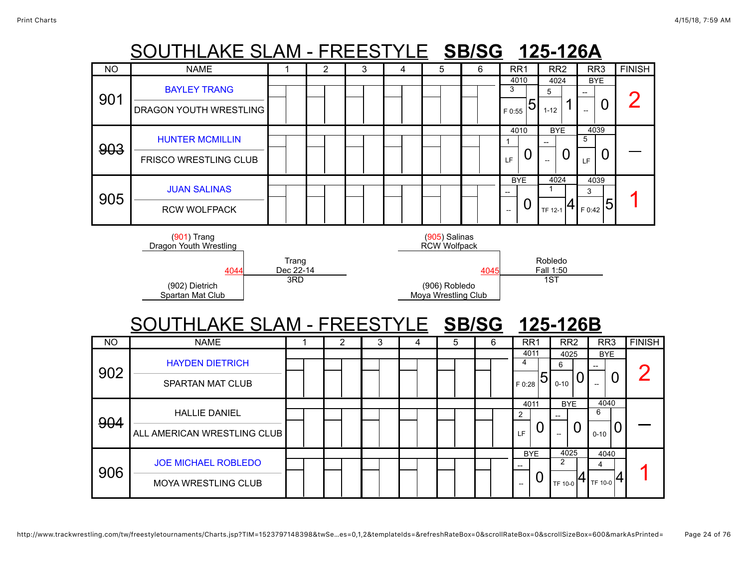# SOUTHLAKE SLAM - FREESTYLE **SB/SG** **125-126A**

| NO | NAME | 1 | 2 | 3 | 4 | 5 | 6 | RR1 | RR2 | RR3 | FINISH |
|---|---|---|---|---|---|---|---|---|---|---|---|
| 901 | BAYLEY TRANG / DRAGON YOUTH WRESTLING | | | | | | | 4010 / 3 / F 0:55 / 5 | 4024 / 5 / 1-12 / 1 | BYE / -- / -- / 0 | 2 |
| ~~903~~ | HUNTER MCMILLIN / FRISCO WRESTLING CLUB | | | | | | | 4010 / 1 / LF / 0 | BYE / -- / -- / 0 | 4039 / 5 / LF / 0 | — |
| 905 | JUAN SALINAS / RCW WOLFPACK | | | | | | | BYE / -- / -- / 0 | 4024 / 1 / TF 12-1 / 4 | 4039 / 3 / F 0:42 / 5 | 1 |

(901) Trang
Dragon Youth Wrestling

4044 — Trang, Dec 22-14, 3RD

(902) Dietrich
Spartan Mat Club

(905) Salinas
RCW Wolfpack

4045 — Robledo, Fall 1:50, 1ST

(906) Robledo
Moya Wrestling Club

# SOUTHLAKE SLAM - FREESTYLE **SB/SG** **125-126B**

| NO | NAME | 1 | 2 | 3 | 4 | 5 | 6 | RR1 | RR2 | RR3 | FINISH |
|---|---|---|---|---|---|---|---|---|---|---|---|
| 902 | HAYDEN DIETRICH / SPARTAN MAT CLUB | | | | | | | 4011 / 4 / F 0:28 / 5 | 4025 / 6 / 0-10 / 0 | BYE / -- / -- / 0 | 2 |
| ~~904~~ | HALLIE DANIEL / ALL AMERICAN WRESTLING CLUB | | | | | | | 4011 / 2 / LF / 0 | BYE / -- / -- / 0 | 4040 / 6 / 0-10 / 0 | — |
| 906 | JOE MICHAEL ROBLEDO / MOYA WRESTLING CLUB | | | | | | | BYE / -- / -- / 0 | 4025 / 2 / TF 10-0 / 4 | 4040 / 4 / TF 10-0 / 4 | 1 |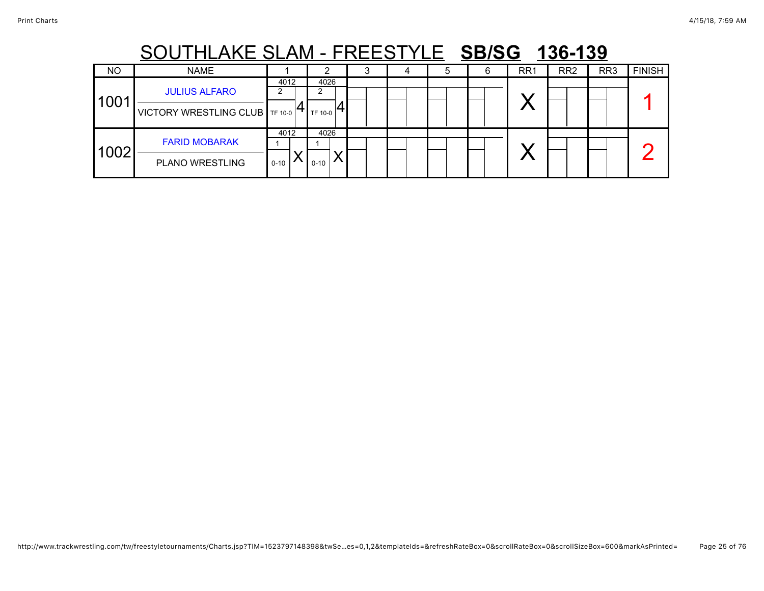# SOUTHLAKE SLAM - FREESTYLE **SB/SG** **136-139**

| NO | NAME | 1 | 2 | 3 | 4 | 5 | 6 | RR1 | RR2 | RR3 | FINISH |
|---|---|---|---|---|---|---|---|---|---|---|---|
| 1001 | JULIUS ALFARO<br>VICTORY WRESTLING CLUB | 4012<br>2<br>TF 10-0 4 | 4026<br>2<br>TF 10-0 4 | | | | | X | | | 1 |
| 1002 | FARID MOBARAK<br>PLANO WRESTLING | 4012<br>1<br>0-10 X | 4026<br>1<br>0-10 X | | | | | X | | | 2 |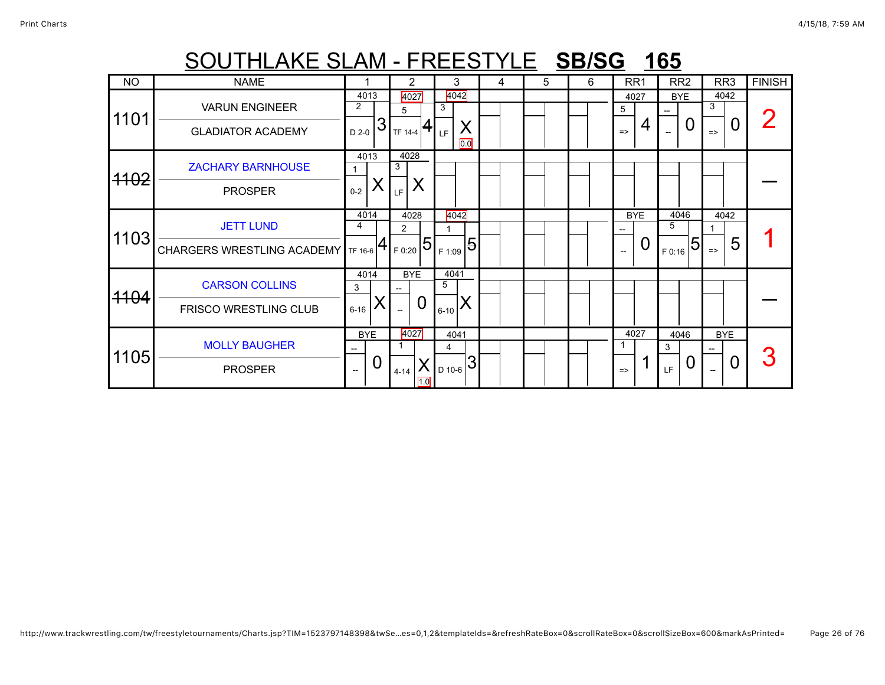# SOUTHLAKE SLAM - FREESTYLE **SB/SG** **165**

| NO | NAME | 1 | 2 | 3 | 4 | 5 | 6 | RR1 | RR2 | RR3 | FINISH |
|---|---|---|---|---|---|---|---|---|---|---|---|
| 1101 | VARUN ENGINEER<br>GLADIATOR ACADEMY | 4013<br>2<br>D 2-0 3 | 4027<br>5<br>TF 14-4 4 | 4042<br>3<br>LF X<br>0.0 | | | | 4027<br>5<br>=> 4 | BYE<br>--<br>-- 0 | 4042<br>3<br>=> 0 | 2 |
| ~~1102~~ | ZACHARY BARNHOUSE<br>PROSPER | 4013<br>1<br>0-2 X | 4028<br>3<br>LF X | | | | | | | | — |
| 1103 | JETT LUND<br>CHARGERS WRESTLING ACADEMY | 4014<br>4<br>TF 16-6 4 | 4028<br>2<br>F 0:20 5 | 4042<br>1<br>F 1:09 ~~5~~ | | | | BYE<br>--<br>-- 0 | 4046<br>5<br>F 0:16 5 | 4042<br>1<br>=> 5 | 1 |
| ~~1104~~ | CARSON COLLINS<br>FRISCO WRESTLING CLUB | 4014<br>3<br>6-16 X | BYE<br>--<br>-- 0 | 4041<br>5<br>6-10 X | | | | | | | — |
| 1105 | MOLLY BAUGHER<br>PROSPER | BYE<br>--<br>-- 0 | 4027<br>1<br>4-14 X<br>1.0 | 4041<br>4<br>D 10-6 3 | | | | 4027<br>1<br>=> 1 | 4046<br>3<br>LF 0 | BYE<br>--<br>-- 0 | 3 |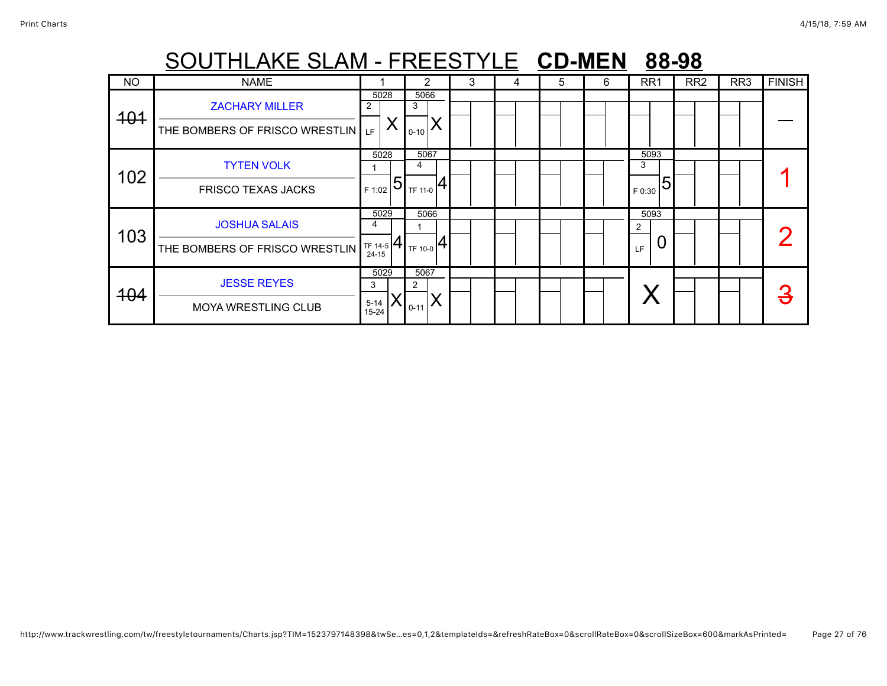# SOUTHLAKE SLAM - FREESTYLE **CD-MEN** **88-98**

| NO | NAME | 1 | 2 | 3 | 4 | 5 | 6 | RR1 | RR2 | RR3 | FINISH |
|---|---|---|---|---|---|---|---|---|---|---|---|
| ~~101~~ | ZACHARY MILLER<br>THE BOMBERS OF FRISCO WRESTLIN | 5028<br>2<br>LF X | 5066<br>3<br>0-10 X | | | | | | | | — |
| 102 | TYTEN VOLK<br>FRISCO TEXAS JACKS | 5028<br>1<br>F 1:02 5 | 5067<br>4<br>TF 11-0 4 | | | | | 5093<br>3<br>F 0:30 5 | | | 1 |
| 103 | JOSHUA SALAIS<br>THE BOMBERS OF FRISCO WRESTLIN | 5029<br>4<br>TF 14-5 24-15 4 | 5066<br>1<br>TF 10-0 4 | | | | | 5093<br>2<br>LF 0 | | | 2 |
| ~~104~~ | JESSE REYES<br>MOYA WRESTLING CLUB | 5029<br>3<br>5-14 15-24 X | 5067<br>2<br>0-11 X | | | | | X | | | ~~3~~ |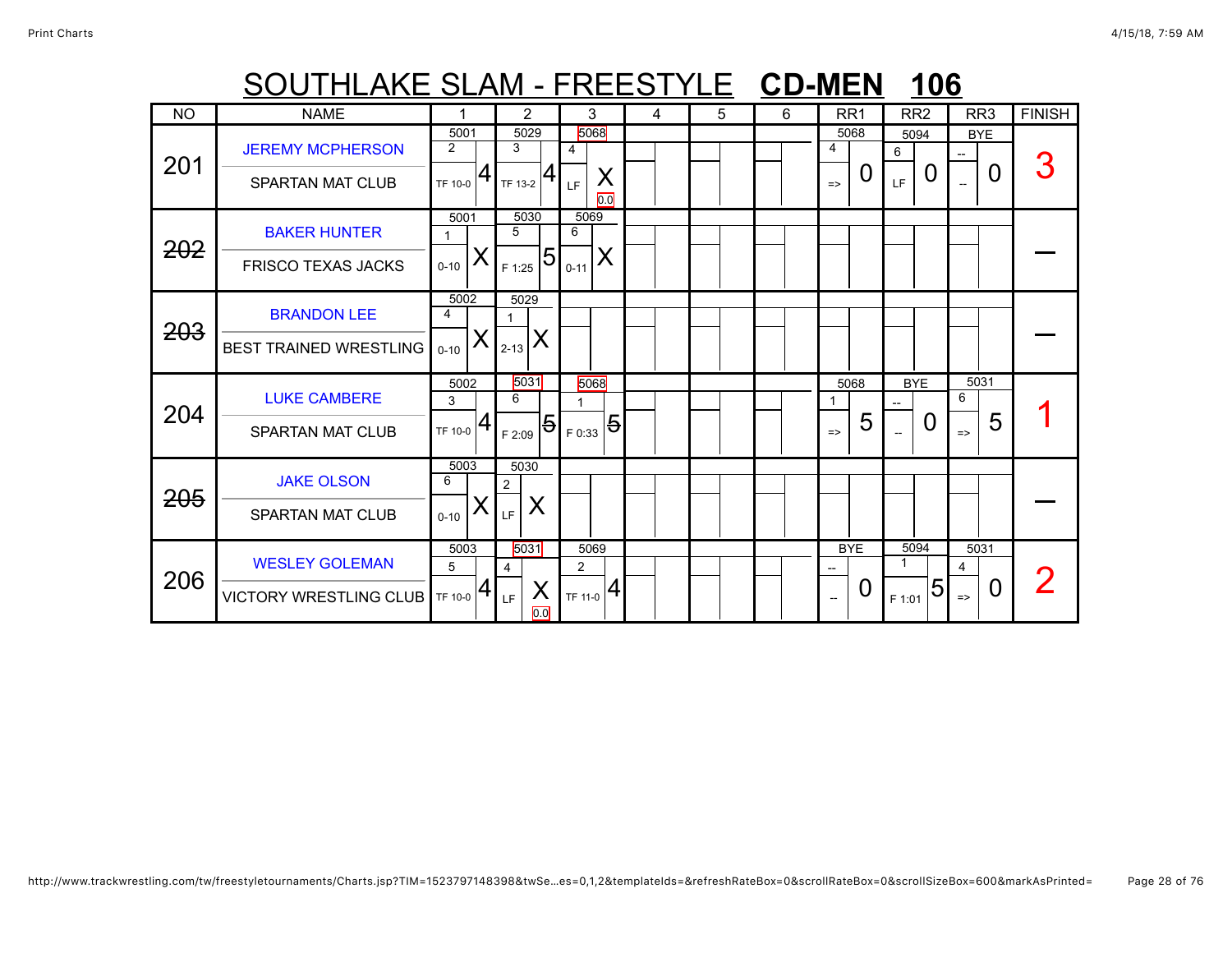# SOUTHLAKE SLAM - FREESTYLE **CD-MEN 106**

| NO | NAME | 1 | 2 | 3 | 4 | 5 | 6 | RR1 | RR2 | RR3 | FINISH |
|---|---|---|---|---|---|---|---|---|---|---|---|
| 201 | JEREMY MCPHERSON<br>SPARTAN MAT CLUB | 5001<br>2<br>TF 10-0 4 | 5029<br>3<br>TF 13-2 4 | 5068<br>4<br>LF X<br>0.0 | | | | 5068<br>4<br>=> 0 | 5094<br>6<br>LF 0 | BYE<br>--<br>-- 0 | 3 |
| ~~202~~ | BAKER HUNTER<br>FRISCO TEXAS JACKS | 5001<br>1<br>0-10 X | 5030<br>5<br>F 1:25 5 | 5069<br>6<br>0-11 X | | | | | | | — |
| ~~203~~ | BRANDON LEE<br>BEST TRAINED WRESTLING | 5002<br>4<br>0-10 X | 5029<br>1<br>2-13 X | | | | | | | | — |
| 204 | LUKE CAMBERE<br>SPARTAN MAT CLUB | 5002<br>3<br>TF 10-0 4 | 5031<br>6<br>F 2:09 ~~5~~ | 5068<br>1<br>F 0:33 ~~5~~ | | | | 5068<br>1<br>=> 5 | BYE<br>--<br>-- 0 | 5031<br>6<br>=> 5 | 1 |
| ~~205~~ | JAKE OLSON<br>SPARTAN MAT CLUB | 5003<br>6<br>0-10 X | 5030<br>2<br>LF X | | | | | | | | — |
| 206 | WESLEY GOLEMAN<br>VICTORY WRESTLING CLUB | 5003<br>5<br>TF 10-0 4 | 5031<br>4<br>LF X<br>0.0 | 5069<br>2<br>TF 11-0 4 | | | | BYE<br>--<br>-- 0 | 5094<br>1<br>F 1:01 5 | 5031<br>4<br>=> 0 | 2 |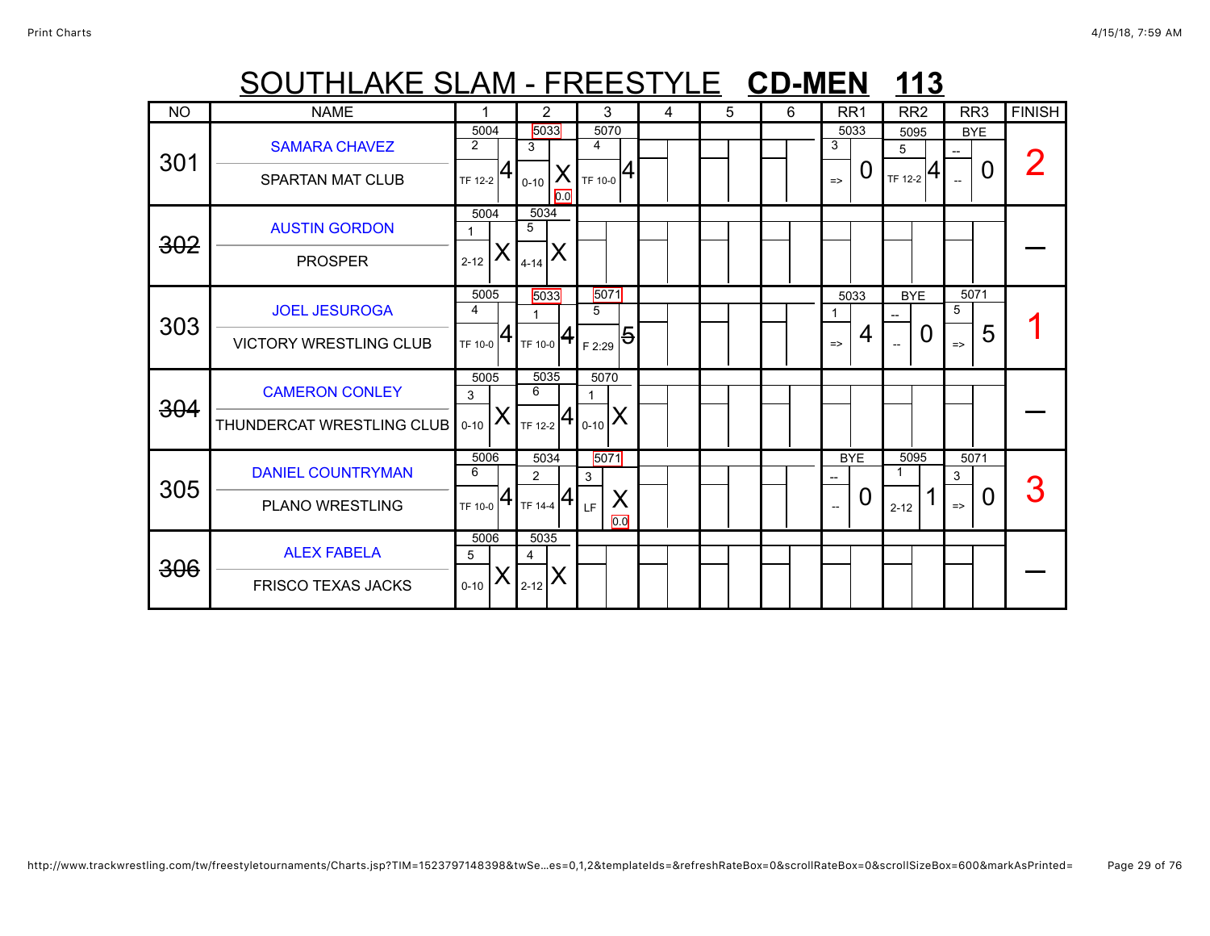# SOUTHLAKE SLAM - FREESTYLE **CD-MEN** **113**

| NO | NAME | 1 | 2 | 3 | 4 | 5 | 6 | RR1 | RR2 | RR3 | FINISH |
|---|---|---|---|---|---|---|---|---|---|---|---|
| 301 | SAMARA CHAVEZ<br>SPARTAN MAT CLUB | 5004<br>2<br>TF 12-2 4 | 5033<br>3<br>0-10 X<br>0.0 | 5070<br>4<br>TF 10-0 4 | | | | 5033<br>3<br>=> 0 | 5095<br>5<br>TF 12-2 4 | BYE<br>--<br>-- 0 | 2 |
| ~~302~~ | AUSTIN GORDON<br>PROSPER | 5004<br>1<br>2-12 X | 5034<br>5<br>4-14 X | | | | | | | | — |
| 303 | JOEL JESUROGA<br>VICTORY WRESTLING CLUB | 5005<br>4<br>TF 10-0 4 | 5033<br>1<br>TF 10-0 4 | 5071<br>5<br>F 2:29 ~~5~~ | | | | 5033<br>1<br>=> 4 | BYE<br>--<br>-- 0 | 5071<br>5<br>=> 5 | 1 |
| ~~304~~ | CAMERON CONLEY<br>THUNDERCAT WRESTLING CLUB | 5005<br>3<br>0-10 X | 5035<br>6<br>TF 12-2 4 | 5070<br>1<br>0-10 X | | | | | | | — |
| 305 | DANIEL COUNTRYMAN<br>PLANO WRESTLING | 5006<br>6<br>TF 10-0 4 | 5034<br>2<br>TF 14-4 4 | 5071<br>3<br>LF X<br>0.0 | | | | BYE<br>--<br>-- 0 | 5095<br>1<br>2-12 1 | 5071<br>3<br>=> 0 | 3 |
| ~~306~~ | ALEX FABELA<br>FRISCO TEXAS JACKS | 5006<br>5<br>0-10 X | 5035<br>4<br>2-12 X | | | | | | | | — |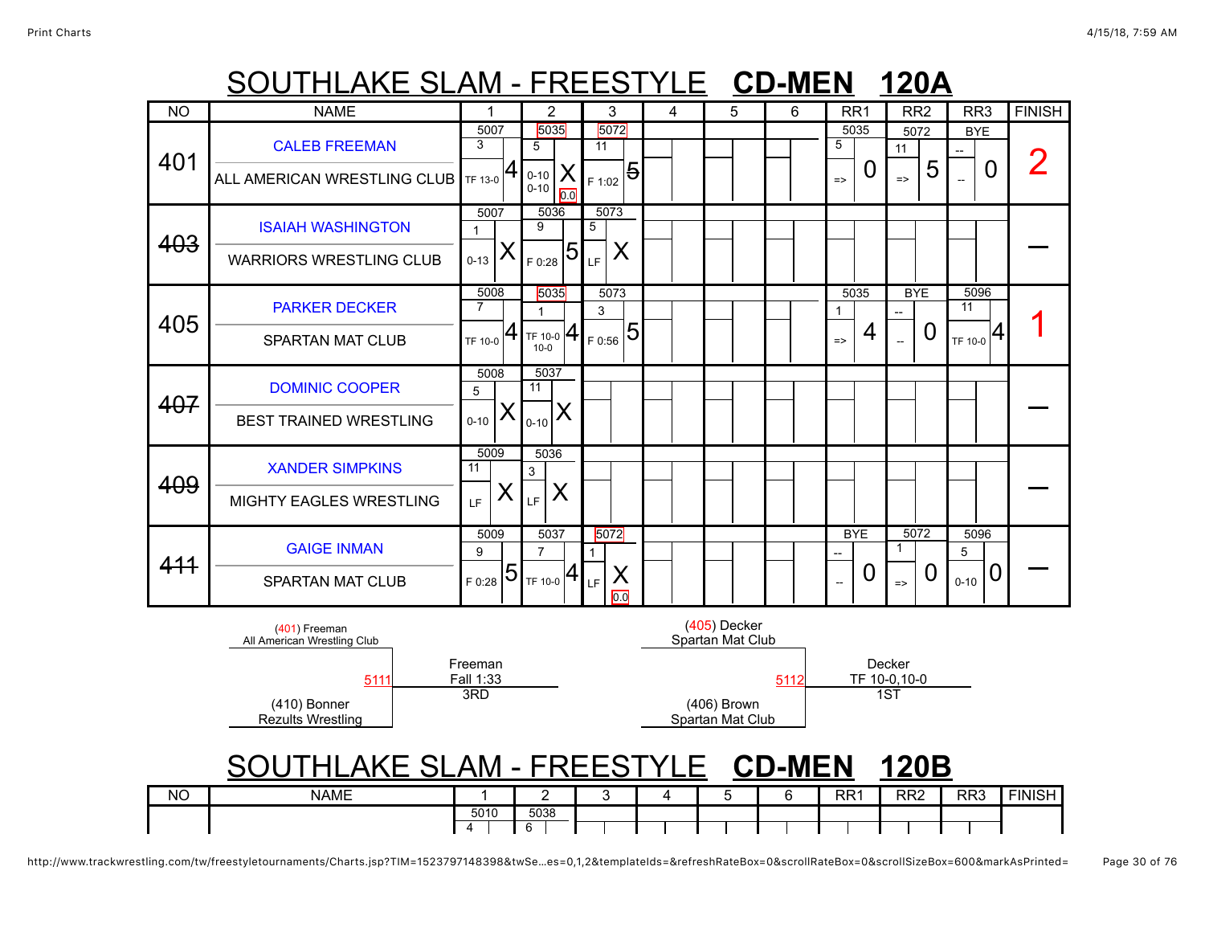# SOUTHLAKE SLAM - FREESTYLE **CD-MEN** **120A**

| NO | NAME | 1 | 2 | 3 | 4 | 5 | 6 | RR1 | RR2 | RR3 | FINISH |
|---|---|---|---|---|---|---|---|---|---|---|---|
| 401 | CALEB FREEMAN<br>ALL AMERICAN WRESTLING CLUB | 5007<br>3<br>TF 13-0 4 | 5035<br>5<br>0-10 0-10 X<br>0.0 | 5072<br>11<br>F 1:02 ~~5~~ | | | | 5035<br>5<br>=> 0 | 5072<br>11<br>=> 5 | BYE<br>--<br>-- 0 | 2 |
| ~~403~~ | ISAIAH WASHINGTON<br>WARRIORS WRESTLING CLUB | 5007<br>1<br>0-13 X | 5036<br>9<br>F 0:28 5 | 5073<br>5<br>LF X | | | | | | | — |
| 405 | PARKER DECKER<br>SPARTAN MAT CLUB | 5008<br>7<br>TF 10-0 4 | 5035<br>1<br>TF 10-0 10-0 4 | 5073<br>3<br>F 0:56 5 | | | | 5035<br>1<br>=> 4 | BYE<br>--<br>-- 0 | 5096<br>11<br>TF 10-0 4 | 1 |
| ~~407~~ | DOMINIC COOPER<br>BEST TRAINED WRESTLING | 5008<br>5<br>0-10 X | 5037<br>11<br>0-10 X | | | | | | | | — |
| ~~409~~ | XANDER SIMPKINS<br>MIGHTY EAGLES WRESTLING | 5009<br>11<br>LF X | 5036<br>3<br>LF X | | | | | | | | — |
| ~~411~~ | GAIGE INMAN<br>SPARTAN MAT CLUB | 5009<br>9<br>F 0:28 5 | 5037<br>7<br>TF 10-0 4 | 5072<br>1<br>LF X<br>0.0 | | | | BYE<br>--<br>-- 0 | 5072<br>1<br>=> 0 | 5096<br>5<br>0-10 0 | — |

(401) Freeman
All American Wrestling Club

5111

(410) Bonner
Rezults Wrestling

Freeman
Fall 1:33
3RD

(405) Decker
Spartan Mat Club

5112

(406) Brown
Spartan Mat Club

Decker
TF 10-0,10-0
1ST

# SOUTHLAKE SLAM - FREESTYLE **CD-MEN** **120B**

| NO | NAME | 1 | 2 | 3 | 4 | 5 | 6 | RR1 | RR2 | RR3 | FINISH |
|---|---|---|---|---|---|---|---|---|---|---|---|
| | | 5010<br>4 | 5038<br>6 | | | | | | | | |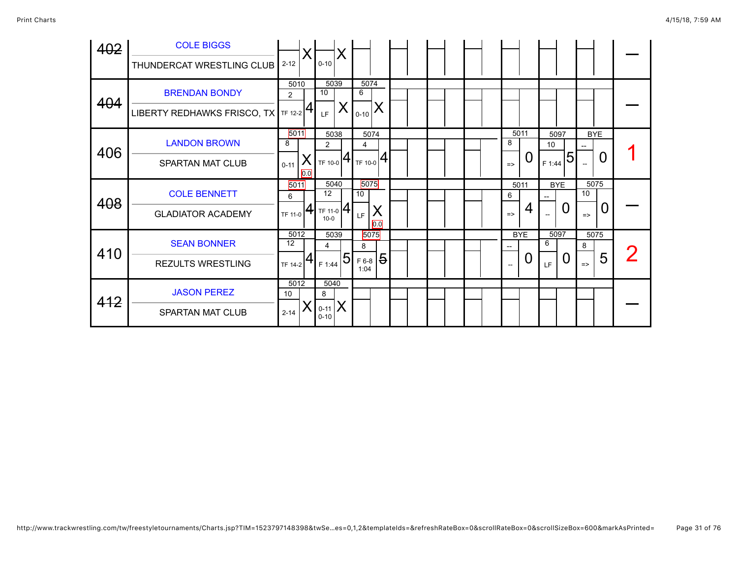| # | Wrestler / Team | Round 1 | Round 2 | Round 3 | Round 4 | Round 5 | Round 6 | Round 7 | Round 8 | Round 9 | Place |
|---|---|---|---|---|---|---|---|---|---|---|---|
| ~~402~~ | COLE BIGGS<br>THUNDERCAT WRESTLING CLUB | 2-12 X | 0-10 X | | | | | | | | — |
| ~~404~~ | BRENDAN BONDY<br>LIBERTY REDHAWKS FRISCO, TX | 5010<br>2<br>TF 12-2 4 | 5039<br>10<br>LF X | 5074<br>6<br>0-10 X | | | | | | | — |
| 406 | LANDON BROWN<br>SPARTAN MAT CLUB | 5011<br>8<br>0-11 X 0.0 | 5038<br>2<br>TF 10-0 4 | 5074<br>4<br>TF 10-0 4 | | | | 5011<br>8<br>=> 0 | 5097<br>10<br>F 1:44 5 | BYE<br>--<br>-- 0 | 1 |
| ~~408~~ | COLE BENNETT<br>GLADIATOR ACADEMY | 5011<br>6<br>TF 11-0 4 | 5040<br>12<br>TF 11-0 10-0 4 | 5075<br>10<br>LF X 0.0 | | | | 5011<br>6<br>=> 4 | BYE<br>--<br>-- 0 | 5075<br>10<br>=> 0 | — |
| 410 | SEAN BONNER<br>REZULTS WRESTLING | 5012<br>12<br>TF 14-2 4 | 5039<br>4<br>F 1:44 5 | 5075<br>8<br>F 6-8 1:04 ~~5~~ | | | | BYE<br>--<br>-- 0 | 5097<br>6<br>LF 0 | 5075<br>8<br>=> 5 | 2 |
| ~~412~~ | JASON PEREZ<br>SPARTAN MAT CLUB | 5012<br>10<br>2-14 X | 5040<br>8<br>0-11 0-10 X | | | | | | | | — |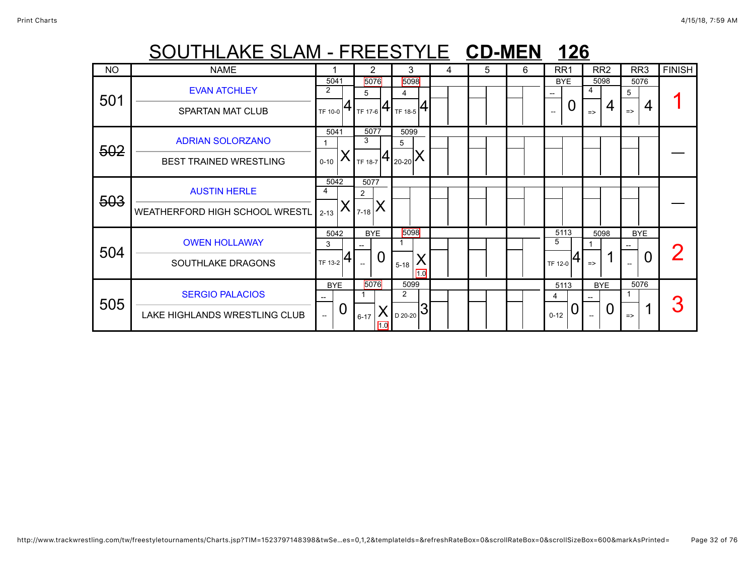# SOUTHLAKE SLAM - FREESTYLE **CD-MEN** **126**

| NO | NAME | 1 | 2 | 3 | 4 | 5 | 6 | RR1 | RR2 | RR3 | FINISH |
|---|---|---|---|---|---|---|---|---|---|---|---|
| 501 | EVAN ATCHLEY<br>SPARTAN MAT CLUB | 5041<br>2<br>TF 10-0 4 | 5076<br>5<br>TF 17-6 4 | 5098<br>4<br>TF 18-5 4 | | | | BYE<br>--<br>-- 0 | 5098<br>4<br>=> 4 | 5076<br>5<br>=> 4 | 1 |
| ~~502~~ | ADRIAN SOLORZANO<br>BEST TRAINED WRESTLING | 5041<br>1<br>0-10 X | 5077<br>3<br>TF 18-7 4 | 5099<br>5<br>20-20 X | | | | | | | — |
| ~~503~~ | AUSTIN HERLE<br>WEATHERFORD HIGH SCHOOL WRESTL | 5042<br>4<br>2-13 X | 5077<br>2<br>7-18 X | | | | | | | | — |
| 504 | OWEN HOLLAWAY<br>SOUTHLAKE DRAGONS | 5042<br>3<br>TF 13-2 4 | BYE<br>--<br>-- 0 | 5098<br>1<br>5-18 X<br>1.0 | | | | 5113<br>5<br>TF 12-0 4 | 5098<br>1<br>=> 1 | BYE<br>--<br>-- 0 | 2 |
| 505 | SERGIO PALACIOS<br>LAKE HIGHLANDS WRESTLING CLUB | BYE<br>--<br>-- 0 | 5076<br>1<br>6-17 X<br>1.0 | 5099<br>2<br>D 20-20 3 | | | | 5113<br>4<br>0-12 0 | BYE<br>--<br>-- 0 | 5076<br>1<br>=> 1 | 3 |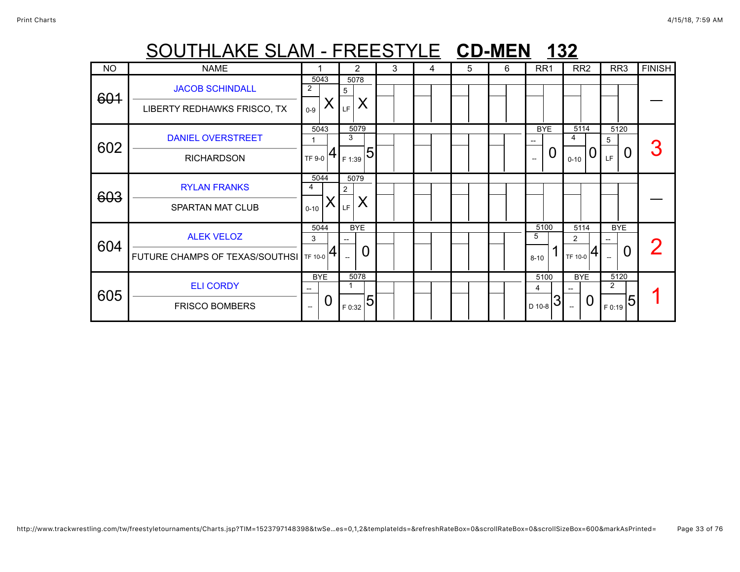# SOUTHLAKE SLAM - FREESTYLE **CD-MEN 132**

| NO | NAME | 1 | 2 | 3 | 4 | 5 | 6 | RR1 | RR2 | RR3 | FINISH |
|---|---|---|---|---|---|---|---|---|---|---|---|
| ~~601~~ | JACOB SCHINDALL<br>LIBERTY REDHAWKS FRISCO, TX | 5043<br>2<br>0-9 X | 5078<br>5<br>LF X | | | | | | | | — |
| 602 | DANIEL OVERSTREET<br>RICHARDSON | 5043<br>1<br>TF 9-0 4 | 5079<br>3<br>F 1:39 5 | | | | | BYE<br>--<br>-- 0 | 5114<br>4<br>0-10 0 | 5120<br>5<br>LF 0 | 3 |
| ~~603~~ | RYLAN FRANKS<br>SPARTAN MAT CLUB | 5044<br>4<br>0-10 X | 5079<br>2<br>LF X | | | | | | | | — |
| 604 | ALEK VELOZ<br>FUTURE CHAMPS OF TEXAS/SOUTHSI | 5044<br>3<br>TF 10-0 4 | BYE<br>--<br>-- 0 | | | | | 5100<br>5<br>8-10 1 | 5114<br>2<br>TF 10-0 4 | BYE<br>--<br>-- 0 | 2 |
| 605 | ELI CORDY<br>FRISCO BOMBERS | BYE<br>--<br>-- 0 | 5078<br>1<br>F 0:32 5 | | | | | 5100<br>4<br>D 10-8 3 | BYE<br>--<br>-- 0 | 5120<br>2<br>F 0:19 5 | 1 |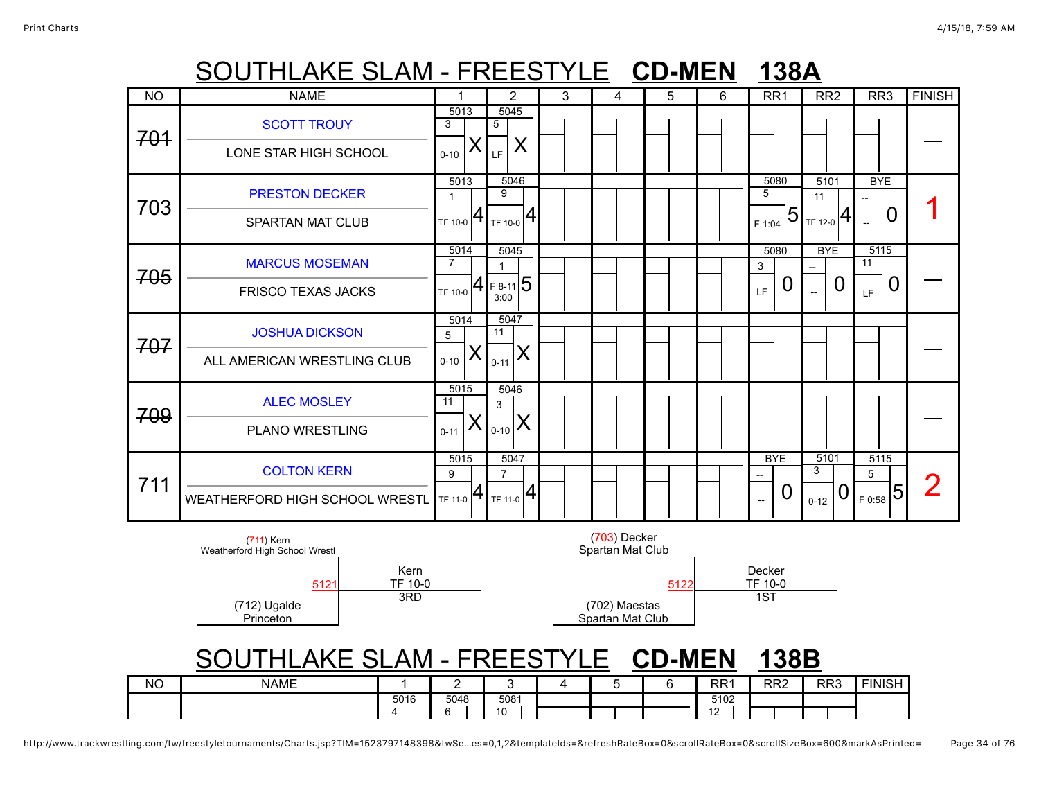# SOUTHLAKE SLAM - FREESTYLE **CD-MEN 138A**

| NO | NAME | 1 | 2 | 3 | 4 | 5 | 6 | RR1 | RR2 | RR3 | FINISH |
|---|---|---|---|---|---|---|---|---|---|---|---|
| ~~701~~ | SCOTT TROUY / LONE STAR HIGH SCHOOL | 5013 / 3 / 0-10 X | 5045 / 5 / LF X | | | | | | | | — |
| 703 | PRESTON DECKER / SPARTAN MAT CLUB | 5013 / 1 / TF 10-0 4 | 5046 / 9 / TF 10-0 4 | | | | | 5080 / 5 / F 1:04 5 | 5101 / 11 / TF 12-0 4 | BYE / -- / -- 0 | 1 |
| ~~705~~ | MARCUS MOSEMAN / FRISCO TEXAS JACKS | 5014 / 7 / TF 10-0 4 | 5045 / 1 / F 8-11 3:00 5 | | | | | 5080 / 3 / LF 0 | BYE / -- / -- 0 | 5115 / 11 / LF 0 | — |
| ~~707~~ | JOSHUA DICKSON / ALL AMERICAN WRESTLING CLUB | 5014 / 5 / 0-10 X | 5047 / 11 / 0-11 X | | | | | | | | — |
| ~~709~~ | ALEC MOSLEY / PLANO WRESTLING | 5015 / 11 / 0-11 X | 5046 / 3 / 0-10 X | | | | | | | | — |
| 711 | COLTON KERN / WEATHERFORD HIGH SCHOOL WRESTL | 5015 / 9 / TF 11-0 4 | 5047 / 7 / TF 11-0 4 | | | | | BYE / -- / -- 0 | 5101 / 3 / 0-12 0 | 5115 / 5 / F 0:58 5 | 2 |

(711) Kern
Weatherford High School Wrestl

5121

(712) Ugalde
Princeton

Kern
TF 10-0
3RD

(703) Decker
Spartan Mat Club

5122

(702) Maestas
Spartan Mat Club

Decker
TF 10-0
1ST

# SOUTHLAKE SLAM - FREESTYLE **CD-MEN 138B**

| NO | NAME | 1 | 2 | 3 | 4 | 5 | 6 | RR1 | RR2 | RR3 | FINISH |
|---|---|---|---|---|---|---|---|---|---|---|---|
| | | 5016 / 4 | 5048 / 6 | 5081 / 10 | | | | 5102 / 12 | | | |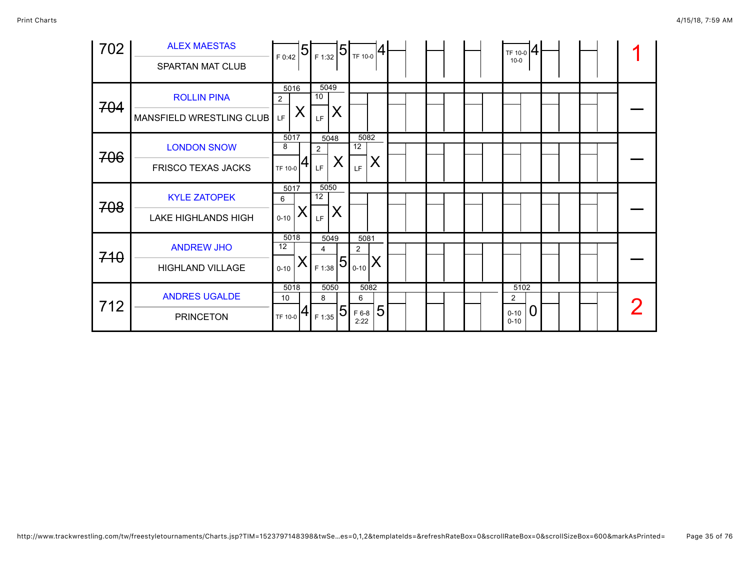| # | Wrestler / Team | Round 1 | Round 2 | Round 3 | Round 4 | Round 5 | Round 6 | Round 7 | Round 8 | Round 9 | Place |
|---|---|---|---|---|---|---|---|---|---|---|---|
| 702 | ALEX MAESTAS<br>SPARTAN MAT CLUB | F 0:42 5 | F 1:32 5 | TF 10-0 4 | | | | TF 10-0 10-0 4 | | | 1 |
| ~~704~~ | ROLLIN PINA<br>MANSFIELD WRESTLING CLUB | 5016<br>2 LF X | 5049<br>10 LF X | | | | | | | | — |
| ~~706~~ | LONDON SNOW<br>FRISCO TEXAS JACKS | 5017<br>8 TF 10-0 4 | 5048<br>2 LF X | 5082<br>12 LF X | | | | | | | — |
| ~~708~~ | KYLE ZATOPEK<br>LAKE HIGHLANDS HIGH | 5017<br>6 0-10 X | 5050<br>12 LF X | | | | | | | | — |
| ~~710~~ | ANDREW JHO<br>HIGHLAND VILLAGE | 5018<br>12 0-10 X | 5049<br>4 F 1:38 5 | 5081<br>2 0-10 X | | | | | | | — |
| 712 | ANDRES UGALDE<br>PRINCETON | 5018<br>10 TF 10-0 4 | 5050<br>8 F 1:35 5 | 5082<br>6 F 6-8 2:22 5 | | | | 5102<br>2 0-10 0-10 0 | | | 2 |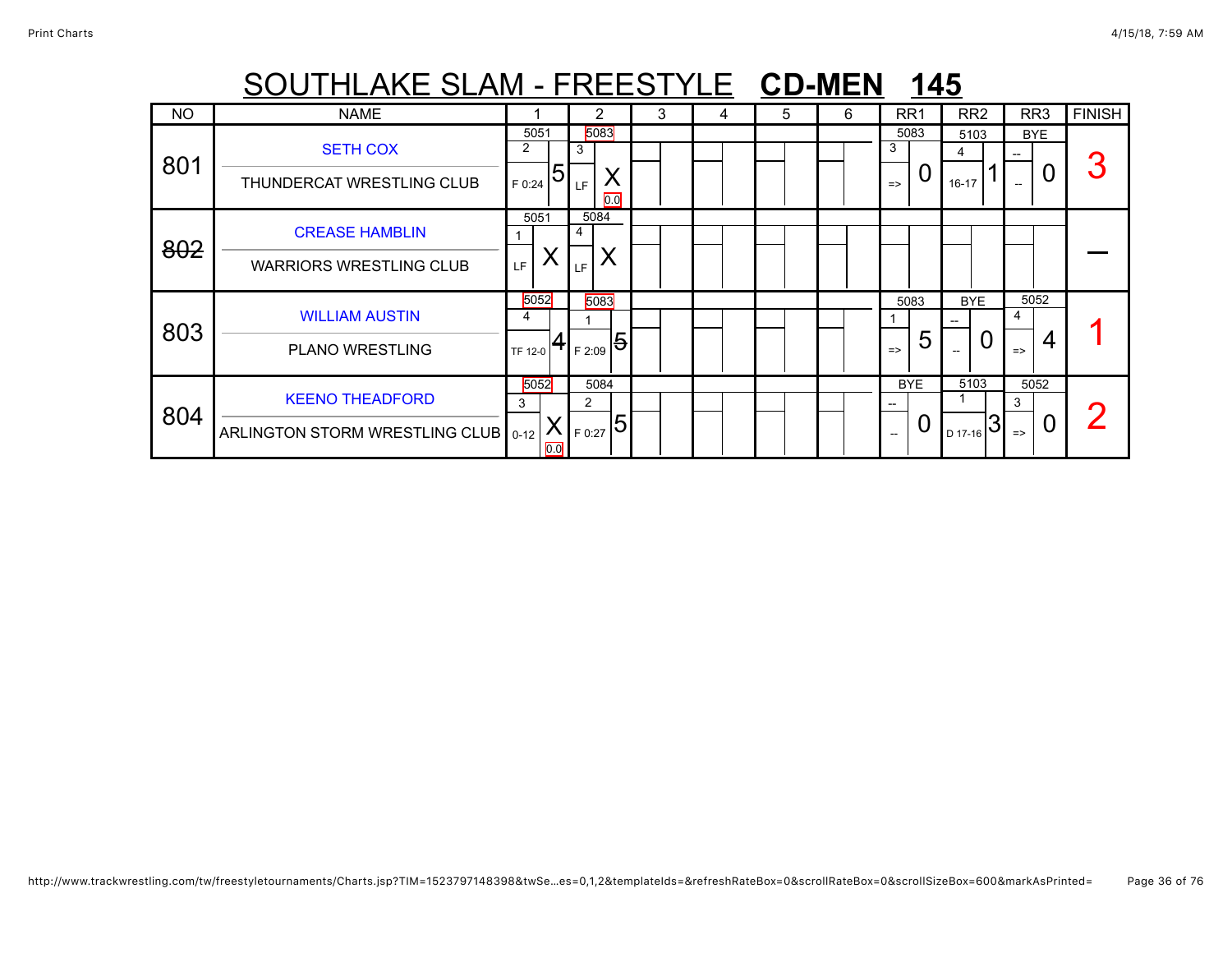# SOUTHLAKE SLAM - FREESTYLE **CD-MEN 145**

| NO | NAME | 1 | 2 | 3 | 4 | 5 | 6 | RR1 | RR2 | RR3 | FINISH |
|---|---|---|---|---|---|---|---|---|---|---|---|
| 801 | SETH COX<br>THUNDERCAT WRESTLING CLUB | 5051<br>2<br>F 0:24 5 | 5083<br>3<br>LF X<br>0.0 | | | | | 5083<br>3<br>=> 0 | 5103<br>4<br>16-17 1 | BYE<br>--<br>-- 0 | 3 |
| ~~802~~ | CREASE HAMBLIN<br>WARRIORS WRESTLING CLUB | 5051<br>1<br>LF X | 5084<br>4<br>LF X | | | | | | | | — |
| 803 | WILLIAM AUSTIN<br>PLANO WRESTLING | 5052<br>4<br>TF 12-0 4 | 5083<br>1<br>F 2:09 ~~5~~ | | | | | 5083<br>1<br>=> 5 | BYE<br>--<br>-- 0 | 5052<br>4<br>=> 4 | 1 |
| 804 | KEENO THEADFORD<br>ARLINGTON STORM WRESTLING CLUB | 5052<br>3<br>0-12 X<br>0.0 | 5084<br>2<br>F 0:27 5 | | | | | BYE<br>--<br>-- 0 | 5103<br>1<br>D 17-16 3 | 5052<br>3<br>=> 0 | 2 |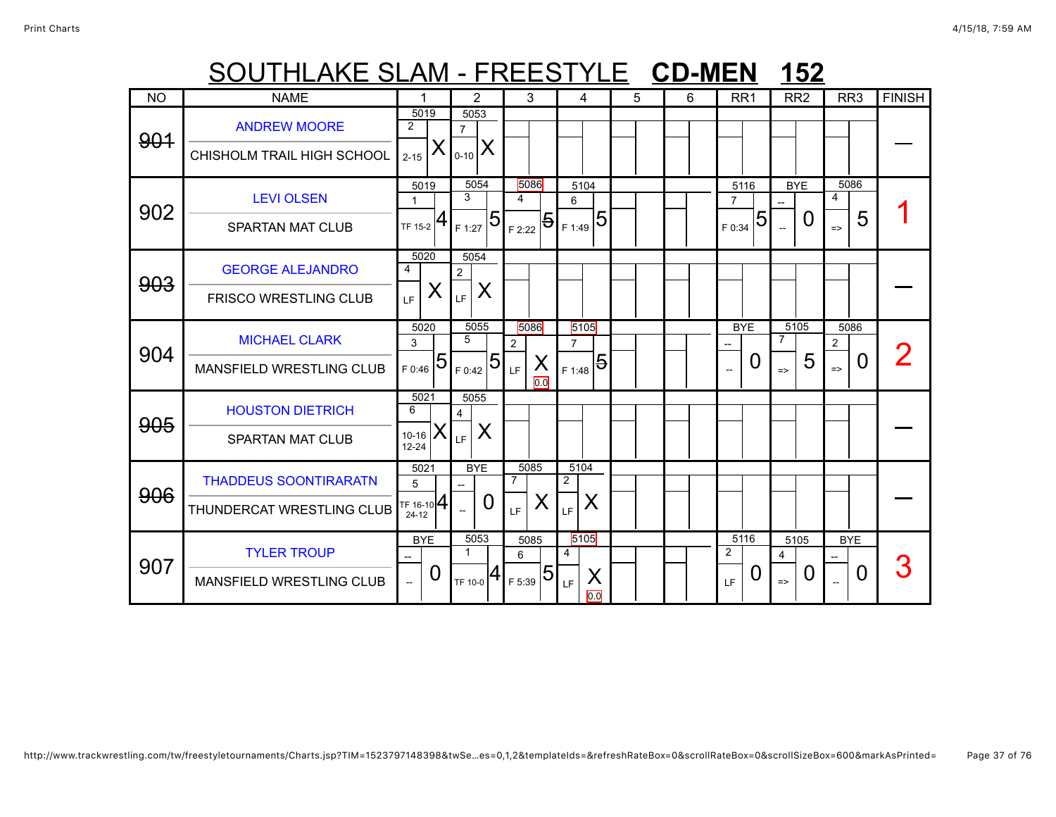# SOUTHLAKE SLAM - FREESTYLE **CD-MEN** **152**

| NO | NAME | 1 | 2 | 3 | 4 | 5 | 6 | RR1 | RR2 | RR3 | FINISH |
|---|---|---|---|---|---|---|---|---|---|---|---|
| ~~901~~ | ANDREW MOORE / CHISHOLM TRAIL HIGH SCHOOL | 5019 / 2 / 2-15 / X | 5053 / 7 / 0-10 / X | | | | | | | | — |
| 902 | LEVI OLSEN / SPARTAN MAT CLUB | 5019 / 1 / TF 15-2 / 4 | 5054 / 3 / F 1:27 / 5 | 5086 / 4 / F 2:22 / ~~5~~ | 5104 / 6 / F 1:49 / 5 | | | 5116 / 7 / F 0:34 / 5 | BYE / -- / -- / 0 | 5086 / 4 / => / 5 | 1 |
| ~~903~~ | GEORGE ALEJANDRO / FRISCO WRESTLING CLUB | 5020 / 4 / LF / X | 5054 / 2 / LF / X | | | | | | | | — |
| 904 | MICHAEL CLARK / MANSFIELD WRESTLING CLUB | 5020 / 3 / F 0:46 / 5 | 5055 / 5 / F 0:42 / 5 | 5086 / 2 / LF / X / 0.0 | 5105 / 7 / F 1:48 / ~~5~~ | | | BYE / -- / -- / 0 | 5105 / 7 / => / 5 | 5086 / 2 / => / 0 | 2 |
| ~~905~~ | HOUSTON DIETRICH / SPARTAN MAT CLUB | 5021 / 6 / 10-16 12-24 / X | 5055 / 4 / LF / X | | | | | | | | — |
| ~~906~~ | THADDEUS SOONTIRARATN / THUNDERCAT WRESTLING CLUB | 5021 / 5 / TF 16-10 24-12 / 4 | BYE / -- / -- / 0 | 5085 / 7 / LF / X | 5104 / 2 / LF / X | | | | | | — |
| 907 | TYLER TROUP / MANSFIELD WRESTLING CLUB | BYE / -- / -- / 0 | 5053 / 1 / TF 10-0 / 4 | 5085 / 6 / F 5:39 / 5 | 5105 / 4 / LF / X / 0.0 | | | 5116 / 2 / LF / 0 | 5105 / 4 / => / 0 | BYE / -- / -- / 0 | 3 |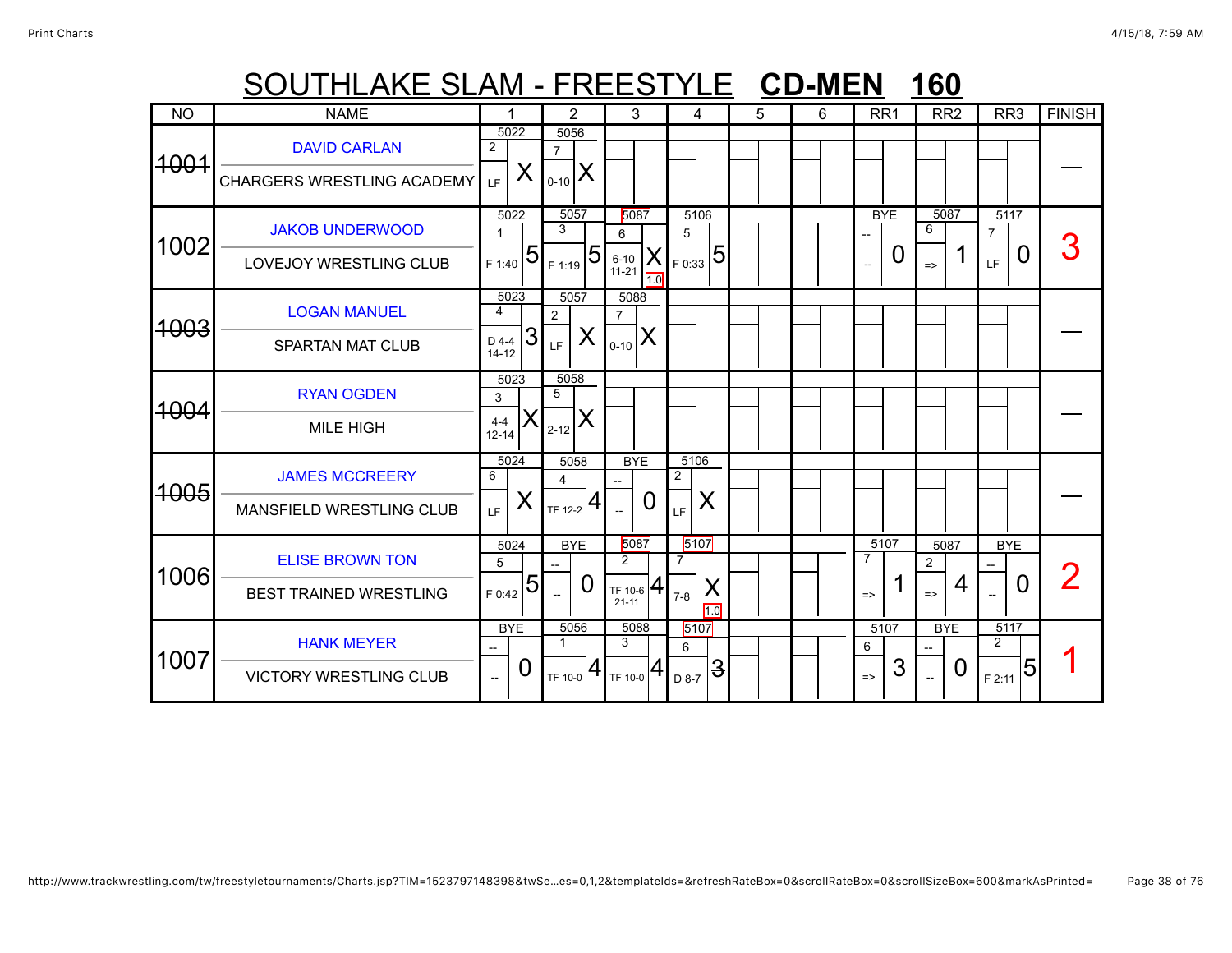# SOUTHLAKE SLAM - FREESTYLE **CD-MEN 160**

| NO | NAME | 1 | 2 | 3 | 4 | 5 | 6 | RR1 | RR2 | RR3 | FINISH |
|---|---|---|---|---|---|---|---|---|---|---|---|
| ~~1001~~ | DAVID CARLAN<br>CHARGERS WRESTLING ACADEMY | 5022<br>2<br>LF X | 5056<br>7<br>0-10 X | | | | | | | | — |
| 1002 | JAKOB UNDERWOOD<br>LOVEJOY WRESTLING CLUB | 5022<br>1<br>F 1:40 5 | 5057<br>3<br>F 1:19 5 | 5087<br>6<br>6-10 11-21 X 1.0 | 5106<br>5<br>F 0:33 5 | | | BYE<br>--<br>-- 0 | 5087<br>6<br>=> 1 | 5117<br>7<br>LF 0 | 3 |
| ~~1003~~ | LOGAN MANUEL<br>SPARTAN MAT CLUB | 5023<br>4<br>D 4-4 14-12 3 | 5057<br>2<br>LF X | 5088<br>7<br>0-10 X | | | | | | | — |
| ~~1004~~ | RYAN OGDEN<br>MILE HIGH | 5023<br>3<br>4-4 12-14 X | 5058<br>5<br>2-12 X | | | | | | | | — |
| ~~1005~~ | JAMES MCCREERY<br>MANSFIELD WRESTLING CLUB | 5024<br>6<br>LF X | 5058<br>4<br>TF 12-2 4 | BYE<br>--<br>-- 0 | 5106<br>2<br>LF X | | | | | | — |
| 1006 | ELISE BROWN TON<br>BEST TRAINED WRESTLING | 5024<br>5<br>F 0:42 5 | BYE<br>--<br>-- 0 | 5087<br>2<br>TF 10-6 21-11 4 | 5107<br>7<br>7-8 X 1.0 | | | 5107<br>7<br>=> 1 | 5087<br>2<br>=> 4 | BYE<br>--<br>-- 0 | 2 |
| 1007 | HANK MEYER<br>VICTORY WRESTLING CLUB | BYE<br>--<br>-- 0 | 5056<br>1<br>TF 10-0 4 | 5088<br>3<br>TF 10-0 4 | 5107<br>6<br>D 8-7 ~~3~~ | | | 5107<br>6<br>=> 3 | BYE<br>--<br>-- 0 | 5117<br>2<br>F 2:11 5 | 1 |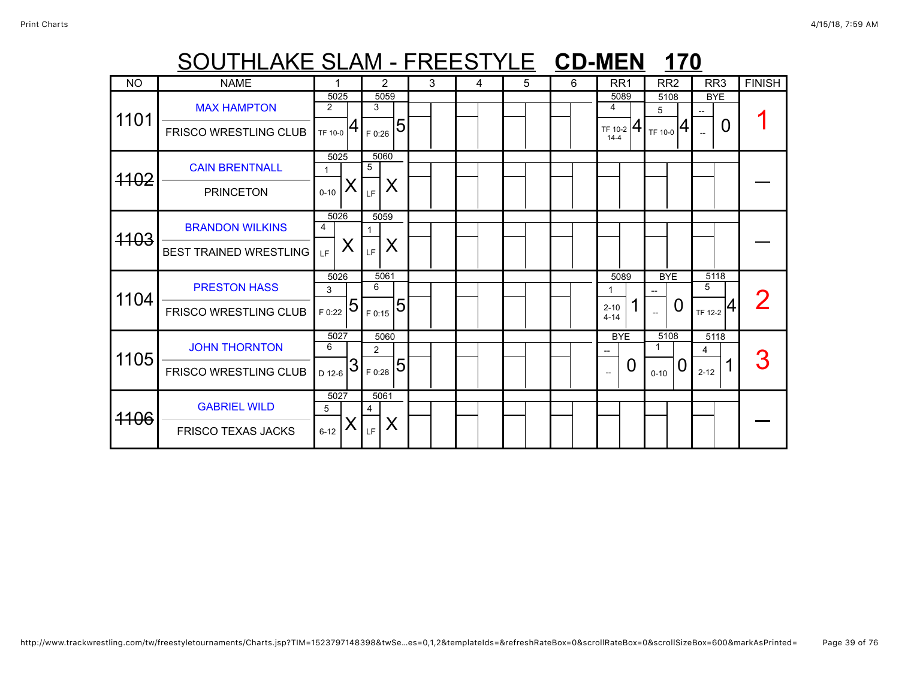# SOUTHLAKE SLAM - FREESTYLE **CD-MEN 170**

| NO | NAME | 1 | 2 | 3 | 4 | 5 | 6 | RR1 | RR2 | RR3 | FINISH |
|---|---|---|---|---|---|---|---|---|---|---|---|
| 1101 | MAX HAMPTON<br>FRISCO WRESTLING CLUB | 5025<br>2<br>TF 10-0 4 | 5059<br>3<br>F 0:26 5 | | | | | 5089<br>4<br>TF 10-2 14-4 4 | 5108<br>5<br>TF 10-0 4 | BYE<br>--<br>-- 0 | 1 |
| ~~1102~~ | CAIN BRENTNALL<br>PRINCETON | 5025<br>1<br>0-10 X | 5060<br>5<br>LF X | | | | | | | | — |
| ~~1103~~ | BRANDON WILKINS<br>BEST TRAINED WRESTLING | 5026<br>4<br>LF X | 5059<br>1<br>LF X | | | | | | | | — |
| 1104 | PRESTON HASS<br>FRISCO WRESTLING CLUB | 5026<br>3<br>F 0:22 5 | 5061<br>6<br>F 0:15 5 | | | | | 5089<br>1<br>2-10 4-14 1 | BYE<br>--<br>-- 0 | 5118<br>5<br>TF 12-2 4 | 2 |
| 1105 | JOHN THORNTON<br>FRISCO WRESTLING CLUB | 5027<br>6<br>D 12-6 3 | 5060<br>2<br>F 0:28 5 | | | | | BYE<br>--<br>-- 0 | 5108<br>1<br>0-10 0 | 5118<br>4<br>2-12 1 | 3 |
| ~~1106~~ | GABRIEL WILD<br>FRISCO TEXAS JACKS | 5027<br>5<br>6-12 X | 5061<br>4<br>LF X | | | | | | | | — |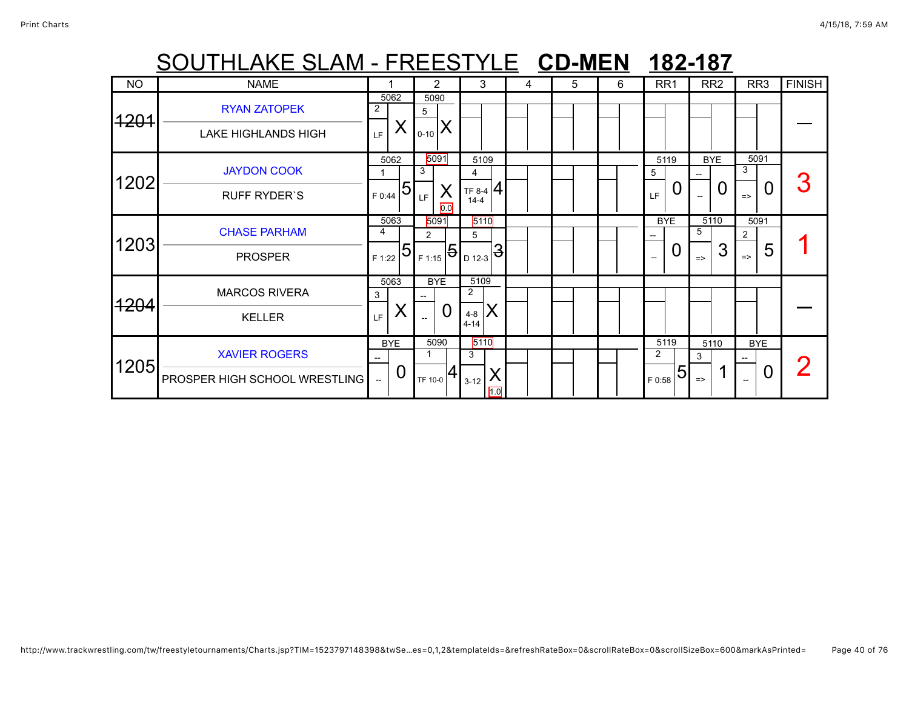# SOUTHLAKE SLAM - FREESTYLE **CD-MEN** **182-187**

| NO | NAME | 1 | 2 | 3 | 4 | 5 | 6 | RR1 | RR2 | RR3 | FINISH |
|---|---|---|---|---|---|---|---|---|---|---|---|
| ~~1201~~ | RYAN ZATOPEK<br>LAKE HIGHLANDS HIGH | 5062<br>2<br>LF X | 5090<br>5<br>0-10 X | | | | | | | | — |
| 1202 | JAYDON COOK<br>RUFF RYDER`S | 5062<br>1<br>F 0:44 5 | 5091<br>3<br>LF X<br>0.0 | 5109<br>4<br>TF 8-4 14-4 4 | | | | 5119<br>5<br>LF 0 | BYE<br>--<br>-- 0 | 5091<br>3<br>=> 0 | 3 |
| 1203 | CHASE PARHAM<br>PROSPER | 5063<br>4<br>F 1:22 5 | 5091<br>2<br>F 1:15 5 | 5110<br>5<br>D 12-3 3 | | | | BYE<br>--<br>-- 0 | 5110<br>5<br>=> 3 | 5091<br>2<br>=> 5 | 1 |
| ~~1204~~ | MARCOS RIVERA<br>KELLER | 5063<br>3<br>LF X | BYE<br>--<br>-- 0 | 5109<br>2<br>4-8 4-14 X | | | | | | | — |
| 1205 | XAVIER ROGERS<br>PROSPER HIGH SCHOOL WRESTLING | BYE<br>--<br>-- 0 | 5090<br>1<br>TF 10-0 4 | 5110<br>3<br>3-12 X<br>1.0 | | | | 5119<br>2<br>F 0:58 5 | 5110<br>3<br>=> 1 | BYE<br>--<br>-- 0 | 2 |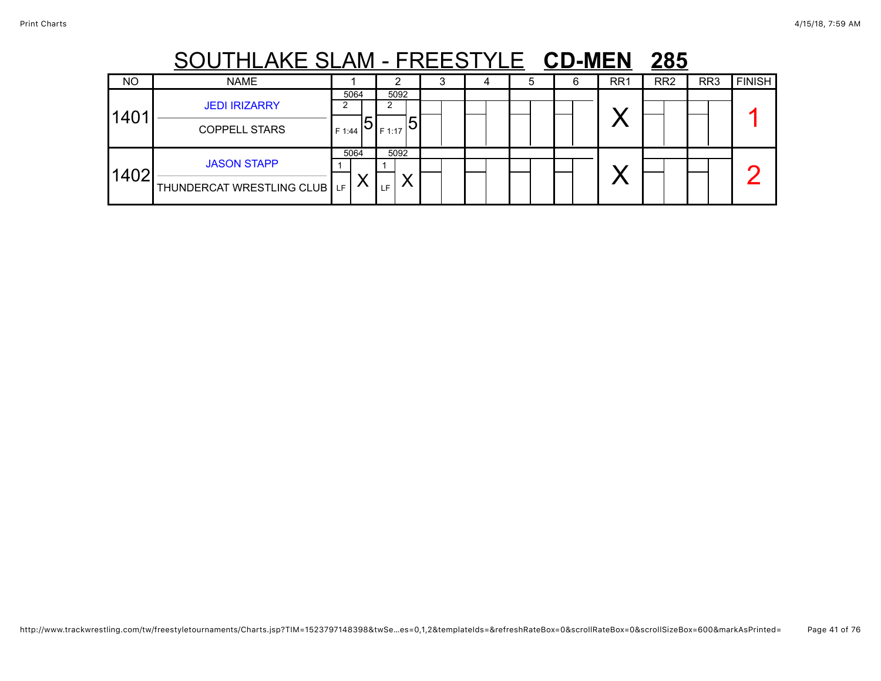# SOUTHLAKE SLAM - FREESTYLE **CD-MEN** **285**

| NO | NAME | 1 | 2 | 3 | 4 | 5 | 6 | RR1 | RR2 | RR3 | FINISH |
|---|---|---|---|---|---|---|---|---|---|---|---|
| 1401 | JEDI IRIZARRY<br>COPPELL STARS | 5064<br>2<br>F 1:44 5 | 5092<br>2<br>F 1:17 5 | | | | | X | | | 1 |
| 1402 | JASON STAPP<br>THUNDERCAT WRESTLING CLUB | 5064<br>1<br>LF X | 5092<br>1<br>LF X | | | | | X | | | 2 |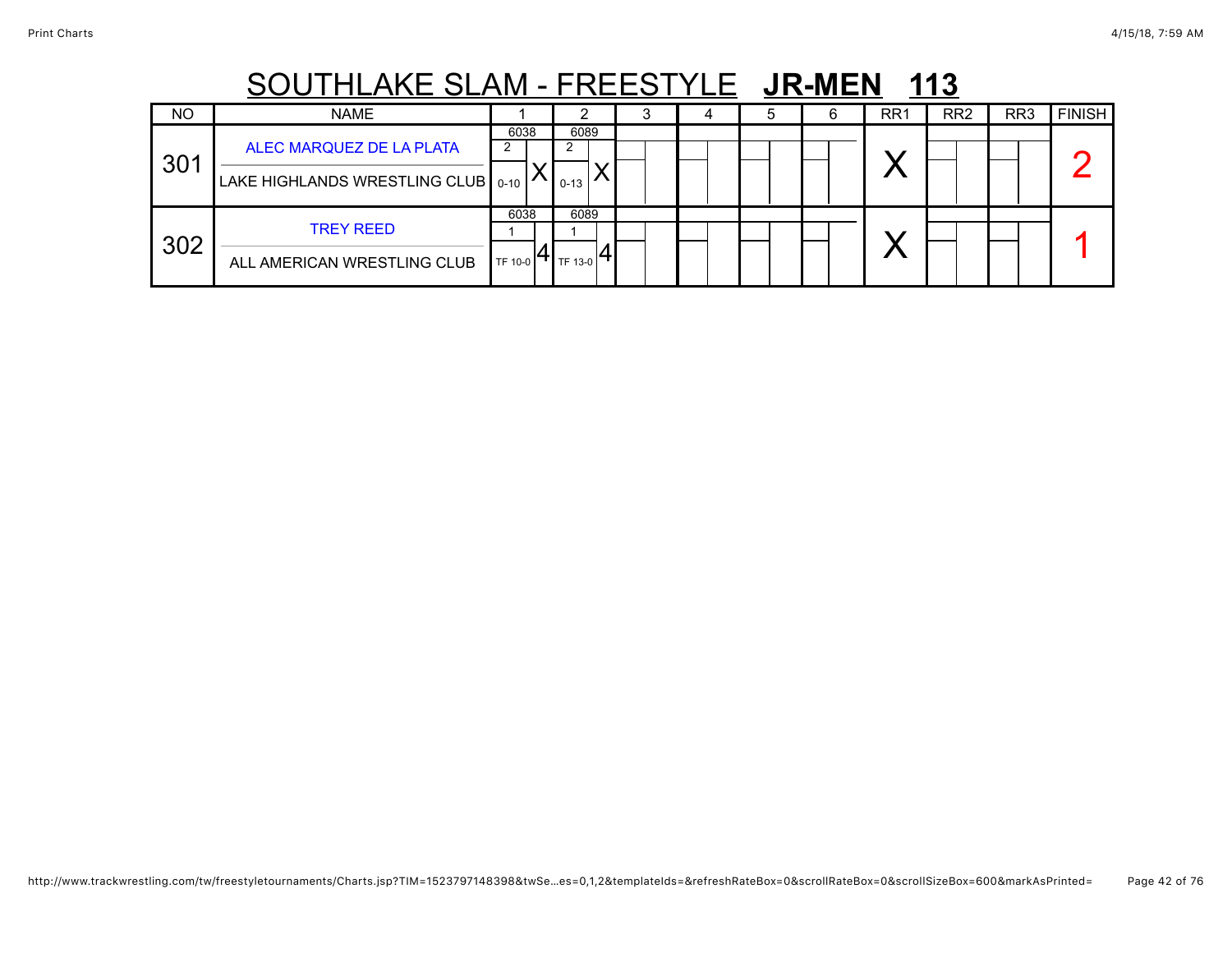# SOUTHLAKE SLAM - FREESTYLE **JR-MEN 113**

| NO | NAME | 1 | 2 | 3 | 4 | 5 | 6 | RR1 | RR2 | RR3 | FINISH |
|---|---|---|---|---|---|---|---|---|---|---|---|
| 301 | ALEC MARQUEZ DE LA PLATA<br>LAKE HIGHLANDS WRESTLING CLUB | 6038<br>2<br>0-10 X | 6089<br>2<br>0-13 X | | | | | X | | | 2 |
| 302 | TREY REED<br>ALL AMERICAN WRESTLING CLUB | 6038<br>1<br>TF 10-0 4 | 6089<br>1<br>TF 13-0 4 | | | | | X | | | 1 |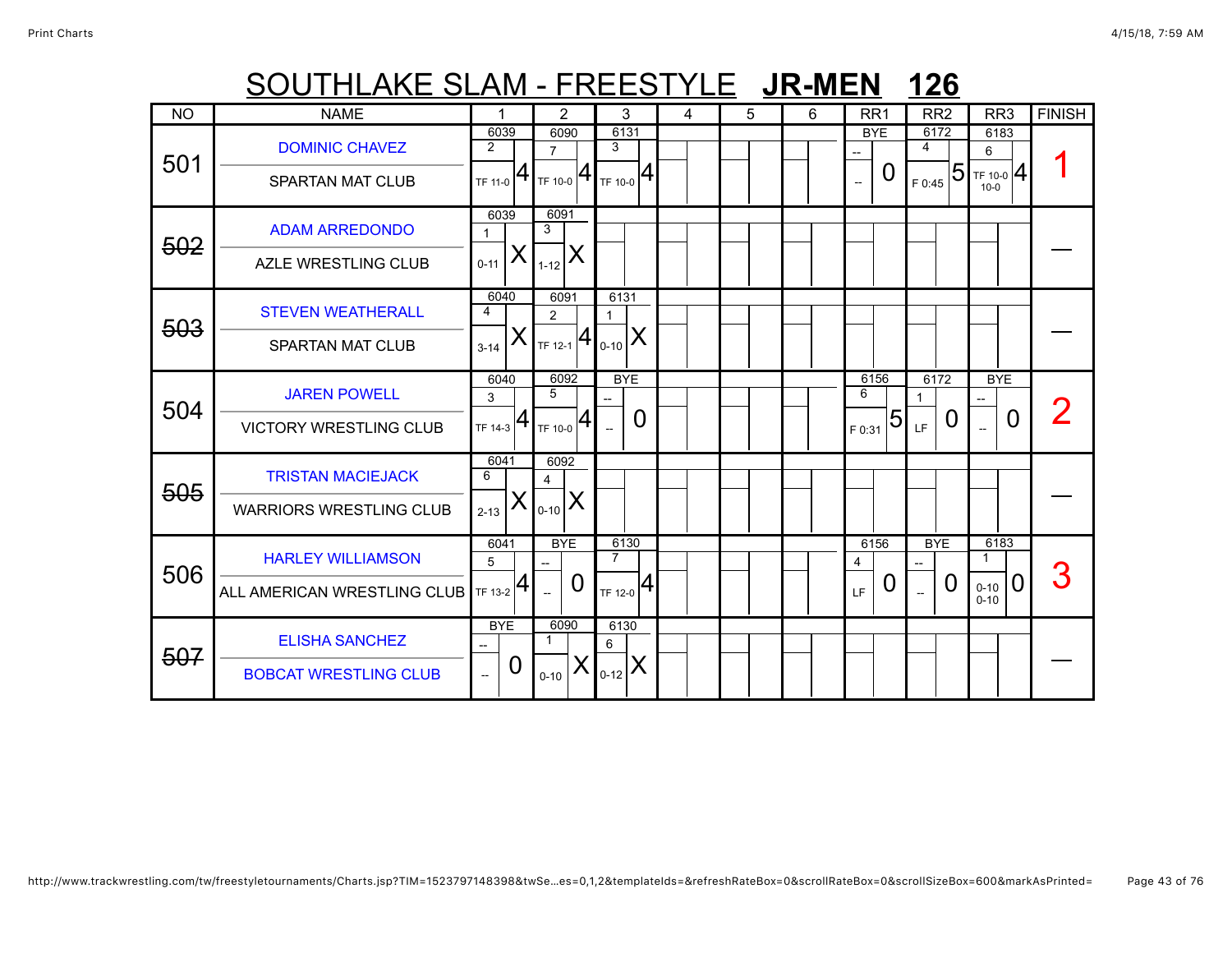# SOUTHLAKE SLAM - FREESTYLE **JR-MEN 126**

| NO | NAME | 1 | 2 | 3 | 4 | 5 | 6 | RR1 | RR2 | RR3 | FINISH |
|---|---|---|---|---|---|---|---|---|---|---|---|
| 501 | DOMINIC CHAVEZ<br>SPARTAN MAT CLUB | 6039<br>2<br>TF 11-0 4 | 6090<br>7<br>TF 10-0 4 | 6131<br>3<br>TF 10-0 4 | | | | BYE<br>--<br>-- 0 | 6172<br>4<br>F 0:45 5 | 6183<br>6<br>TF 10-0 10-0 4 | 1 |
| ~~502~~ | ADAM ARREDONDO<br>AZLE WRESTLING CLUB | 6039<br>1<br>0-11 X | 6091<br>3<br>1-12 X | | | | | | | | — |
| ~~503~~ | STEVEN WEATHERALL<br>SPARTAN MAT CLUB | 6040<br>4<br>3-14 X | 6091<br>2<br>TF 12-1 4 | 6131<br>1<br>0-10 X | | | | | | | — |
| 504 | JAREN POWELL<br>VICTORY WRESTLING CLUB | 6040<br>3<br>TF 14-3 4 | 6092<br>5<br>TF 10-0 4 | BYE<br>--<br>-- 0 | | | | 6156<br>6<br>F 0:31 5 | 6172<br>1<br>LF 0 | BYE<br>--<br>-- 0 | 2 |
| ~~505~~ | TRISTAN MACIEJACK<br>WARRIORS WRESTLING CLUB | 6041<br>6<br>2-13 X | 6092<br>4<br>0-10 X | | | | | | | | — |
| 506 | HARLEY WILLIAMSON<br>ALL AMERICAN WRESTLING CLUB | 6041<br>5<br>TF 13-2 4 | BYE<br>--<br>-- 0 | 6130<br>7<br>TF 12-0 4 | | | | 6156<br>4<br>LF 0 | BYE<br>--<br>-- 0 | 6183<br>1<br>0-10 0-10 0 | 3 |
| ~~507~~ | ELISHA SANCHEZ<br>BOBCAT WRESTLING CLUB | BYE<br>--<br>-- 0 | 6090<br>1<br>0-10 X | 6130<br>6<br>0-12 X | | | | | | | — |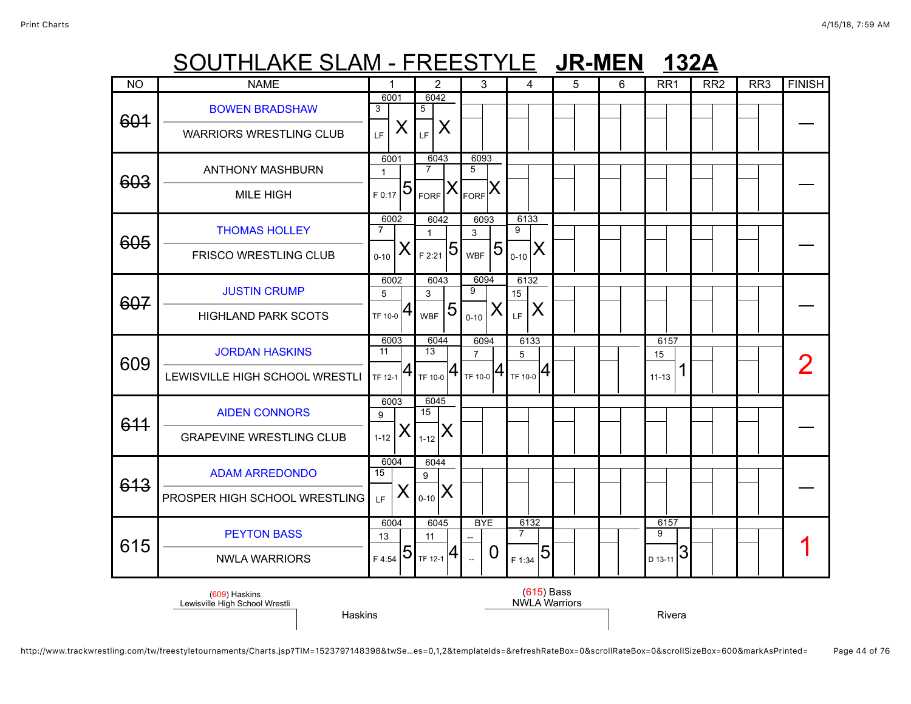# SOUTHLAKE SLAM - FREESTYLE **JR-MEN 132A**

| NO | NAME | 1 | 2 | 3 | 4 | 5 | 6 | RR1 | RR2 | RR3 | FINISH |
|---|---|---|---|---|---|---|---|---|---|---|---|
| ~~601~~ | BOWEN BRADSHAW<br>WARRIORS WRESTLING CLUB | 6001<br>3<br>LF X | 6042<br>5<br>LF X | | | | | | | | — |
| ~~603~~ | ANTHONY MASHBURN<br>MILE HIGH | 6001<br>1<br>F 0:17 5 | 6043<br>7<br>FORF X | 6093<br>5<br>FORF X | | | | | | | — |
| ~~605~~ | THOMAS HOLLEY<br>FRISCO WRESTLING CLUB | 6002<br>7<br>0-10 X | 6042<br>1<br>F 2:21 5 | 6093<br>3<br>WBF 5 | 6133<br>9<br>0-10 X | | | | | | — |
| ~~607~~ | JUSTIN CRUMP<br>HIGHLAND PARK SCOTS | 6002<br>5<br>TF 10-0 4 | 6043<br>3<br>WBF 5 | 6094<br>9<br>0-10 X | 6132<br>15<br>LF X | | | | | | — |
| 609 | JORDAN HASKINS<br>LEWISVILLE HIGH SCHOOL WRESTLI | 6003<br>11<br>TF 12-1 4 | 6044<br>13<br>TF 10-0 4 | 6094<br>7<br>TF 10-0 4 | 6133<br>5<br>TF 10-0 4 | | | 6157<br>15<br>11-13 1 | | | 2 |
| ~~611~~ | AIDEN CONNORS<br>GRAPEVINE WRESTLING CLUB | 6003<br>9<br>1-12 X | 6045<br>15<br>1-12 X | | | | | | | | — |
| ~~613~~ | ADAM ARREDONDO<br>PROSPER HIGH SCHOOL WRESTLING | 6004<br>15<br>LF X | 6044<br>9<br>0-10 X | | | | | | | | — |
| 615 | PEYTON BASS<br>NWLA WARRIORS | 6004<br>13<br>F 4:54 5 | 6045<br>11<br>TF 12-1 4 | BYE<br>--<br>-- 0 | 6132<br>7<br>F 1:34 5 | | | 6157<br>9<br>D 13-11 3 | | | 1 |

(609) Haskins
Lewisville High School Wrestli

Haskins

(615) Bass
NWLA Warriors

Rivera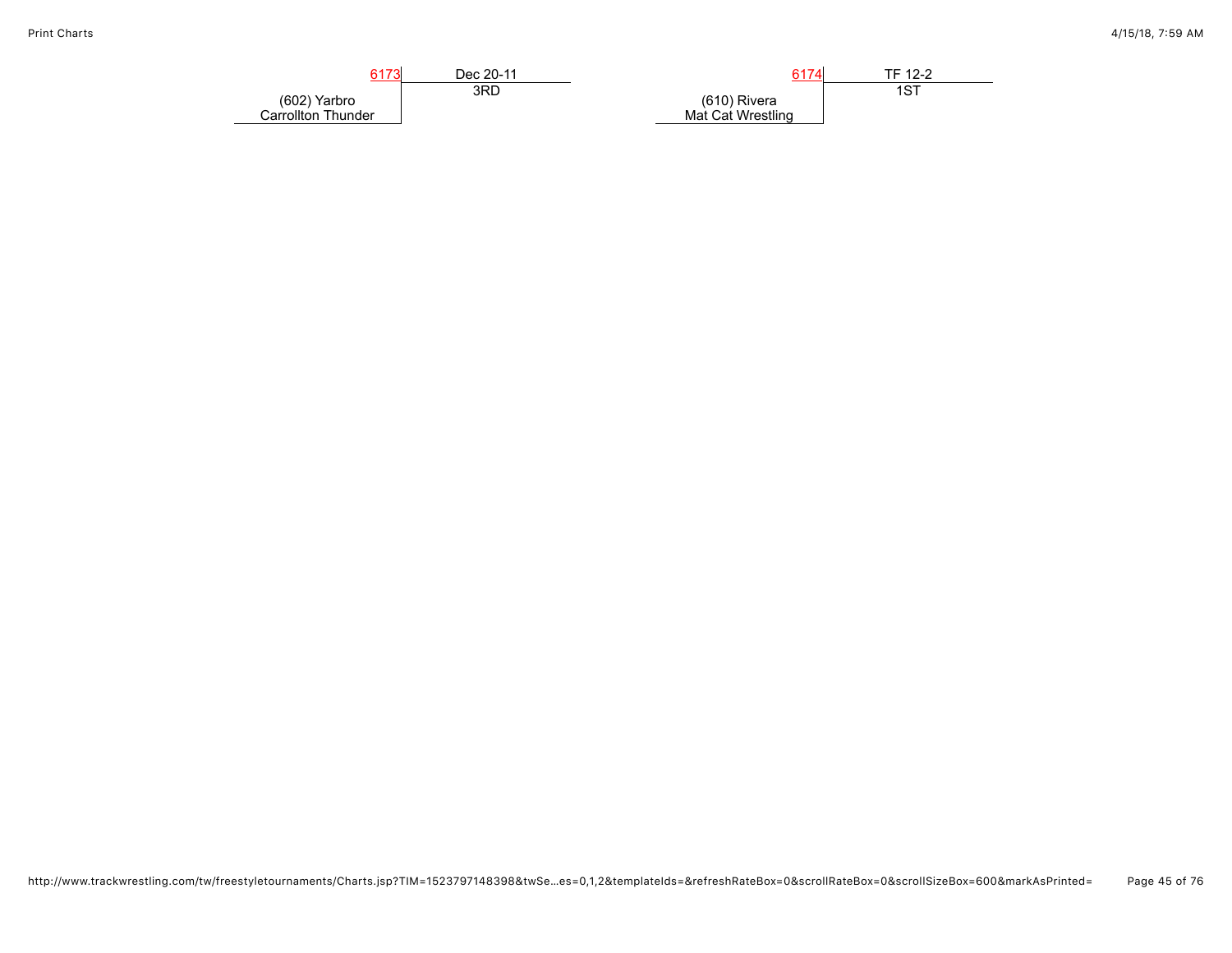6173

(602) Yarbro
Carrollton Thunder

Dec 20-11
3RD

6174

(610) Rivera
Mat Cat Wrestling

TF 12-2
1ST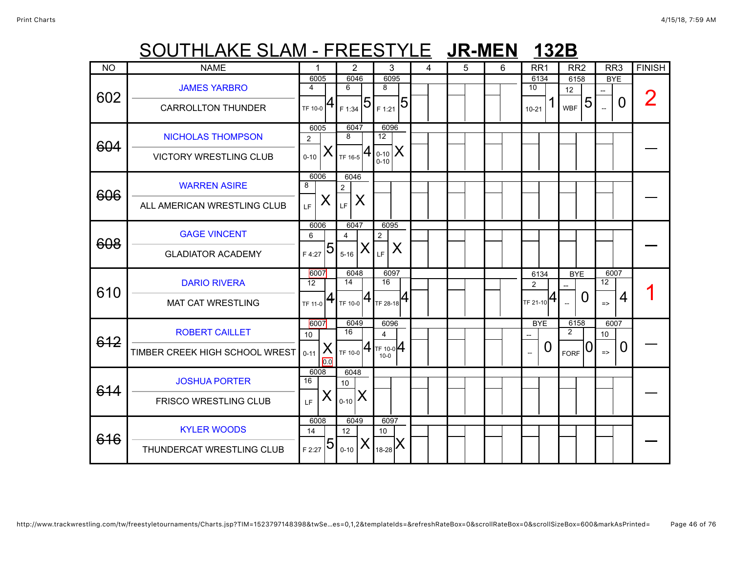# SOUTHLAKE SLAM - FREESTYLE **JR-MEN 132B**

| NO | NAME | 1 | 2 | 3 | 4 | 5 | 6 | RR1 | RR2 | RR3 | FINISH |
|---|---|---|---|---|---|---|---|---|---|---|---|
| 602 | JAMES YARBRO / CARROLLTON THUNDER | 6005 / 4 / TF 10-0 / 4 | 6046 / 6 / F 1:34 / 5 | 6095 / 8 / F 1:21 / 5 | | | | 6134 / 10 / 10-21 / 1 | 6158 / 12 / WBF / 5 | BYE / -- / -- / 0 | 2 |
| ~~604~~ | NICHOLAS THOMPSON / VICTORY WRESTLING CLUB | 6005 / 2 / 0-10 / X | 6047 / 8 / TF 16-5 / 4 | 6096 / 12 / 0-10 0-10 / X | | | | | | | — |
| ~~606~~ | WARREN ASIRE / ALL AMERICAN WRESTLING CLUB | 6006 / 8 / LF / X | 6046 / 2 / LF / X | | | | | | | | — |
| ~~608~~ | GAGE VINCENT / GLADIATOR ACADEMY | 6006 / 6 / F 4:27 / 5 | 6047 / 4 / 5-16 / X | 6095 / 2 / LF / X | | | | | | | — |
| 610 | DARIO RIVERA / MAT CAT WRESTLING | 6007 / 12 / TF 11-0 / 4 | 6048 / 14 / TF 10-0 / 4 | 6097 / 16 / TF 28-18 / 4 | | | | 6134 / 2 / TF 21-10 / 4 | BYE / -- / -- / 0 | 6007 / 12 / => / 4 | 1 |
| ~~612~~ | ROBERT CAILLET / TIMBER CREEK HIGH SCHOOL WREST | 6007 / 10 / 0-11 / X / 0.0 | 6049 / 16 / TF 10-0 / 4 | 6096 / 4 / TF 10-0 10-0 / 4 | | | | BYE / -- / -- / 0 | 6158 / 2 / FORF / 0 | 6007 / 10 / => / 0 | — |
| ~~614~~ | JOSHUA PORTER / FRISCO WRESTLING CLUB | 6008 / 16 / LF / X | 6048 / 10 / 0-10 / X | | | | | | | | — |
| ~~616~~ | KYLER WOODS / THUNDERCAT WRESTLING CLUB | 6008 / 14 / F 2:27 / 5 | 6049 / 12 / 0-10 / X | 6097 / 10 / 18-28 / X | | | | | | | — |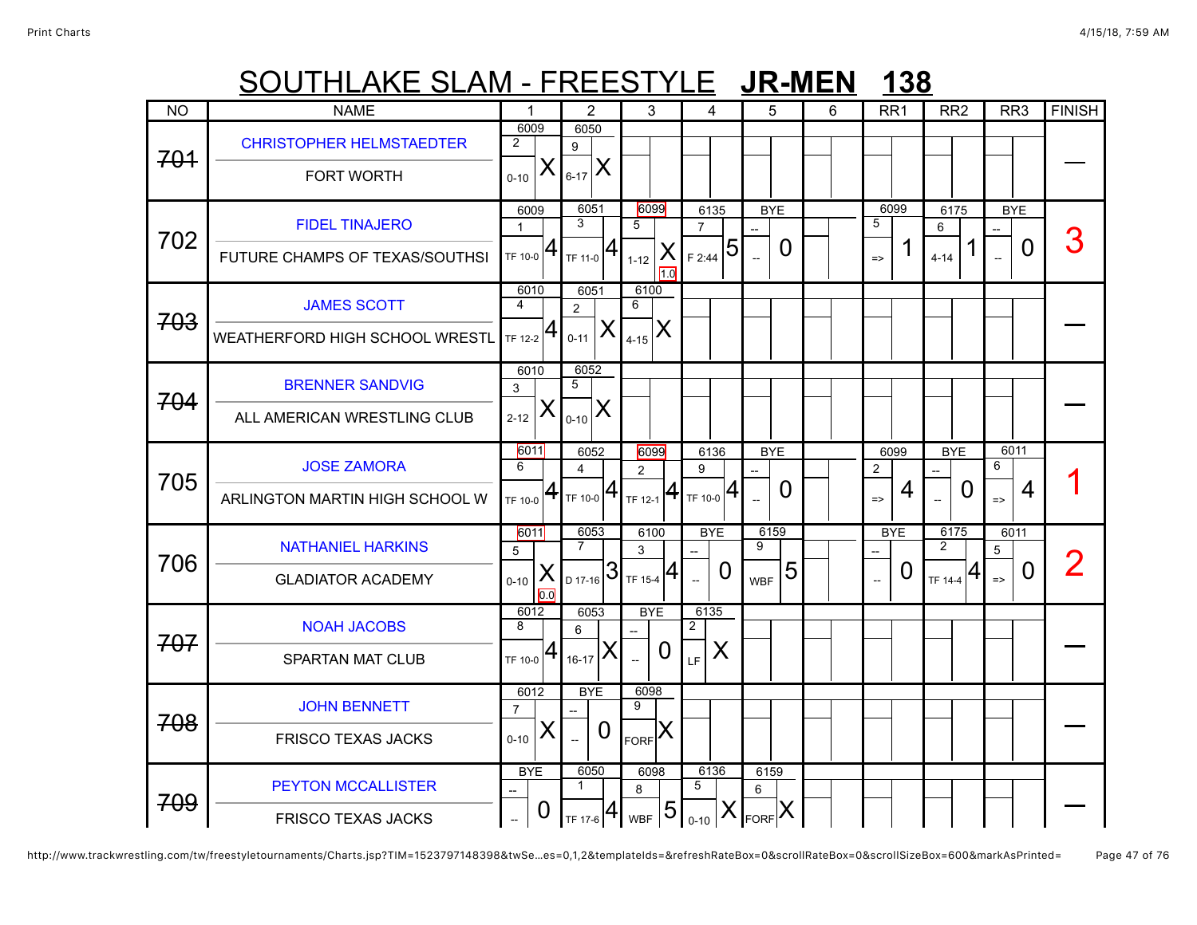# SOUTHLAKE SLAM - FREESTYLE **JR-MEN** **138**

| NO | NAME | 1 | 2 | 3 | 4 | 5 | 6 | RR1 | RR2 | RR3 | FINISH |
|---|---|---|---|---|---|---|---|---|---|---|---|
| ~~701~~ | CHRISTOPHER HELMSTAEDTER<br>FORT WORTH | 6009<br>2<br>0-10 X | 6050<br>9<br>6-17 X | | | | | | | | — |
| 702 | FIDEL TINAJERO<br>FUTURE CHAMPS OF TEXAS/SOUTHSI | 6009<br>1<br>TF 10-0 4 | 6051<br>3<br>TF 11-0 4 | 6099<br>5<br>1-12 X<br>1.0 | 6135<br>7<br>F 2:44 5 | BYE<br>--<br>-- 0 | | 6099<br>5<br>=> 1 | 6175<br>6<br>4-14 1 | BYE<br>--<br>-- 0 | 3 |
| ~~703~~ | JAMES SCOTT<br>WEATHERFORD HIGH SCHOOL WRESTL | 6010<br>4<br>TF 12-2 4 | 6051<br>2<br>0-11 X | 6100<br>6<br>4-15 X | | | | | | | — |
| ~~704~~ | BRENNER SANDVIG<br>ALL AMERICAN WRESTLING CLUB | 6010<br>3<br>2-12 X | 6052<br>5<br>0-10 X | | | | | | | | — |
| 705 | JOSE ZAMORA<br>ARLINGTON MARTIN HIGH SCHOOL W | 6011<br>6<br>TF 10-0 4 | 6052<br>4<br>TF 10-0 4 | 6099<br>2<br>TF 12-1 4 | 6136<br>9<br>TF 10-0 4 | BYE<br>--<br>-- 0 | | 6099<br>2<br>=> 4 | BYE<br>--<br>-- 0 | 6011<br>6<br>=> 4 | 1 |
| 706 | NATHANIEL HARKINS<br>GLADIATOR ACADEMY | 6011<br>5<br>0-10 X<br>0.0 | 6053<br>7<br>D 17-16 3 | 6100<br>3<br>TF 15-4 4 | BYE<br>--<br>-- 0 | 6159<br>9<br>WBF 5 | | BYE<br>--<br>-- 0 | 6175<br>2<br>TF 14-4 4 | 6011<br>5<br>=> 0 | 2 |
| ~~707~~ | NOAH JACOBS<br>SPARTAN MAT CLUB | 6012<br>8<br>TF 10-0 4 | 6053<br>6<br>16-17 X | BYE<br>--<br>-- 0 | 6135<br>2<br>LF X | | | | | | — |
| ~~708~~ | JOHN BENNETT<br>FRISCO TEXAS JACKS | 6012<br>7<br>0-10 X | BYE<br>--<br>-- 0 | 6098<br>9<br>FORF X | | | | | | | — |
| ~~709~~ | PEYTON MCCALLISTER<br>FRISCO TEXAS JACKS | BYE<br>--<br>-- 0 | 6050<br>1<br>TF 17-6 4 | 6098<br>8<br>WBF 5 | 6136<br>5<br>0-10 X | 6159<br>6<br>FORF X | | | | | — |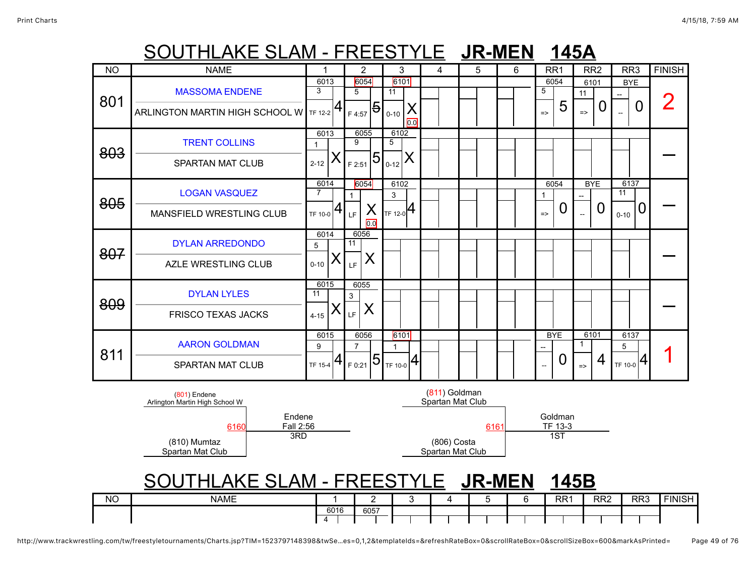# SOUTHLAKE SLAM - FREESTYLE **JR-MEN** **145A**

| NO | NAME | 1 | 2 | 3 | 4 | 5 | 6 | RR1 | RR2 | RR3 | FINISH |
|---|---|---|---|---|---|---|---|---|---|---|---|
| 801 | MASSOMA ENDENE<br>ARLINGTON MARTIN HIGH SCHOOL W | 6013<br>3<br>TF 12-2 4 | 6054<br>5<br>F 4:57 5 | 6101<br>11<br>0-10 X 0.0 | | | | 6054<br>5<br>=> 5 | 6101<br>11<br>=> 0 | BYE<br>--<br>-- 0 | 2 |
| ~~803~~ | TRENT COLLINS<br>SPARTAN MAT CLUB | 6013<br>1<br>2-12 X | 6055<br>9<br>F 2:51 5 | 6102<br>5<br>0-12 X | | | | | | | — |
| ~~805~~ | LOGAN VASQUEZ<br>MANSFIELD WRESTLING CLUB | 6014<br>7<br>TF 10-0 4 | 6054<br>1<br>LF X 0.0 | 6102<br>3<br>TF 12-0 4 | | | | 6054<br>1<br>=> 0 | BYE<br>--<br>-- 0 | 6137<br>11<br>0-10 0 | — |
| ~~807~~ | DYLAN ARREDONDO<br>AZLE WRESTLING CLUB | 6014<br>5<br>0-10 X | 6056<br>11<br>LF X | | | | | | | | — |
| ~~809~~ | DYLAN LYLES<br>FRISCO TEXAS JACKS | 6015<br>11<br>4-15 X | 6055<br>3<br>LF X | | | | | | | | — |
| 811 | AARON GOLDMAN<br>SPARTAN MAT CLUB | 6015<br>9<br>TF 15-4 4 | 6056<br>7<br>F 0:21 5 | 6101<br>1<br>TF 10-0 4 | | | | BYE<br>--<br>-- 0 | 6101<br>1<br>=> 4 | 6137<br>5<br>TF 10-0 4 | 1 |

| Bout | Wrestler 1 | Wrestler 2 | Result |
|---|---|---|---|
| 6160 | (801) Endene, Arlington Martin High School W | (810) Mumtaz, Spartan Mat Club | Endene, Fall 2:56, 3RD |
| 6161 | (811) Goldman, Spartan Mat Club | (806) Costa, Spartan Mat Club | Goldman, TF 13-3, 1ST |

# SOUTHLAKE SLAM - FREESTYLE **JR-MEN** **145B**

| NO | NAME | 1 | 2 | 3 | 4 | 5 | 6 | RR1 | RR2 | RR3 | FINISH |
|---|---|---|---|---|---|---|---|---|---|---|---|
| | | 6016<br>4 | 6057 | | | | | | | | |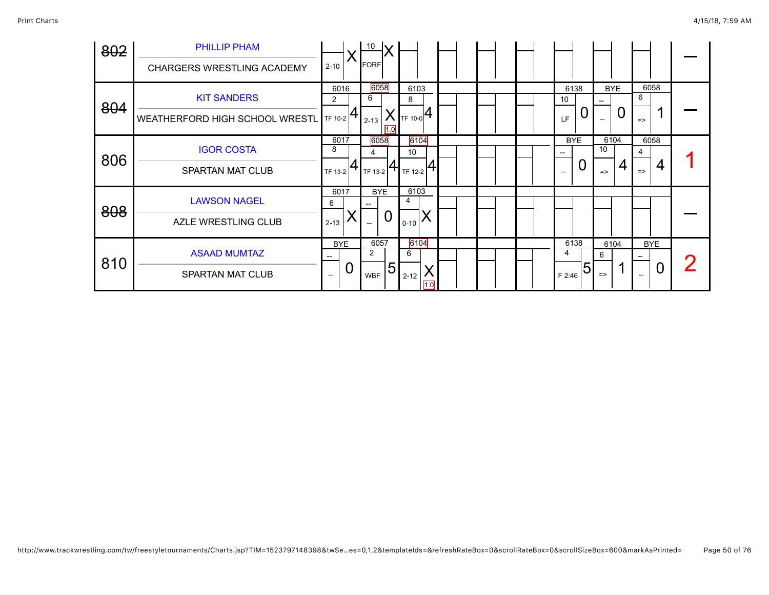| Weight | Wrestler / Team | Rd 1 | Rd 2 | Rd 3 | Rd 4 | Rd 5 | Rd 6 | Rd 7 | Rd 8 | Rd 9 | Place |
|---|---|---|---|---|---|---|---|---|---|---|---|
| ~~802~~ | PHILLIP PHAM<br>CHARGERS WRESTLING ACADEMY | 2-10 X | 10 FORF X | | | | | | | | — |
| ~~804~~ | KIT SANDERS<br>WEATHERFORD HIGH SCHOOL WRESTL | 6016 2 TF 10-2 4 | 6058 6 2-13 X 1.0 | 6103 8 TF 10-0 4 | | | | 6138 10 LF 0 | BYE -- -- 0 | 6058 6 => 1 | — |
| 806 | IGOR COSTA<br>SPARTAN MAT CLUB | 6017 8 TF 13-2 4 | 6058 4 TF 13-2 4 | 6104 10 TF 12-2 4 | | | | BYE -- -- 0 | 6104 10 => 4 | 6058 4 => 4 | 1 |
| ~~808~~ | LAWSON NAGEL<br>AZLE WRESTLING CLUB | 6017 6 2-13 X | BYE -- -- 0 | 6103 4 0-10 X | | | | | | | — |
| 810 | ASAAD MUMTAZ<br>SPARTAN MAT CLUB | BYE -- -- 0 | 6057 2 WBF 5 | 6104 6 2-12 X 1.0 | | | | 6138 4 F 2:46 5 | 6104 6 => 1 | BYE -- -- 0 | 2 |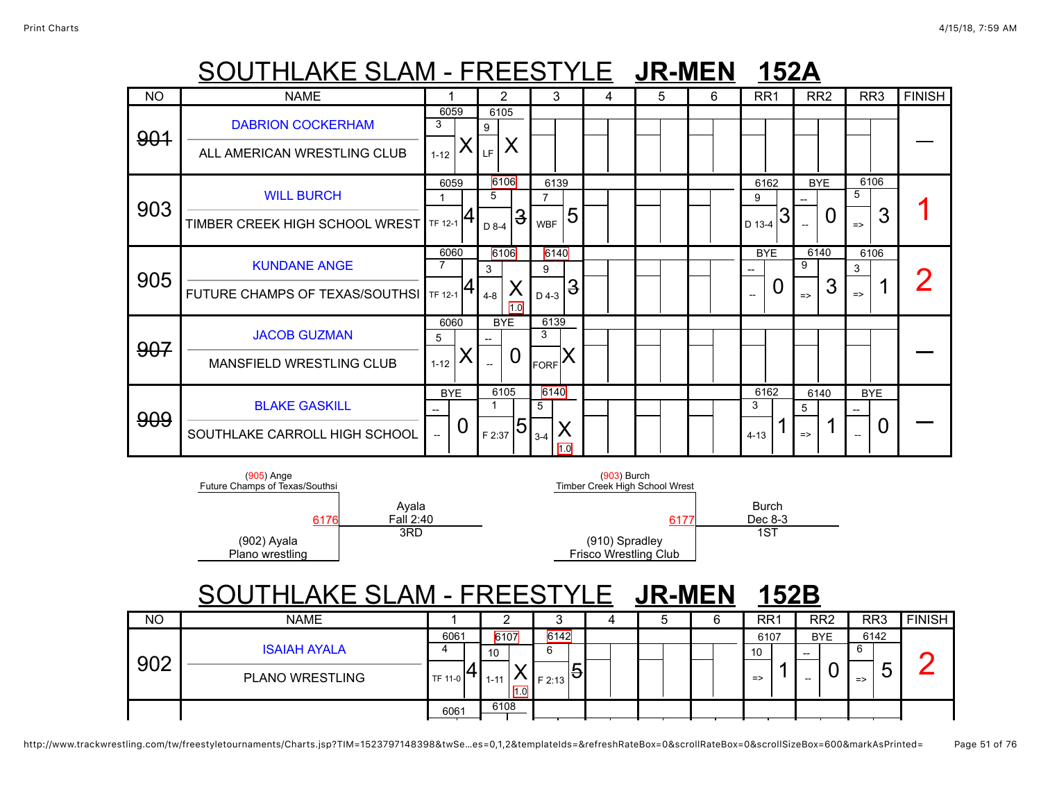# SOUTHLAKE SLAM - FREESTYLE **JR-MEN** **152A**

| NO | NAME | 1 | 2 | 3 | 4 | 5 | 6 | RR1 | RR2 | RR3 | FINISH |
|---|---|---|---|---|---|---|---|---|---|---|---|
| ~~901~~ | DABRION COCKERHAM<br>ALL AMERICAN WRESTLING CLUB | 6059<br>3<br>1-12 X | 6105<br>9<br>LF X | | | | | | | | — |
| 903 | WILL BURCH<br>TIMBER CREEK HIGH SCHOOL WREST | 6059<br>1<br>TF 12-1 4 | 6106<br>5<br>D 8-4 ~~3~~ | 6139<br>7<br>WBF 5 | | | | 6162<br>9<br>D 13-4 3 | BYE<br>--<br>-- 0 | 6106<br>5<br>=> 3 | 1 |
| 905 | KUNDANE ANGE<br>FUTURE CHAMPS OF TEXAS/SOUTHSI | 6060<br>7<br>TF 12-1 4 | 6106<br>3<br>4-8 X 1.0 | 6140<br>9<br>D 4-3 ~~3~~ | | | | BYE<br>--<br>-- 0 | 6140<br>9<br>=> 3 | 6106<br>3<br>=> 1 | 2 |
| ~~907~~ | JACOB GUZMAN<br>MANSFIELD WRESTLING CLUB | 6060<br>5<br>1-12 X | BYE<br>--<br>-- 0 | 6139<br>3<br>FORF X | | | | | | | — |
| ~~909~~ | BLAKE GASKILL<br>SOUTHLAKE CARROLL HIGH SCHOOL | BYE<br>--<br>-- 0 | 6105<br>1<br>F 2:37 5 | 6140<br>5<br>3-4 X 1.0 | | | | 6162<br>3<br>4-13 1 | 6140<br>5<br>=> 1 | BYE<br>--<br>-- 0 | — |

(905) Ange
Future Champs of Texas/Southsi
6176
(902) Ayala
Plano wrestling
→ Ayala, Fall 2:40, 3RD

(903) Burch
Timber Creek High School Wrest
6177
(910) Spradley
Frisco Wrestling Club
→ Burch, Dec 8-3, 1ST

# SOUTHLAKE SLAM - FREESTYLE **JR-MEN** **152B**

| NO | NAME | 1 | 2 | 3 | 4 | 5 | 6 | RR1 | RR2 | RR3 | FINISH |
|---|---|---|---|---|---|---|---|---|---|---|---|
| 902 | ISAIAH AYALA<br>PLANO WRESTLING | 6061<br>4<br>TF 11-0 4 | 6107<br>10<br>1-11 X 1.0 | 6142<br>6<br>F 2:13 ~~5~~ | | | | 6107<br>10<br>=> 1 | BYE<br>--<br>-- 0 | 6142<br>6<br>=> 5 | 2 |
| | | 6061 | 6108 | | | | | | | | |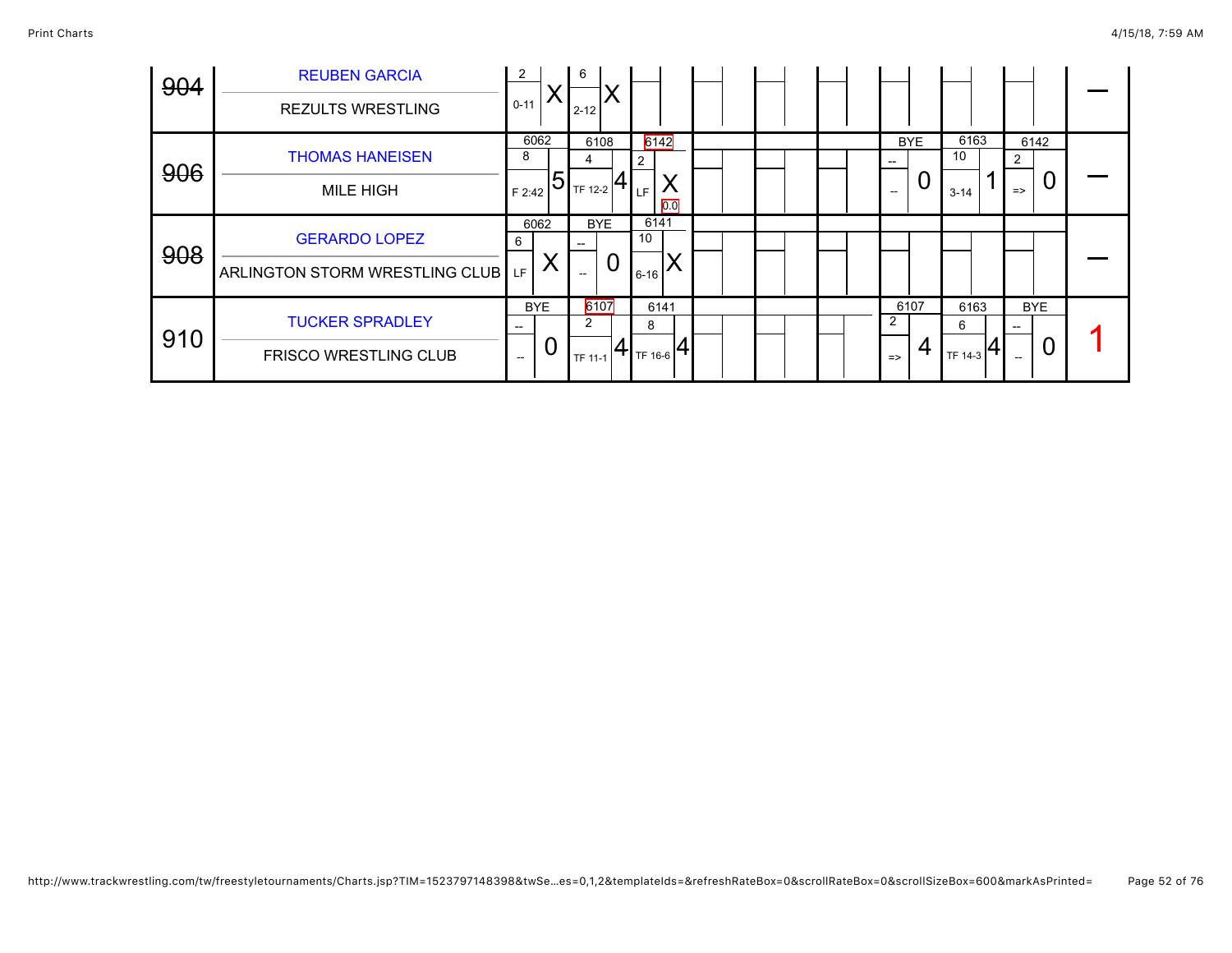| # | Wrestler / Team | Round 1 | Round 2 | Round 3 | Round 4 | Round 5 | Round 6 | Round 7 | Round 8 | Round 9 | Place |
|---|---|---|---|---|---|---|---|---|---|---|---|
| ~~904~~ | REUBEN GARCIA<br>REZULTS WRESTLING | 2<br>0-11 X | 6<br>2-12 X | | | | | | | | — |
| ~~906~~ | THOMAS HANEISEN<br>MILE HIGH | 6062<br>8<br>F 2:42 5 | 6108<br>4<br>TF 12-2 4 | 6142<br>2<br>LF X<br>0.0 | | | | BYE<br>--<br>-- 0 | 6163<br>10<br>3-14 1 | 6142<br>2<br>=> 0 | — |
| ~~908~~ | GERARDO LOPEZ<br>ARLINGTON STORM WRESTLING CLUB | 6062<br>6<br>LF X | BYE<br>--<br>-- 0 | 6141<br>10<br>6-16 X | | | | | | | — |
| 910 | TUCKER SPRADLEY<br>FRISCO WRESTLING CLUB | BYE<br>--<br>-- 0 | 6107<br>2<br>TF 11-1 4 | 6141<br>8<br>TF 16-6 4 | | | | 6107<br>2<br>=> 4 | 6163<br>6<br>TF 14-3 4 | BYE<br>--<br>-- 0 | 1 |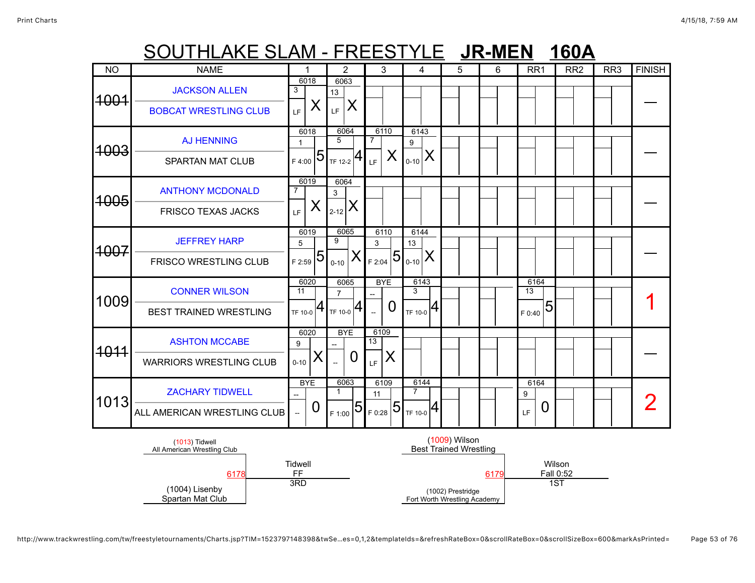# SOUTHLAKE SLAM - FREESTYLE **JR-MEN 160A**

| NO | NAME | 1 | 2 | 3 | 4 | 5 | 6 | RR1 | RR2 | RR3 | FINISH |
|---|---|---|---|---|---|---|---|---|---|---|---|
| ~~1001~~ | JACKSON ALLEN<br>BOBCAT WRESTLING CLUB | 6018<br>3<br>LF X | 6063<br>13<br>LF X | | | | | | | | — |
| ~~1003~~ | AJ HENNING<br>SPARTAN MAT CLUB | 6018<br>1<br>F 4:00 5 | 6064<br>5<br>TF 12-2 4 | 6110<br>7<br>LF X | 6143<br>9<br>0-10 X | | | | | | — |
| ~~1005~~ | ANTHONY MCDONALD<br>FRISCO TEXAS JACKS | 6019<br>7<br>LF X | 6064<br>3<br>2-12 X | | | | | | | | — |
| ~~1007~~ | JEFFREY HARP<br>FRISCO WRESTLING CLUB | 6019<br>5<br>F 2:59 5 | 6065<br>9<br>0-10 X | 6110<br>3<br>F 2:04 5 | 6144<br>13<br>0-10 X | | | | | | — |
| 1009 | CONNER WILSON<br>BEST TRAINED WRESTLING | 6020<br>11<br>TF 10-0 4 | 6065<br>7<br>TF 10-0 4 | BYE<br>--<br>-- 0 | 6143<br>3<br>TF 10-0 4 | | | 6164<br>13<br>F 0:40 5 | | | 1 |
| ~~1011~~ | ASHTON MCCABE<br>WARRIORS WRESTLING CLUB | 6020<br>9<br>0-10 X | BYE<br>--<br>-- 0 | 6109<br>13<br>LF X | | | | | | | — |
| 1013 | ZACHARY TIDWELL<br>ALL AMERICAN WRESTLING CLUB | BYE<br>--<br>-- 0 | 6063<br>1<br>F 1:00 5 | 6109<br>11<br>F 0:28 5 | 6144<br>7<br>TF 10-0 4 | | | 6164<br>9<br>LF 0 | | | 2 |

**3RD place match (6178):**
- (1013) Tidwell — All American Wrestling Club
- (1004) Lisenby — Spartan Mat Club
- Winner: Tidwell, FF — 3RD

**1ST place match (6179):**
- (1009) Wilson — Best Trained Wrestling
- (1002) Prestridge — Fort Worth Wrestling Academy
- Winner: Wilson, Fall 0:52 — 1ST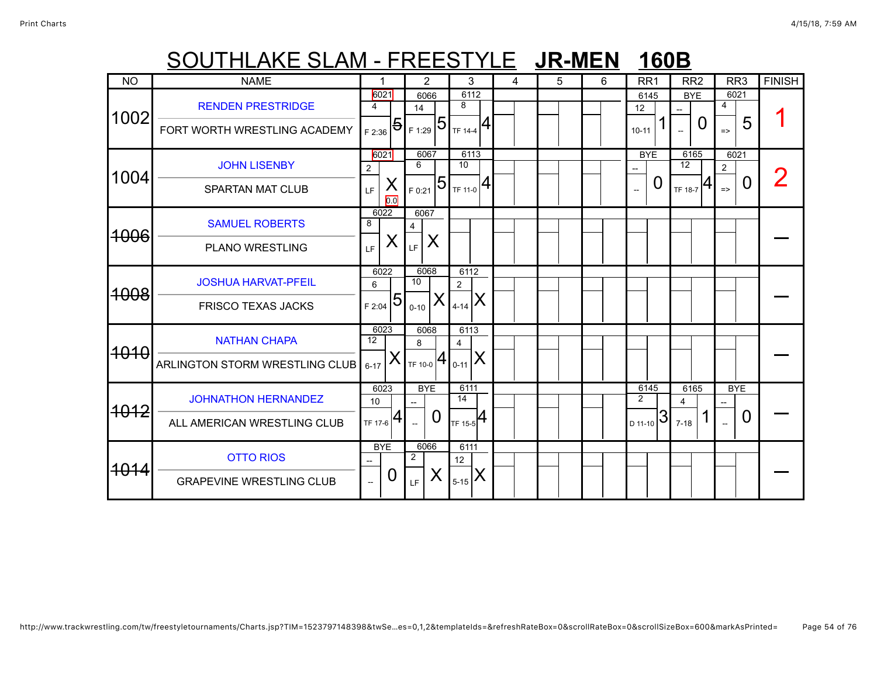# SOUTHLAKE SLAM - FREESTYLE **JR-MEN 160B**

| NO | NAME | 1 | 2 | 3 | 4 | 5 | 6 | RR1 | RR2 | RR3 | FINISH |
|---|---|---|---|---|---|---|---|---|---|---|---|
| 1002 | RENDEN PRESTRIDGE<br>FORT WORTH WRESTLING ACADEMY | 6021<br>4<br>F 2:36 5 | 6066<br>14<br>F 1:29 5 | 6112<br>8<br>TF 14-4 4 | | | | 6145<br>12<br>10-11 1 | BYE<br>--<br>-- 0 | 6021<br>4<br>=> 5 | 1 |
| 1004 | JOHN LISENBY<br>SPARTAN MAT CLUB | 6021<br>2<br>LF X<br>0.0 | 6067<br>6<br>F 0:21 5 | 6113<br>10<br>TF 11-0 4 | | | | BYE<br>--<br>-- 0 | 6165<br>12<br>TF 18-7 4 | 6021<br>2<br>=> 0 | 2 |
| ~~1006~~ | SAMUEL ROBERTS<br>PLANO WRESTLING | 6022<br>8<br>LF X | 6067<br>4<br>LF X | | | | | | | | — |
| ~~1008~~ | JOSHUA HARVAT-PFEIL<br>FRISCO TEXAS JACKS | 6022<br>6<br>F 2:04 5 | 6068<br>10<br>0-10 X | 6112<br>2<br>4-14 X | | | | | | | — |
| ~~1010~~ | NATHAN CHAPA<br>ARLINGTON STORM WRESTLING CLUB | 6023<br>12<br>6-17 X | 6068<br>8<br>TF 10-0 4 | 6113<br>4<br>0-11 X | | | | | | | — |
| ~~1012~~ | JOHNATHON HERNANDEZ<br>ALL AMERICAN WRESTLING CLUB | 6023<br>10<br>TF 17-6 4 | BYE<br>--<br>-- 0 | 6111<br>14<br>TF 15-5 4 | | | | 6145<br>2<br>D 11-10 3 | 6165<br>4<br>7-18 1 | BYE<br>--<br>-- 0 | — |
| ~~1014~~ | OTTO RIOS<br>GRAPEVINE WRESTLING CLUB | BYE<br>--<br>-- 0 | 6066<br>2<br>LF X | 6111<br>12<br>5-15 X | | | | | | | — |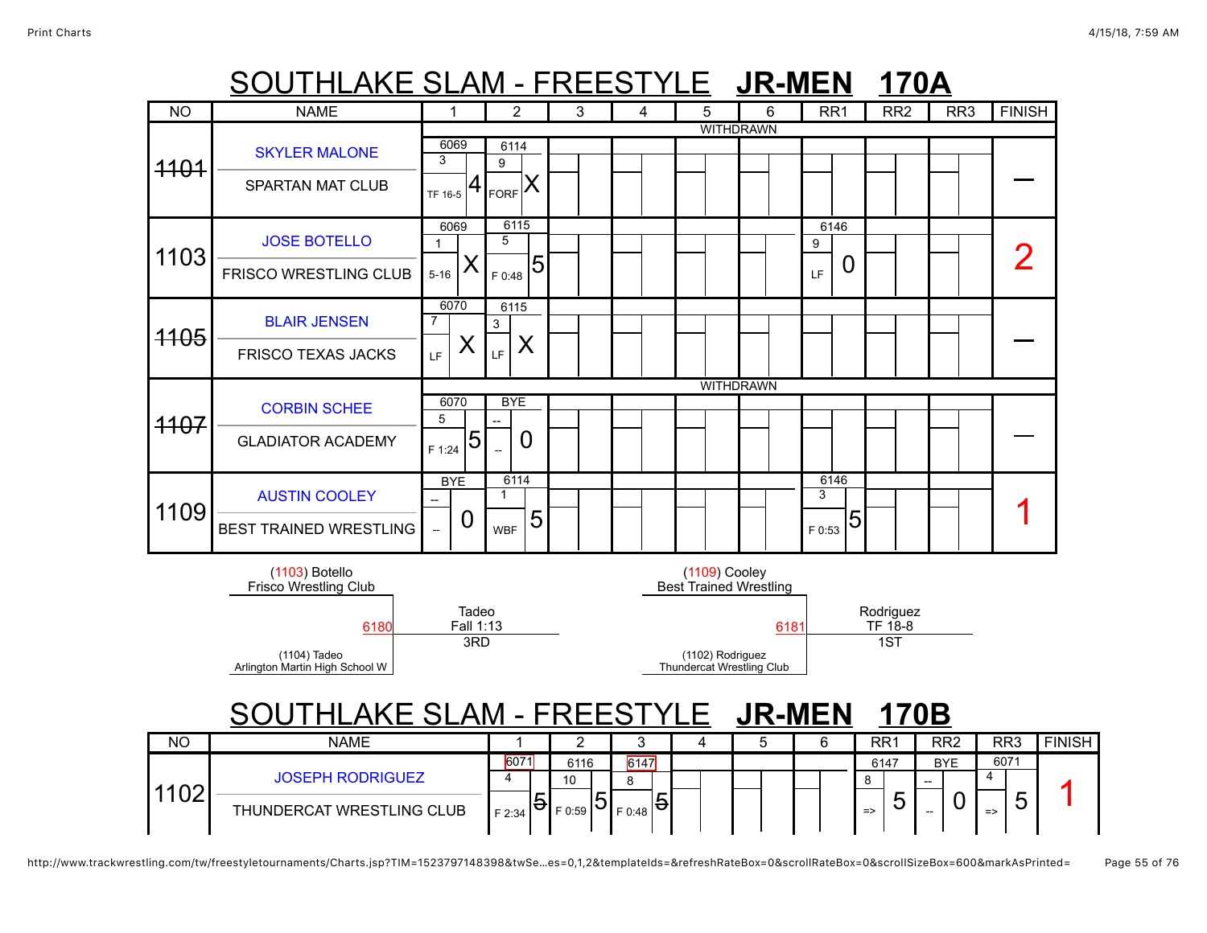# SOUTHLAKE SLAM - FREESTYLE **JR-MEN 170A**

| NO | NAME | 1 | 2 | 3 | 4 | 5 | 6 | RR1 | RR2 | RR3 | FINISH |
|---|---|---|---|---|---|---|---|---|---|---|---|
| ~~1101~~ | SKYLER MALONE<br>SPARTAN MAT CLUB<br>WITHDRAWN | 6069<br>3<br>TF 16-5 4 | 6114<br>9<br>FORF X | | | | | | | | — |
| 1103 | JOSE BOTELLO<br>FRISCO WRESTLING CLUB | 6069<br>1<br>5-16 X | 6115<br>5<br>F 0:48 5 | | | | | 6146<br>9<br>LF 0 | | | 2 |
| ~~1105~~ | BLAIR JENSEN<br>FRISCO TEXAS JACKS | 6070<br>7<br>LF X | 6115<br>3<br>LF X | | | | | | | | — |
| ~~1107~~ | CORBIN SCHEE<br>GLADIATOR ACADEMY<br>WITHDRAWN | 6070<br>5<br>F 1:24 5 | BYE<br>--<br>-- 0 | | | | | | | | — |
| 1109 | AUSTIN COOLEY<br>BEST TRAINED WRESTLING | BYE<br>--<br>-- 0 | 6114<br>1<br>WBF 5 | | | | | 6146<br>3<br>F 0:53 5 | | | 1 |

(1103) Botello
Frisco Wrestling Club
6180 — Tadeo, Fall 1:13, 3RD
(1104) Tadeo
Arlington Martin High School W

(1109) Cooley
Best Trained Wrestling
6181 — Rodriguez, TF 18-8, 1ST
(1102) Rodriguez
Thundercat Wrestling Club

# SOUTHLAKE SLAM - FREESTYLE **JR-MEN 170B**

| NO | NAME | 1 | 2 | 3 | 4 | 5 | 6 | RR1 | RR2 | RR3 | FINISH |
|---|---|---|---|---|---|---|---|---|---|---|---|
| 1102 | JOSEPH RODRIGUEZ<br>THUNDERCAT WRESTLING CLUB | 6071<br>4<br>F 2:34 ~~5~~ | 6116<br>10<br>F 0:59 5 | 6147<br>8<br>F 0:48 ~~5~~ | | | | 6147<br>8<br>=> 5 | BYE<br>--<br>-- 0 | 6071<br>4<br>=> 5 | 1 |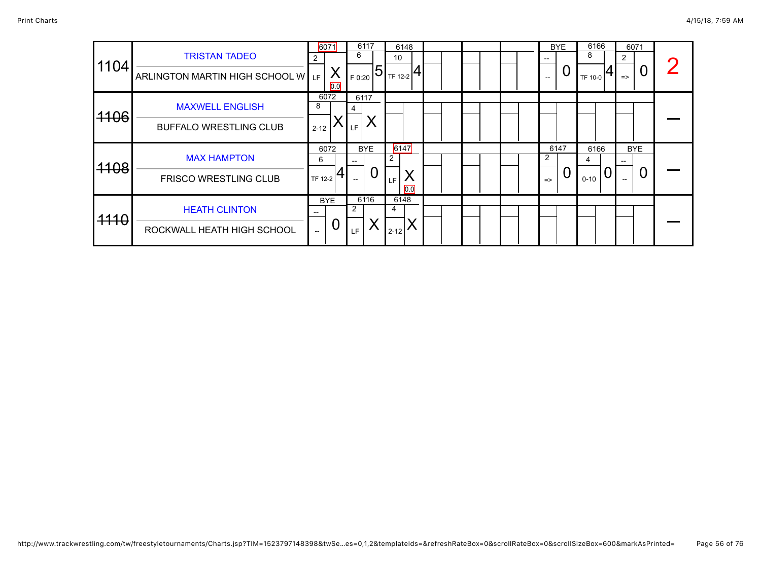| ID | Wrestler / Team | Match 1 | Match 2 | Match 3 | | | | Match 4 | Match 5 | Match 6 | Score |
|---|---|---|---|---|---|---|---|---|---|---|---|
| 1104 | TRISTAN TADEO<br>ARLINGTON MARTIN HIGH SCHOOL W | 6071<br>2<br>LF X<br>0.0 | 6117<br>6<br>F 0:20 5 | 6148<br>10<br>TF 12-2 4 | | | | BYE<br>--<br>-- 0 | 6166<br>8<br>TF 10-0 4 | 6071<br>2<br>=> 0 | 2 |
| ~~1106~~ | MAXWELL ENGLISH<br>BUFFALO WRESTLING CLUB | 6072<br>8<br>2-12 X | 6117<br>4<br>LF X | | | | | | | | — |
| ~~1108~~ | MAX HAMPTON<br>FRISCO WRESTLING CLUB | 6072<br>6<br>TF 12-2 4 | BYE<br>--<br>-- 0 | 6147<br>2<br>LF X<br>0.0 | | | | 6147<br>2<br>=> 0 | 6166<br>4<br>0-10 0 | BYE<br>--<br>-- 0 | — |
| ~~1110~~ | HEATH CLINTON<br>ROCKWALL HEATH HIGH SCHOOL | BYE<br>--<br>-- 0 | 6116<br>2<br>LF X | 6148<br>4<br>2-12 X | | | | | | | — |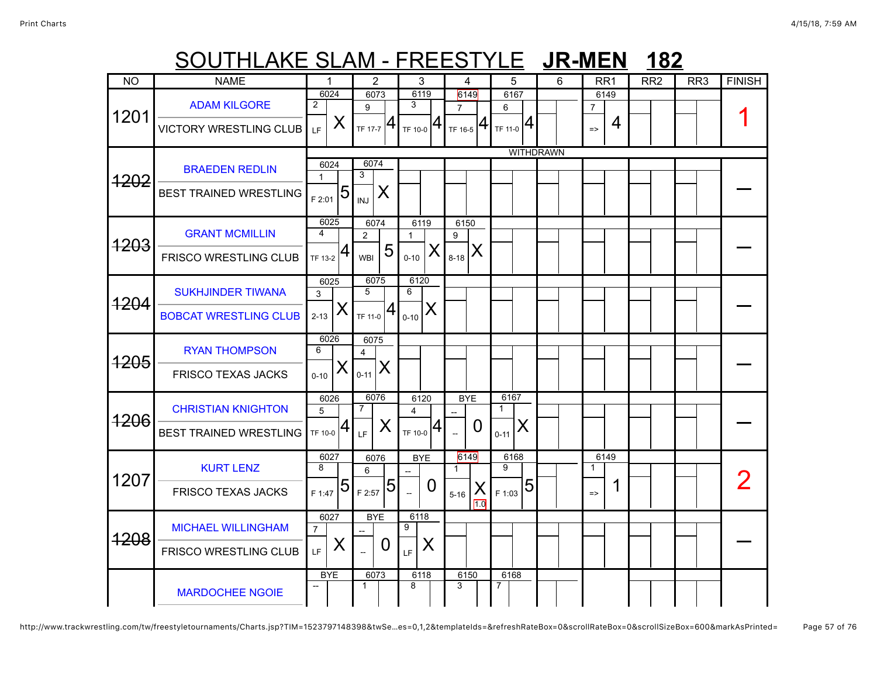# SOUTHLAKE SLAM - FREESTYLE **JR-MEN 182**

| NO | NAME | 1 | 2 | 3 | 4 | 5 | 6 | RR1 | RR2 | RR3 | FINISH |
|---|---|---|---|---|---|---|---|---|---|---|---|
| 1201 | ADAM KILGORE<br>VICTORY WRESTLING CLUB | 6024<br>2<br>LF X | 6073<br>9<br>TF 17-7 4 | 6119<br>3<br>TF 10-0 4 | 6149<br>7<br>TF 16-5 4 | 6167<br>6<br>TF 11-0 4 | | 6149<br>7<br>=> 4 | | | 1 |
| ~~1202~~ | BRAEDEN REDLIN<br>BEST TRAINED WRESTLING (WITHDRAWN) | 6024<br>1<br>F 2:01 5 | 6074<br>3<br>INJ X | | | | | | | | — |
| ~~1203~~ | GRANT MCMILLIN<br>FRISCO WRESTLING CLUB | 6025<br>4<br>TF 13-2 4 | 6074<br>2<br>WBI 5 | 6119<br>1<br>0-10 X | 6150<br>9<br>8-18 X | | | | | | — |
| ~~1204~~ | SUKHJINDER TIWANA<br>BOBCAT WRESTLING CLUB | 6025<br>3<br>2-13 X | 6075<br>5<br>TF 11-0 4 | 6120<br>6<br>0-10 X | | | | | | | — |
| ~~1205~~ | RYAN THOMPSON<br>FRISCO TEXAS JACKS | 6026<br>6<br>0-10 X | 6075<br>4<br>0-11 X | | | | | | | | — |
| ~~1206~~ | CHRISTIAN KNIGHTON<br>BEST TRAINED WRESTLING | 6026<br>5<br>TF 10-0 4 | 6076<br>7<br>LF X | 6120<br>4<br>TF 10-0 4 | BYE<br>--<br>-- 0 | 6167<br>1<br>0-11 X | | | | | — |
| 1207 | KURT LENZ<br>FRISCO TEXAS JACKS | 6027<br>8<br>F 1:47 5 | 6076<br>6<br>F 2:57 5 | BYE<br>--<br>-- 0 | 6149<br>1<br>5-16 X 1.0 | 6168<br>9<br>F 1:03 5 | | 6149<br>1<br>=> 1 | | | 2 |
| ~~1208~~ | MICHAEL WILLINGHAM<br>FRISCO WRESTLING CLUB | 6027<br>7<br>LF X | BYE<br>--<br>-- 0 | 6118<br>9<br>LF X | | | | | | | — |
| | MARDOCHEE NGOIE | BYE<br>-- | 6073<br>1 | 6118<br>8 | 6150<br>3 | 6168<br>7 | | | | | |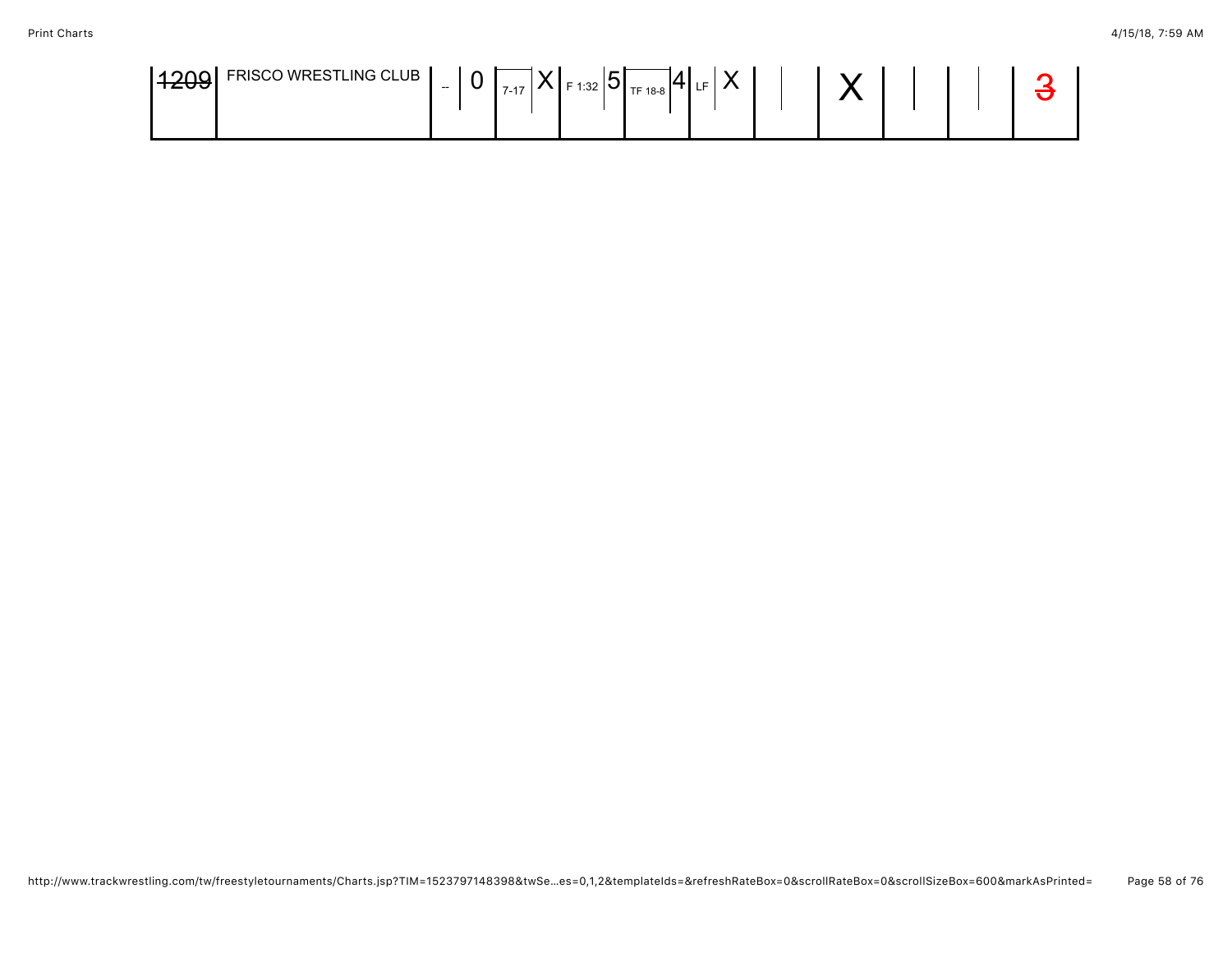| ~~1209~~ | FRISCO WRESTLING CLUB | -- | 0 | 7-17 | X | F 1:32 | 5 | TF 18-8 | 4 | LF | X | | | X | | | | ~~3~~ |
|---|---|---|---|---|---|---|---|---|---|---|---|---|---|---|---|---|---|---|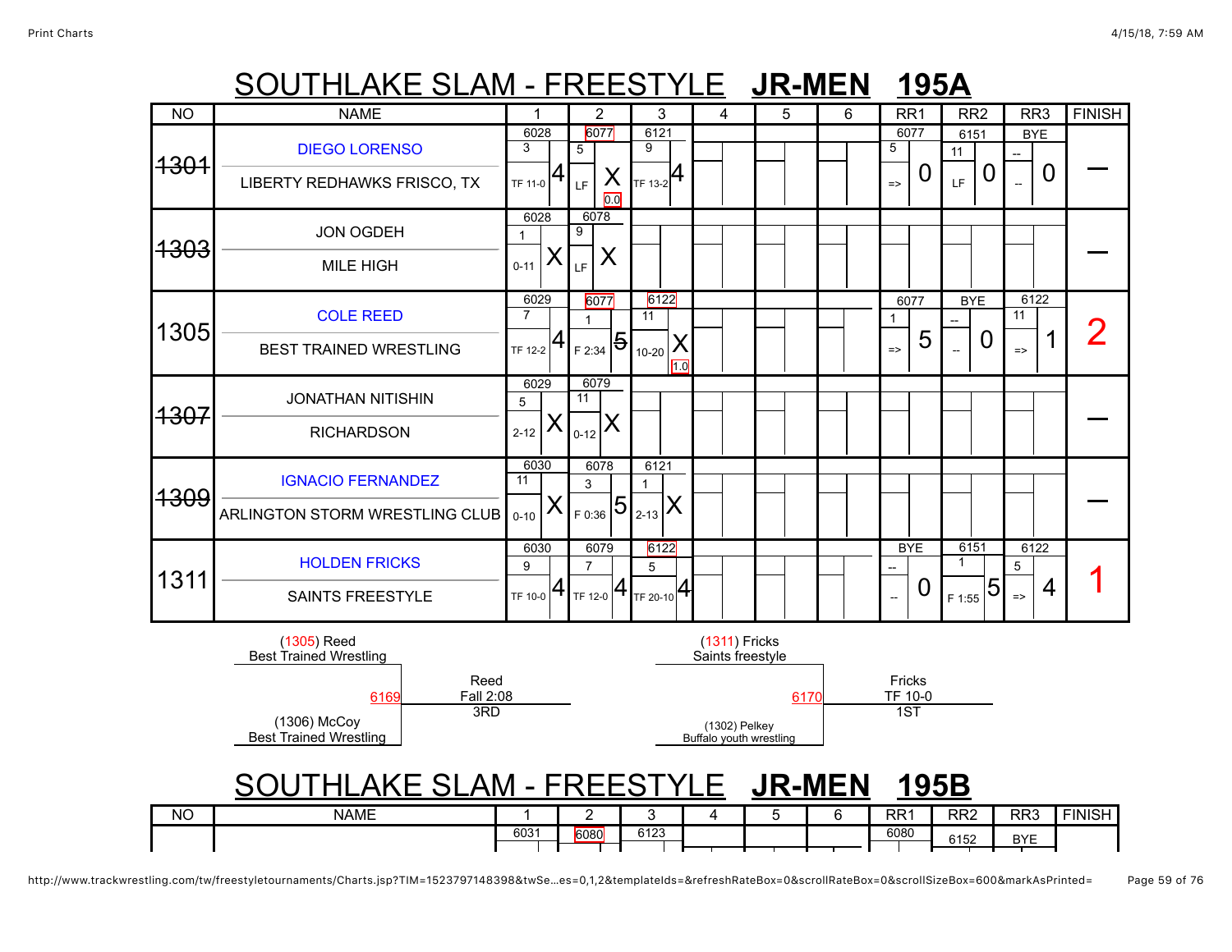# SOUTHLAKE SLAM - FREESTYLE **JR-MEN** **195A**

| NO | NAME | 1 | 2 | 3 | 4 | 5 | 6 | RR1 | RR2 | RR3 | FINISH |
|---|---|---|---|---|---|---|---|---|---|---|---|
| ~~1301~~ | DIEGO LORENSO / LIBERTY REDHAWKS FRISCO, TX | 6028 / 3 / TF 11-0 / 4 | 6077 / 5 / LF / X / 0.0 | 6121 / 9 / TF 13-2 / 4 | | | | 6077 / 5 / => / 0 | 6151 / 11 / LF / 0 | BYE / -- / -- / 0 | — |
| ~~1303~~ | JON OGDEH / MILE HIGH | 6028 / 1 / 0-11 / X | 6078 / 9 / LF / X | | | | | | | | — |
| 1305 | COLE REED / BEST TRAINED WRESTLING | 6029 / 7 / TF 12-2 / 4 | 6077 / 1 / F 2:34 / ~~5~~ | 6122 / 11 / 10-20 / X / 1.0 | | | | 6077 / 1 / => / 5 | BYE / -- / -- / 0 | 6122 / 11 / => / 1 | 2 |
| ~~1307~~ | JONATHAN NITISHIN / RICHARDSON | 6029 / 5 / 2-12 / X | 6079 / 11 / 0-12 / X | | | | | | | | — |
| ~~1309~~ | IGNACIO FERNANDEZ / ARLINGTON STORM WRESTLING CLUB | 6030 / 11 / 0-10 / X | 6078 / 3 / F 0:36 / 5 | 6121 / 1 / 2-13 / X | | | | | | | — |
| 1311 | HOLDEN FRICKS / SAINTS FREESTYLE | 6030 / 9 / TF 10-0 / 4 | 6079 / 7 / TF 12-0 / 4 | 6122 / 5 / TF 20-10 / 4 | | | | BYE / -- / -- / 0 | 6151 / 1 / F 1:55 / 5 | 6122 / 5 / => / 4 | 1 |

**Match 6169 (3RD):** (1305) Reed, Best Trained Wrestling vs. (1306) McCoy, Best Trained Wrestling — Winner: Reed, Fall 2:08

**Match 6170 (1ST):** (1311) Fricks, Saints freestyle vs. (1302) Pelkey, Buffalo youth wrestling — Winner: Fricks, TF 10-0

# SOUTHLAKE SLAM - FREESTYLE **JR-MEN** **195B**

| NO | NAME | 1 | 2 | 3 | 4 | 5 | 6 | RR1 | RR2 | RR3 | FINISH |
|---|---|---|---|---|---|---|---|---|---|---|---|
| | | 6031 | 6080 | 6123 | | | | 6080 | 6152 | BYE | |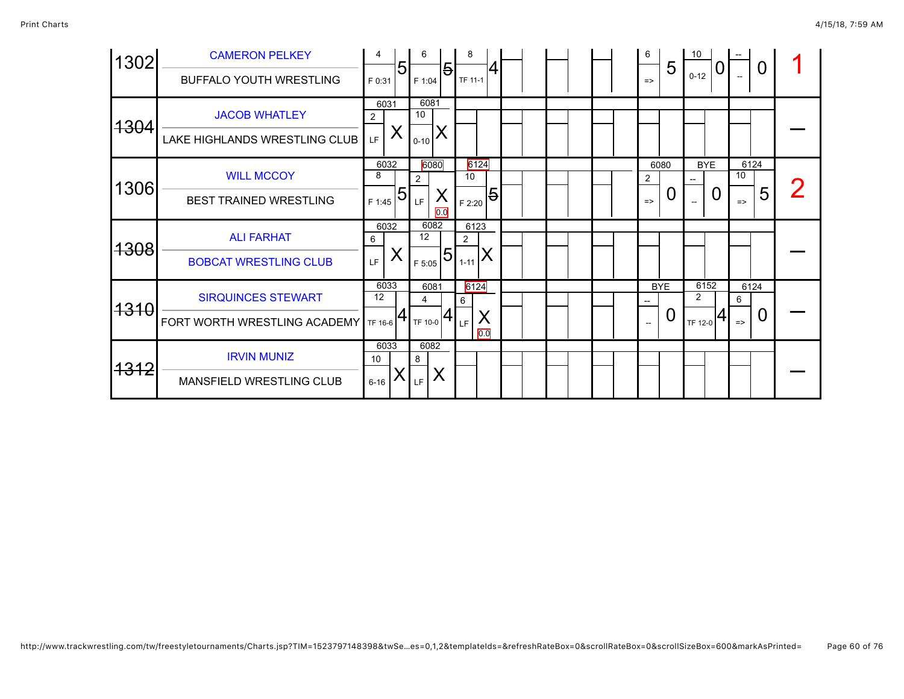| Bout | Wrestler / Team | Match 1 | | Match 2 | | Match 3 | | | | | | | | Match 4 | | Match 5 | | Match 6 | | Place |
|---|---|---|---|---|---|---|---|---|---|---|---|---|---|---|---|---|---|---|---|---|
| 1302 | CAMERON PELKEY<br>BUFFALO YOUTH WRESTLING | 4<br>F 0:31 | 5 | 6<br>F 1:04 | ~~5~~ | 8<br>TF 11-1 | 4 | | | | | | | 6<br>=> | 5 | 10<br>0-12 | 0 | --<br>-- | 0 | 1 |
| ~~1304~~ | JACOB WHATLEY<br>LAKE HIGHLANDS WRESTLING CLUB | 6031<br>2<br>LF | X | 6081<br>10<br>0-10 | X | | | | | | | | | | | | | | | — |
| 1306 | WILL MCCOY<br>BEST TRAINED WRESTLING | 6032<br>8<br>F 1:45 | 5 | 6080<br>2<br>LF | X<br>0.0 | 6124<br>10<br>F 2:20 | ~~5~~ | | | | | | | 6080<br>2<br>=> | 0 | BYE<br>--<br>-- | 0 | 6124<br>10<br>=> | 5 | 2 |
| ~~1308~~ | ALI FARHAT<br>BOBCAT WRESTLING CLUB | 6032<br>6<br>LF | X | 6082<br>12<br>F 5:05 | 5 | 6123<br>2<br>1-11 | X | | | | | | | | | | | | | — |
| ~~1310~~ | SIRQUINCES STEWART<br>FORT WORTH WRESTLING ACADEMY | 6033<br>12<br>TF 16-6 | 4 | 6081<br>4<br>TF 10-0 | 4 | 6124<br>6<br>LF | X<br>0.0 | | | | | | | BYE<br>--<br>-- | 0 | 6152<br>2<br>TF 12-0 | 4 | 6124<br>6<br>=> | 0 | — |
| ~~1312~~ | IRVIN MUNIZ<br>MANSFIELD WRESTLING CLUB | 6033<br>10<br>6-16 | X | 6082<br>8<br>LF | X | | | | | | | | | | | | | | | — |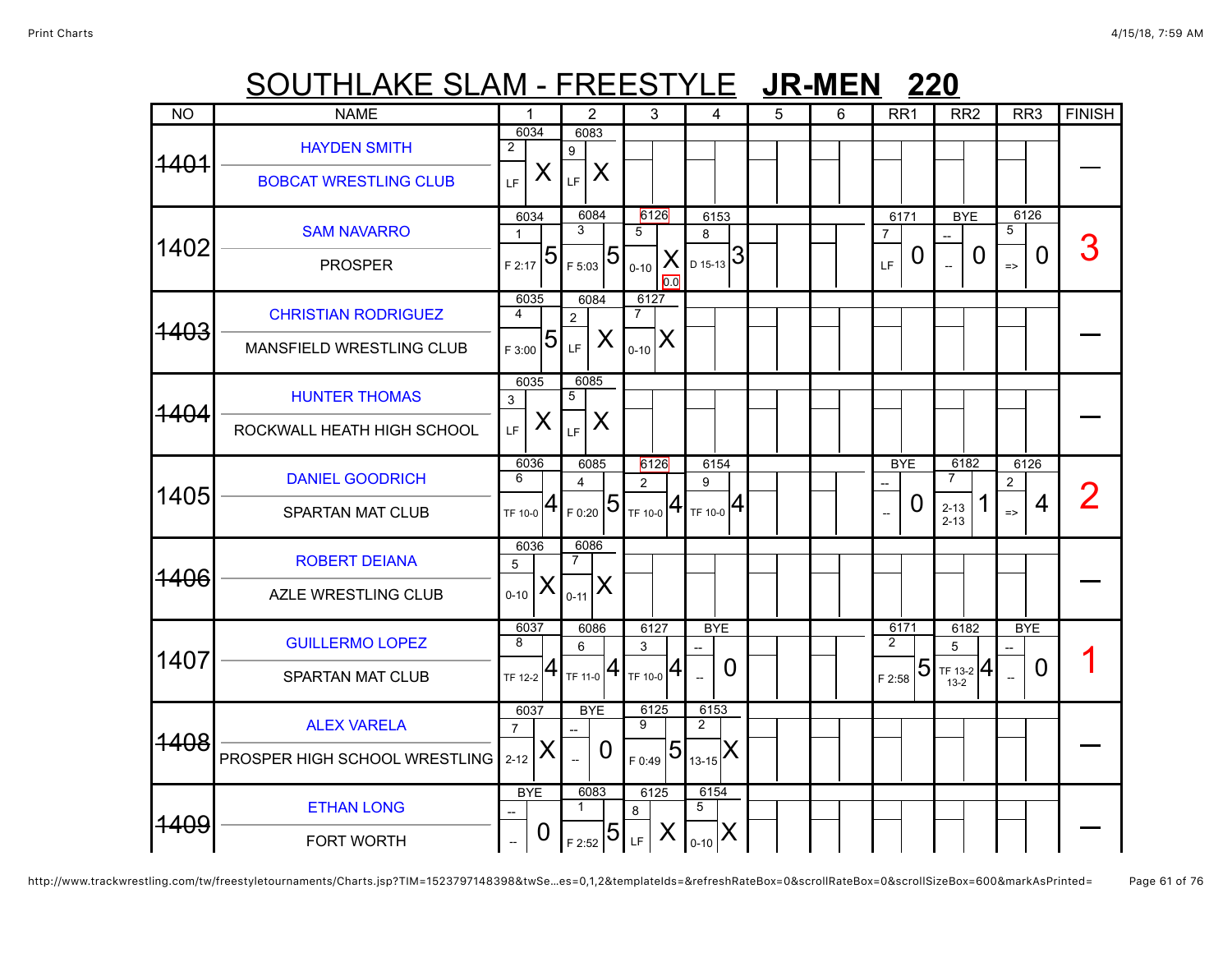# SOUTHLAKE SLAM - FREESTYLE **JR-MEN** **220**

| NO | NAME | 1 | 2 | 3 | 4 | 5 | 6 | RR1 | RR2 | RR3 | FINISH |
|---|---|---|---|---|---|---|---|---|---|---|---|
| ~~1401~~ | HAYDEN SMITH / BOBCAT WRESTLING CLUB | 6034 / 2 / LF / X | 6083 / 9 / LF / X | | | | | | | | — |
| 1402 | SAM NAVARRO / PROSPER | 6034 / 1 / F 2:17 / 5 | 6084 / 3 / F 5:03 / 5 | 6126 / 5 / 0-10 / X / 0.0 | 6153 / 8 / D 15-13 / 3 | | | 6171 / 7 / LF / 0 | BYE / -- / -- / 0 | 6126 / 5 / => / 0 | 3 |
| ~~1403~~ | CHRISTIAN RODRIGUEZ / MANSFIELD WRESTLING CLUB | 6035 / 4 / F 3:00 / 5 | 6084 / 2 / LF / X | 6127 / 7 / 0-10 / X | | | | | | | — |
| ~~1404~~ | HUNTER THOMAS / ROCKWALL HEATH HIGH SCHOOL | 6035 / 3 / LF / X | 6085 / 5 / LF / X | | | | | | | | — |
| 1405 | DANIEL GOODRICH / SPARTAN MAT CLUB | 6036 / 6 / TF 10-0 / 4 | 6085 / 4 / F 0:20 / 5 | 6126 / 2 / TF 10-0 / 4 | 6154 / 9 / TF 10-0 / 4 | | | BYE / -- / -- / 0 | 6182 / 7 / 2-13 2-13 / 1 | 6126 / 2 / => / 4 | 2 |
| ~~1406~~ | ROBERT DEIANA / AZLE WRESTLING CLUB | 6036 / 5 / 0-10 / X | 6086 / 7 / 0-11 / X | | | | | | | | — |
| 1407 | GUILLERMO LOPEZ / SPARTAN MAT CLUB | 6037 / 8 / TF 12-2 / 4 | 6086 / 6 / TF 11-0 / 4 | 6127 / 3 / TF 10-0 / 4 | BYE / -- / -- / 0 | | | 6171 / 2 / F 2:58 / 5 | 6182 / 5 / TF 13-2 13-2 / 4 | BYE / -- / -- / 0 | 1 |
| ~~1408~~ | ALEX VARELA / PROSPER HIGH SCHOOL WRESTLING | 6037 / 7 / 2-12 / X | BYE / -- / -- / 0 | 6125 / 9 / F 0:49 / 5 | 6153 / 2 / 13-15 / X | | | | | | — |
| ~~1409~~ | ETHAN LONG / FORT WORTH | BYE / -- / -- / 0 | 6083 / 1 / F 2:52 / 5 | 6125 / 8 / LF / X | 6154 / 5 / 0-10 / X | | | | | | — |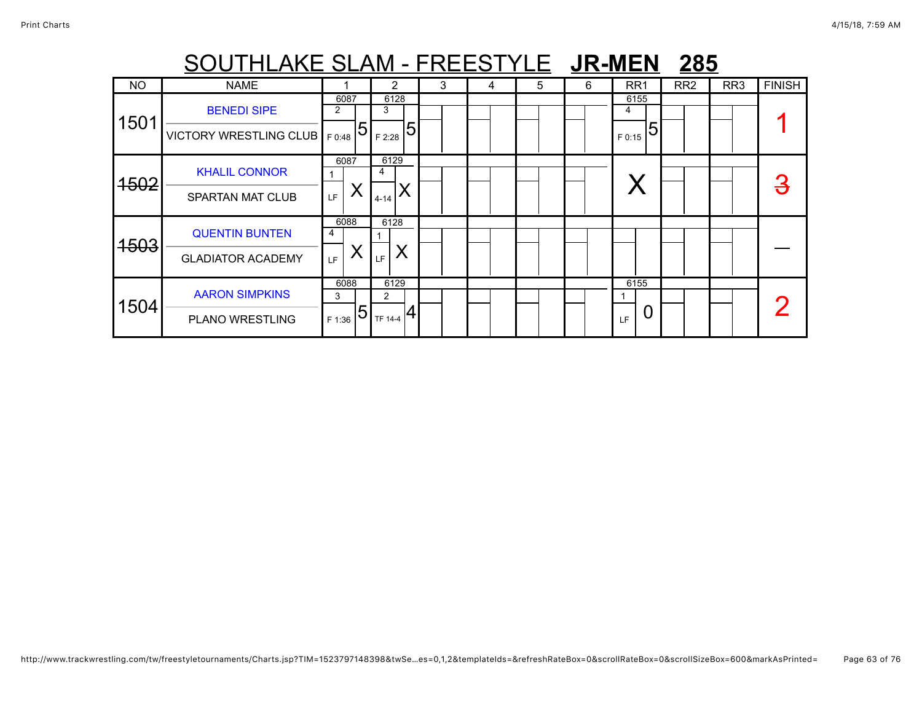# SOUTHLAKE SLAM - FREESTYLE **JR-MEN** **285**

| NO | NAME | 1 | 2 | 3 | 4 | 5 | 6 | RR1 | RR2 | RR3 | FINISH |
|---|---|---|---|---|---|---|---|---|---|---|---|
| 1501 | BENEDI SIPE<br>VICTORY WRESTLING CLUB | 6087<br>2<br>F 0:48 5 | 6128<br>3<br>F 2:28 5 | | | | | 6155<br>4<br>F 0:15 5 | | | 1 |
| ~~1502~~ | KHALIL CONNOR<br>SPARTAN MAT CLUB | 6087<br>1<br>LF X | 6129<br>4<br>4-14 X | | | | | X | | | ~~3~~ |
| ~~1503~~ | QUENTIN BUNTEN<br>GLADIATOR ACADEMY | 6088<br>4<br>LF X | 6128<br>1<br>LF X | | | | | | | | — |
| 1504 | AARON SIMPKINS<br>PLANO WRESTLING | 6088<br>3<br>F 1:36 5 | 6129<br>2<br>TF 14-4 4 | | | | | 6155<br>1<br>LF 0 | | | 2 |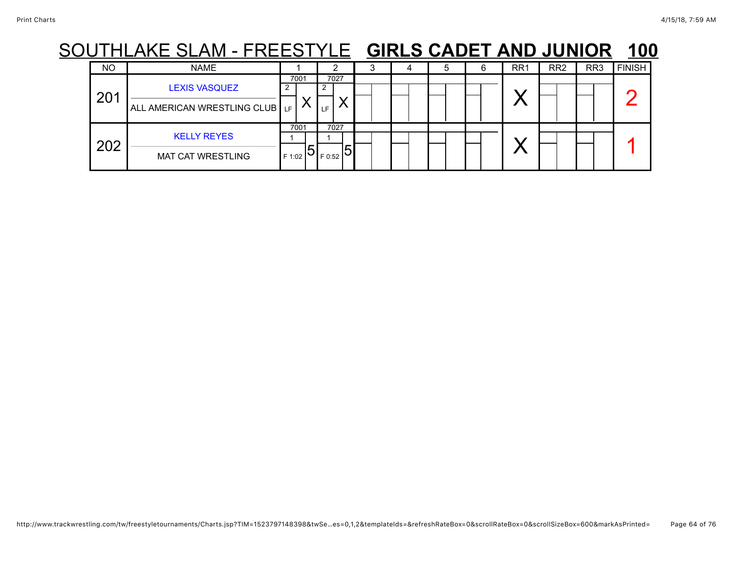# SOUTHLAKE SLAM - FREESTYLE **GIRLS CADET AND JUNIOR 100**

| NO | NAME | 1 | 2 | 3 | 4 | 5 | 6 | RR1 | RR2 | RR3 | FINISH |
|---|---|---|---|---|---|---|---|---|---|---|---|
| 201 | LEXIS VASQUEZ<br>ALL AMERICAN WRESTLING CLUB | 7001<br>2<br>LF X | 7027<br>2<br>LF X | | | | | X | | | 2 |
| 202 | KELLY REYES<br>MAT CAT WRESTLING | 7001<br>1<br>F 1:02 5 | 7027<br>1<br>F 0:52 5 | | | | | X | | | 1 |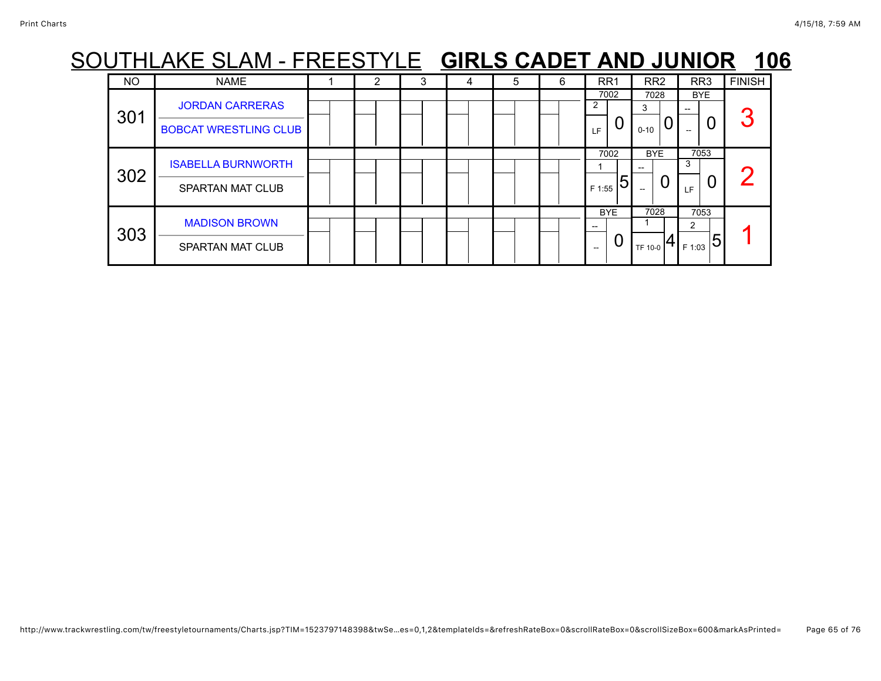# SOUTHLAKE SLAM - FREESTYLE **GIRLS CADET AND JUNIOR 106**

| NO | NAME | 1 | 2 | 3 | 4 | 5 | 6 | RR1 | RR2 | RR3 | FINISH |
|---|---|---|---|---|---|---|---|---|---|---|---|
| 301 | JORDAN CARRERAS / BOBCAT WRESTLING CLUB | | | | | | | 7002 / 2 / LF / 0 | 7028 / 3 / 0-10 / 0 | BYE / -- / -- / 0 | 3 |
| 302 | ISABELLA BURNWORTH / SPARTAN MAT CLUB | | | | | | | 7002 / 1 / F 1:55 / 5 | BYE / -- / -- / 0 | 7053 / 3 / LF / 0 | 2 |
| 303 | MADISON BROWN / SPARTAN MAT CLUB | | | | | | | BYE / -- / -- / 0 | 7028 / 1 / TF 10-0 / 4 | 7053 / 2 / F 1:03 / 5 | 1 |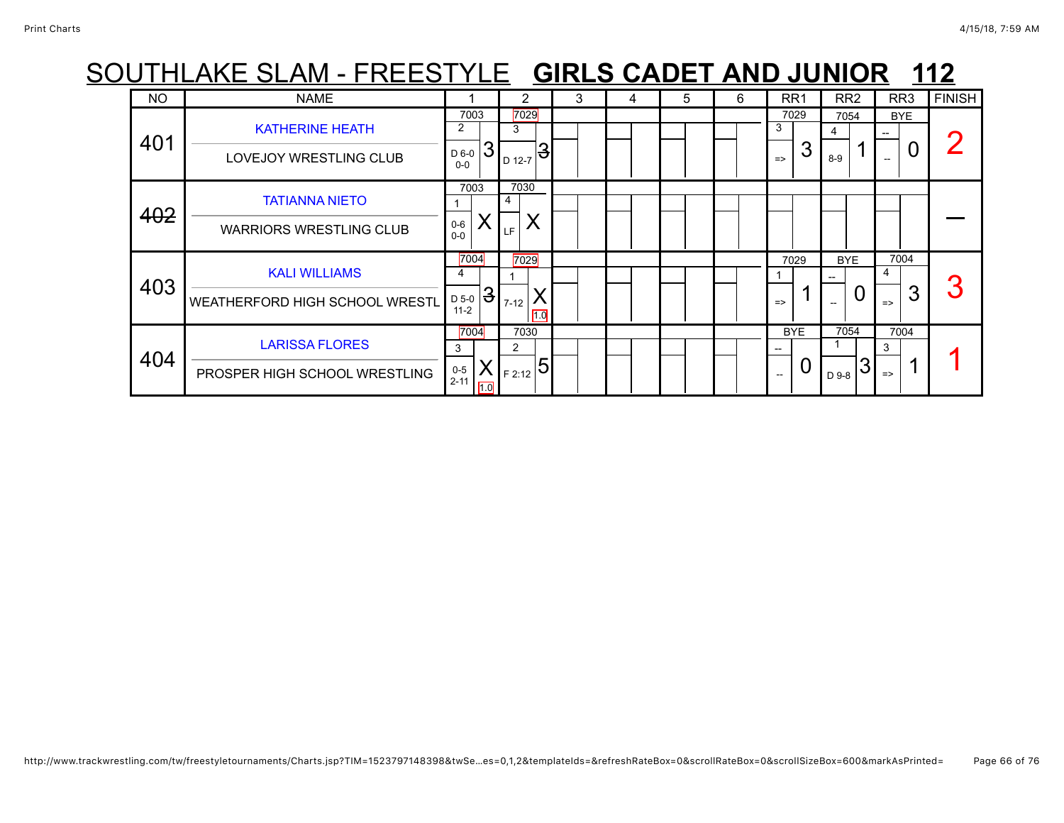# SOUTHLAKE SLAM - FREESTYLE **GIRLS CADET AND JUNIOR 112**

| NO | NAME | 1 | 2 | 3 | 4 | 5 | 6 | RR1 | RR2 | RR3 | FINISH |
|---|---|---|---|---|---|---|---|---|---|---|---|
| 401 | KATHERINE HEATH<br>LOVEJOY WRESTLING CLUB | 7003<br>2<br>D 6-0<br>0-0<br>3 | 7029<br>3<br>D 12-7<br>~~3~~ | | | | | 7029<br>3<br>=><br>3 | 7054<br>4<br>8-9<br>1 | BYE<br>--<br>--<br>0 | 2 |
| ~~402~~ | TATIANNA NIETO<br>WARRIORS WRESTLING CLUB | 7003<br>1<br>0-6<br>0-0<br>X | 7030<br>4<br>LF<br>X | | | | | | | | — |
| 403 | KALI WILLIAMS<br>WEATHERFORD HIGH SCHOOL WRESTL | 7004<br>4<br>D 5-0<br>11-2<br>~~3~~ | 7029<br>1<br>7-12<br>X<br>1.0 | | | | | 7029<br>1<br>=><br>1 | BYE<br>--<br>--<br>0 | 7004<br>4<br>=><br>3 | 3 |
| 404 | LARISSA FLORES<br>PROSPER HIGH SCHOOL WRESTLING | 7004<br>3<br>0-5<br>2-11<br>X<br>1.0 | 7030<br>2<br>F 2:12<br>5 | | | | | BYE<br>--<br>--<br>0 | 7054<br>1<br>D 9-8<br>3 | 7004<br>3<br>=><br>1 | 1 |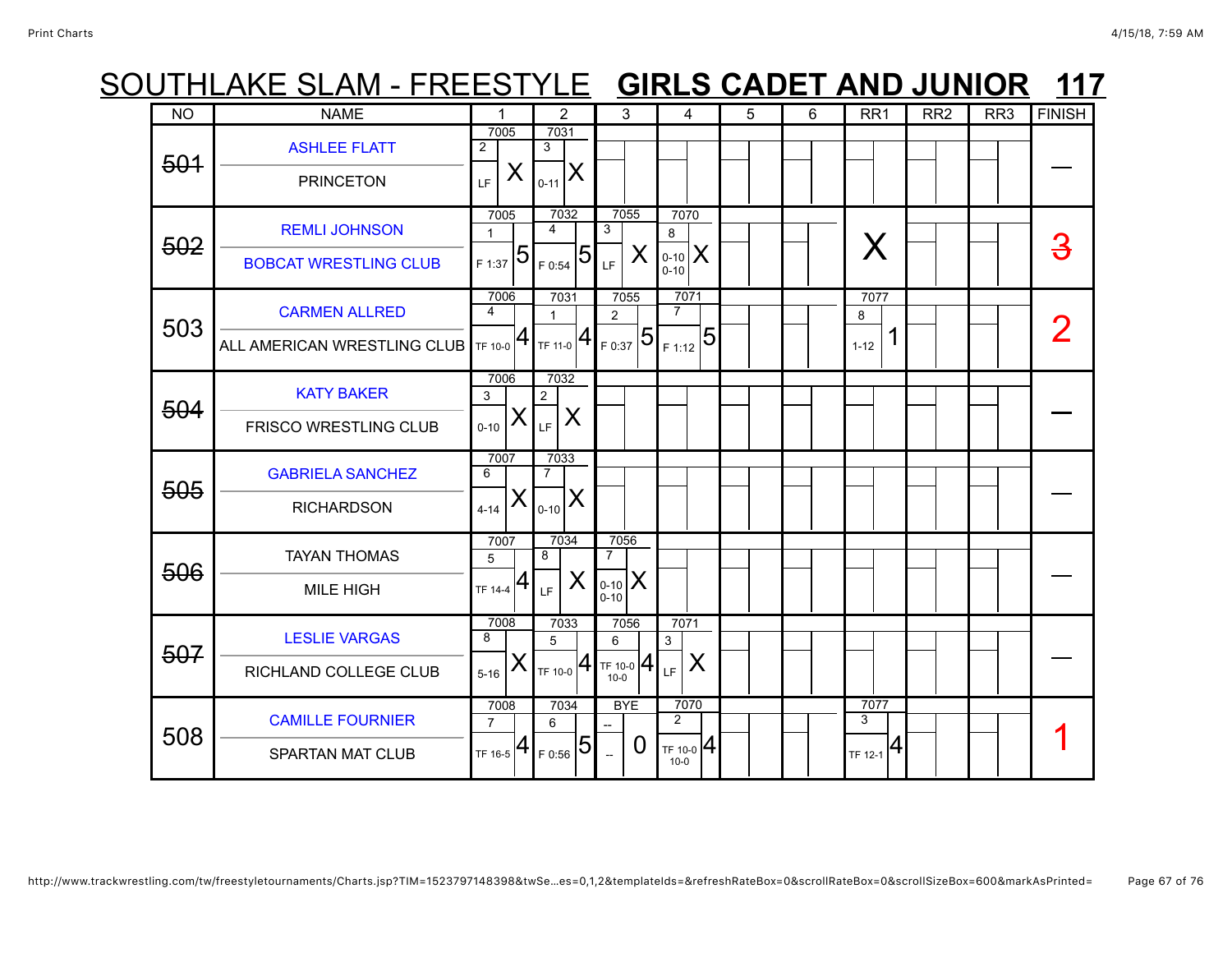# SOUTHLAKE SLAM - FREESTYLE **GIRLS CADET AND JUNIOR 117**

| NO | NAME | 1 | 2 | 3 | 4 | 5 | 6 | RR1 | RR2 | RR3 | FINISH |
|---|---|---|---|---|---|---|---|---|---|---|---|
| ~~501~~ | ASHLEE FLATT / PRINCETON | 7005 2 LF X | 7031 3 0-11 X | | | | | | | | — |
| ~~502~~ | REMLI JOHNSON / BOBCAT WRESTLING CLUB | 7005 1 F 1:37 5 | 7032 4 F 0:54 5 | 7055 3 LF X | 7070 8 0-10 0-10 X | | | X | | | ~~3~~ |
| 503 | CARMEN ALLRED / ALL AMERICAN WRESTLING CLUB | 7006 4 TF 10-0 4 | 7031 1 TF 11-0 4 | 7055 2 F 0:37 5 | 7071 7 F 1:12 5 | | | 7077 8 1-12 1 | | | 2 |
| ~~504~~ | KATY BAKER / FRISCO WRESTLING CLUB | 7006 3 0-10 X | 7032 2 LF X | | | | | | | | — |
| ~~505~~ | GABRIELA SANCHEZ / RICHARDSON | 7007 6 4-14 X | 7033 7 0-10 X | | | | | | | | — |
| ~~506~~ | TAYAN THOMAS / MILE HIGH | 7007 5 TF 14-4 4 | 7034 8 LF X | 7056 7 0-10 0-10 X | | | | | | | — |
| ~~507~~ | LESLIE VARGAS / RICHLAND COLLEGE CLUB | 7008 8 5-16 X | 7033 5 TF 10-0 4 | 7056 6 TF 10-0 10-0 4 | 7071 3 LF X | | | | | | — |
| 508 | CAMILLE FOURNIER / SPARTAN MAT CLUB | 7008 7 TF 16-5 4 | 7034 6 F 0:56 5 | BYE -- -- 0 | 7070 2 TF 10-0 10-0 4 | | | 7077 3 TF 12-1 4 | | | 1 |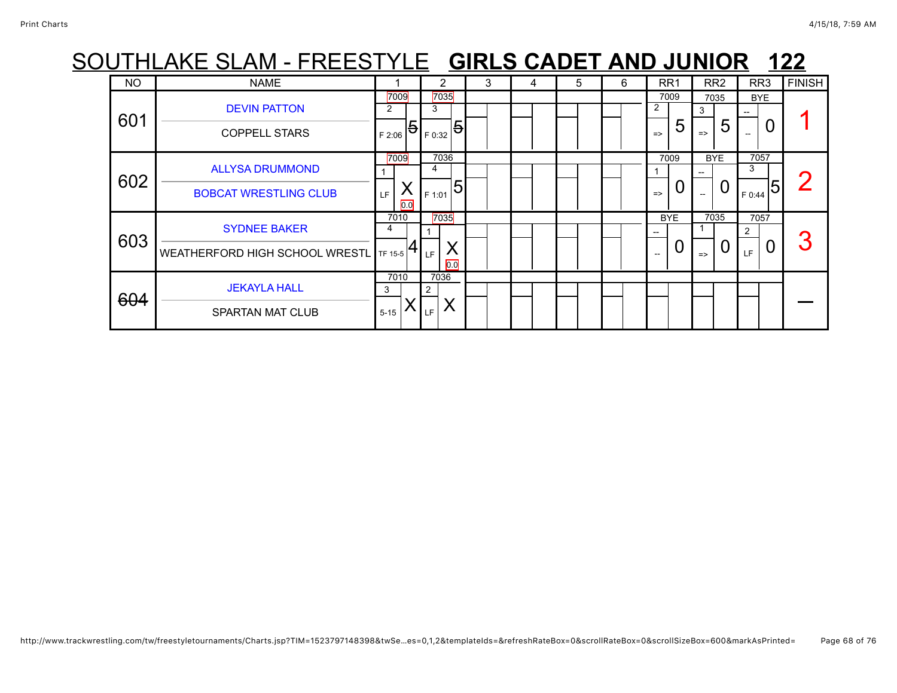# SOUTHLAKE SLAM - FREESTYLE **GIRLS CADET AND JUNIOR 122**

| NO | NAME | 1 | 2 | 3 | 4 | 5 | 6 | RR1 | RR2 | RR3 | FINISH |
|---|---|---|---|---|---|---|---|---|---|---|---|
| 601 | DEVIN PATTON / COPPELL STARS | 7009 / 2 / F 2:06 / 5 | 7035 / 3 / F 0:32 / 5 | | | | | 7009 / 2 / => / 5 | 7035 / 3 / => / 5 | BYE / -- / -- / 0 | 1 |
| 602 | ALLYSA DRUMMOND / BOBCAT WRESTLING CLUB | 7009 / 1 / LF / X / 0.0 | 7036 / 4 / F 1:01 / 5 | | | | | 7009 / 1 / => / 0 | BYE / -- / -- / 0 | 7057 / 3 / F 0:44 / 5 | 2 |
| 603 | SYDNEE BAKER / WEATHERFORD HIGH SCHOOL WRESTL | 7010 / 4 / TF 15-5 / 4 | 7035 / 1 / LF / X / 0.0 | | | | | BYE / -- / -- / 0 | 7035 / 1 / => / 0 | 7057 / 2 / LF / 0 | 3 |
| ~~604~~ | JEKAYLA HALL / SPARTAN MAT CLUB | 7010 / 3 / 5-15 / X | 7036 / 2 / LF / X | | | | | | | | — |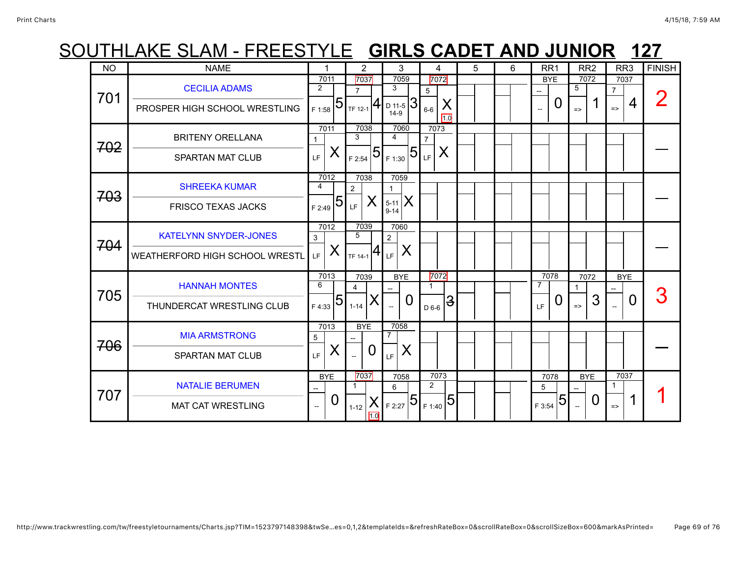# SOUTHLAKE SLAM - FREESTYLE **GIRLS CADET AND JUNIOR 127**

| NO | NAME | 1 | 2 | 3 | 4 | 5 | 6 | RR1 | RR2 | RR3 | FINISH |
|---|---|---|---|---|---|---|---|---|---|---|---|
| 701 | CECILIA ADAMS / PROSPER HIGH SCHOOL WRESTLING | 7011 2 F 1:58 5 | 7037 7 TF 12-1 4 | 7059 3 D 11-5 14-9 3 | 7072 5 6-6 X 1.0 | | | BYE -- -- 0 | 7072 5 => 1 | 7037 7 => 4 | 2 |
| ~~702~~ | BRITENY ORELLANA / SPARTAN MAT CLUB | 7011 1 LF X | 7038 3 F 2:54 5 | 7060 4 F 1:30 5 | 7073 7 LF X | | | | | | — |
| ~~703~~ | SHREEKA KUMAR / FRISCO TEXAS JACKS | 7012 4 F 2:49 5 | 7038 2 LF X | 7059 1 5-11 9-14 X | | | | | | | — |
| ~~704~~ | KATELYNN SNYDER-JONES / WEATHERFORD HIGH SCHOOL WRESTL | 7012 3 LF X | 7039 5 TF 14-1 4 | 7060 2 LF X | | | | | | | — |
| 705 | HANNAH MONTES / THUNDERCAT WRESTLING CLUB | 7013 6 F 4:33 5 | 7039 4 1-14 X | BYE -- -- 0 | 7072 1 D 6-6 ~~3~~ | | | 7078 7 LF 0 | 7072 1 => 3 | BYE -- -- 0 | 3 |
| ~~706~~ | MIA ARMSTRONG / SPARTAN MAT CLUB | 7013 5 LF X | BYE -- -- 0 | 7058 7 LF X | | | | | | | — |
| 707 | NATALIE BERUMEN / MAT CAT WRESTLING | BYE -- -- 0 | 7037 1 1-12 X 1.0 | 7058 6 F 2:27 5 | 7073 2 F 1:40 5 | | | 7078 5 F 3:54 5 | BYE -- -- 0 | 7037 1 => 1 | 1 |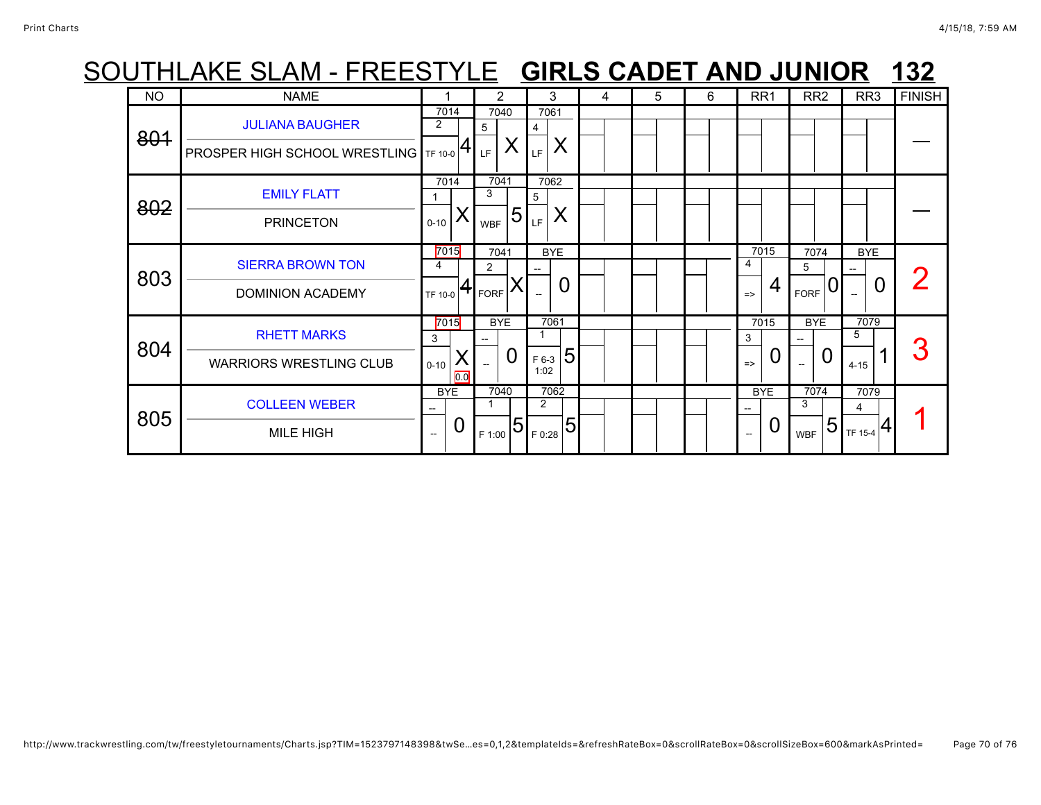# SOUTHLAKE SLAM - FREESTYLE **GIRLS CADET AND JUNIOR 132**

| NO | NAME | 1 | 2 | 3 | 4 | 5 | 6 | RR1 | RR2 | RR3 | FINISH |
|---|---|---|---|---|---|---|---|---|---|---|---|
| ~~801~~ | JULIANA BAUGHER<br>PROSPER HIGH SCHOOL WRESTLING | 7014<br>2<br>TF 10-0 4 | 7040<br>5<br>LF X | 7061<br>4<br>LF X | | | | | | | — |
| ~~802~~ | EMILY FLATT<br>PRINCETON | 7014<br>1<br>0-10 X | 7041<br>3<br>WBF 5 | 7062<br>5<br>LF X | | | | | | | — |
| 803 | SIERRA BROWN TON<br>DOMINION ACADEMY | 7015<br>4<br>TF 10-0 4 | 7041<br>2<br>FORF X | BYE<br>--<br>-- 0 | | | | 7015<br>4<br>=> 4 | 7074<br>5<br>FORF 0 | BYE<br>--<br>-- 0 | 2 |
| 804 | RHETT MARKS<br>WARRIORS WRESTLING CLUB | 7015<br>3<br>0-10 X<br>0.0 | BYE<br>--<br>-- 0 | 7061<br>1<br>F 6-3 1:02 5 | | | | 7015<br>3<br>=> 0 | BYE<br>--<br>-- 0 | 7079<br>5<br>4-15 1 | 3 |
| 805 | COLLEEN WEBER<br>MILE HIGH | BYE<br>--<br>-- 0 | 7040<br>1<br>F 1:00 5 | 7062<br>2<br>F 0:28 5 | | | | BYE<br>--<br>-- 0 | 7074<br>3<br>WBF 5 | 7079<br>4<br>TF 15-4 4 | 1 |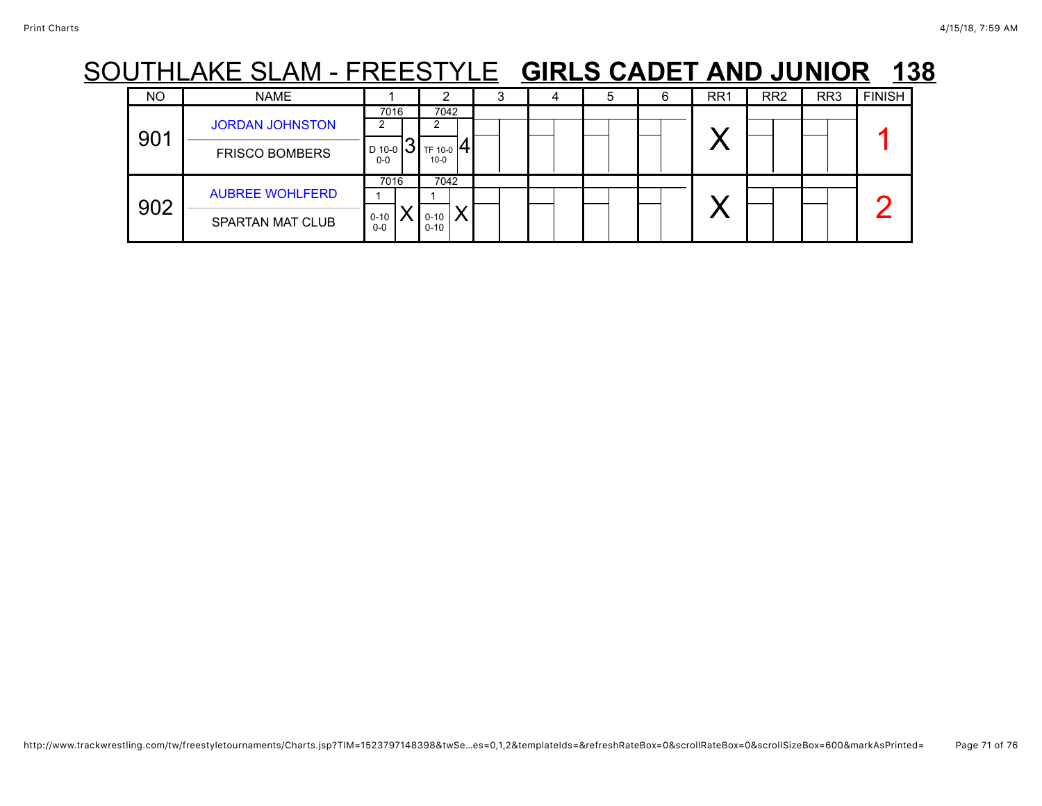# SOUTHLAKE SLAM - FREESTYLE **GIRLS CADET AND JUNIOR 138**

| NO | NAME | 1 | 2 | 3 | 4 | 5 | 6 | RR1 | RR2 | RR3 | FINISH |
|---|---|---|---|---|---|---|---|---|---|---|---|
| 901 | JORDAN JOHNSTON<br>FRISCO BOMBERS | 7016<br>2<br>D 10-0 0-0<br>3 | 7042<br>2<br>TF 10-0 10-0<br>4 | | | | | X | | | 1 |
| 902 | AUBREE WOHLFERD<br>SPARTAN MAT CLUB | 7016<br>1<br>0-10 0-0<br>X | 7042<br>1<br>0-10 0-10<br>X | | | | | X | | | 2 |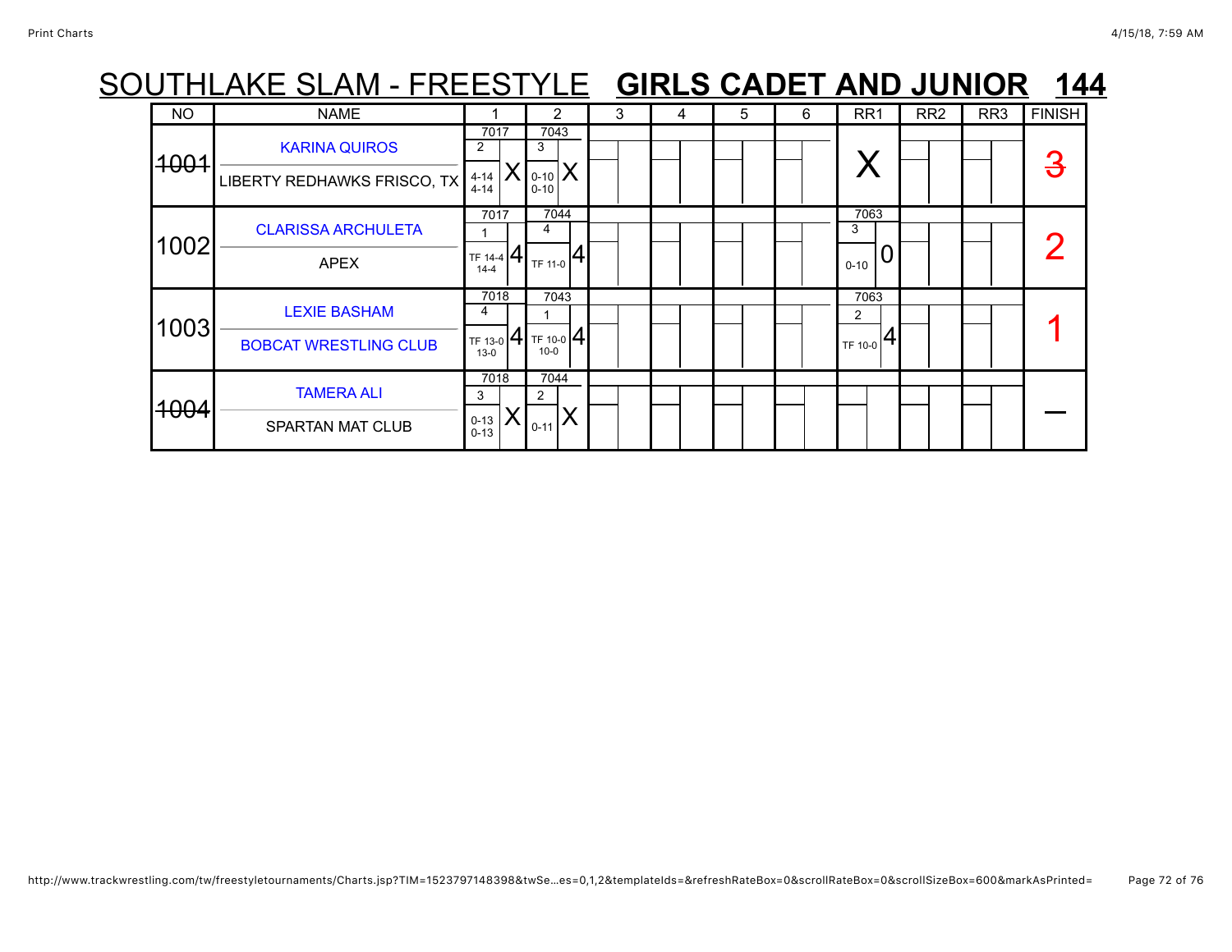# SOUTHLAKE SLAM - FREESTYLE **GIRLS CADET AND JUNIOR 144**

| NO | NAME | 1 | 2 | 3 | 4 | 5 | 6 | RR1 | RR2 | RR3 | FINISH |
|---|---|---|---|---|---|---|---|---|---|---|---|
| ~~1001~~ | KARINA QUIROS<br>LIBERTY REDHAWKS FRISCO, TX | 7017<br>2<br>4-14<br>4-14<br>X | 7043<br>3<br>0-10<br>0-10<br>X | | | | | X | | | ~~3~~ |
| 1002 | CLARISSA ARCHULETA<br>APEX | 7017<br>1<br>TF 14-4<br>14-4<br>4 | 7044<br>4<br>TF 11-0<br>4 | | | | | 7063<br>3<br>0-10<br>0 | | | 2 |
| 1003 | LEXIE BASHAM<br>BOBCAT WRESTLING CLUB | 7018<br>4<br>TF 13-0<br>13-0<br>4 | 7043<br>1<br>TF 10-0<br>10-0<br>4 | | | | | 7063<br>2<br>TF 10-0<br>4 | | | 1 |
| ~~1004~~ | TAMERA ALI<br>SPARTAN MAT CLUB | 7018<br>3<br>0-13<br>0-13<br>X | 7044<br>2<br>0-11<br>X | | | | | | | | — |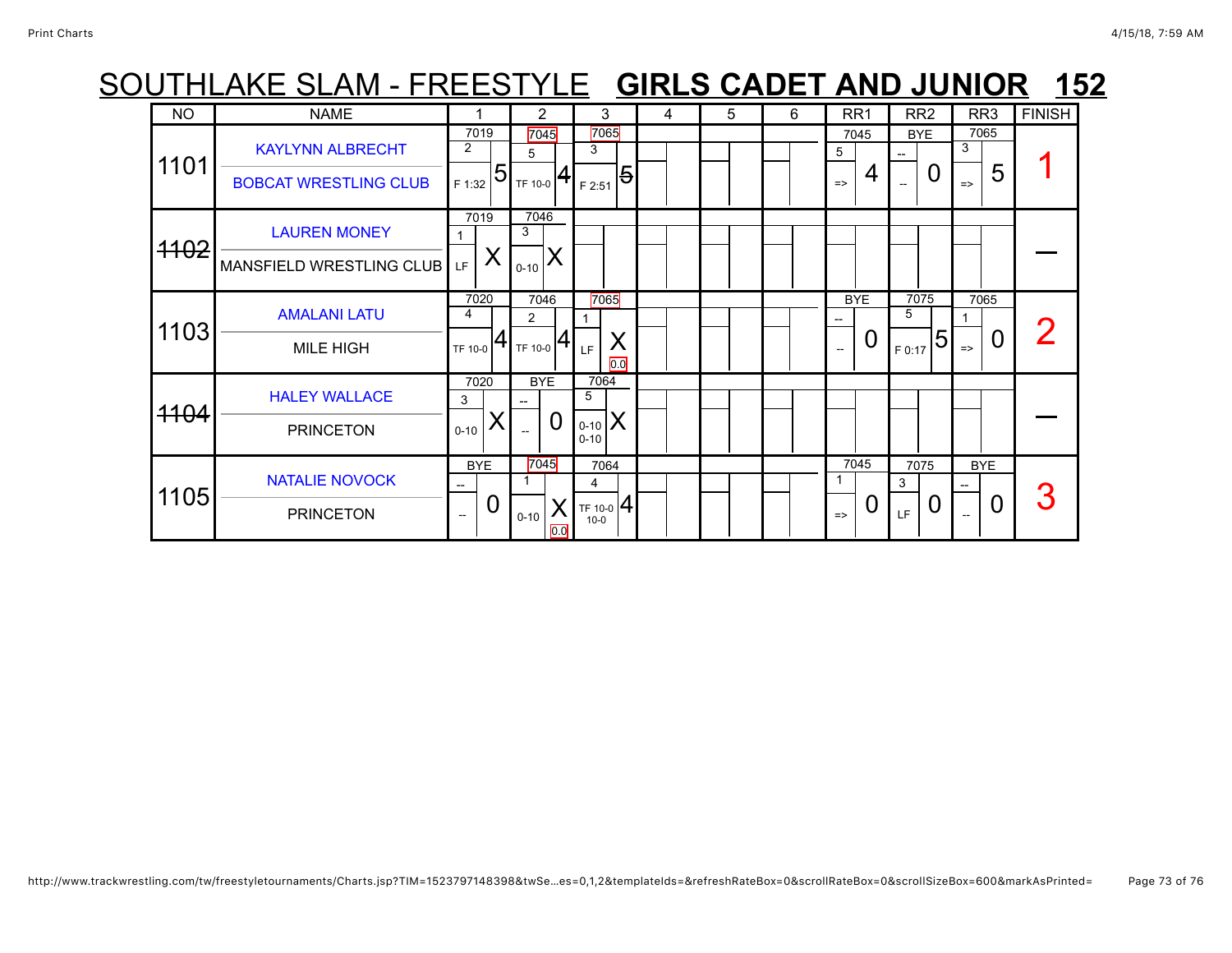# SOUTHLAKE SLAM - FREESTYLE **GIRLS CADET AND JUNIOR 152**

| NO | NAME | 1 | 2 | 3 | 4 | 5 | 6 | RR1 | RR2 | RR3 | FINISH |
|---|---|---|---|---|---|---|---|---|---|---|---|
| 1101 | KAYLYNN ALBRECHT / BOBCAT WRESTLING CLUB | 7019 2 F 1:32 5 | 7045 5 TF 10-0 4 | 7065 3 F 2:51 ~~5~~ | | | | 7045 5 => 4 | BYE -- -- 0 | 7065 3 => 5 | 1 |
| ~~1102~~ | LAUREN MONEY / MANSFIELD WRESTLING CLUB | 7019 1 LF X | 7046 3 0-10 X | | | | | | | | — |
| 1103 | AMALANI LATU / MILE HIGH | 7020 4 TF 10-0 4 | 7046 2 TF 10-0 4 | 7065 1 LF X 0.0 | | | | BYE -- -- 0 | 7075 5 F 0:17 5 | 7065 1 => 0 | 2 |
| ~~1104~~ | HALEY WALLACE / PRINCETON | 7020 3 0-10 X | BYE -- -- 0 | 7064 5 0-10 0-10 X | | | | | | | — |
| 1105 | NATALIE NOVOCK / PRINCETON | BYE -- -- 0 | 7045 1 0-10 X 0.0 | 7064 4 TF 10-0 10-0 4 | | | | 7045 1 => 0 | 7075 3 LF 0 | BYE -- -- 0 | 3 |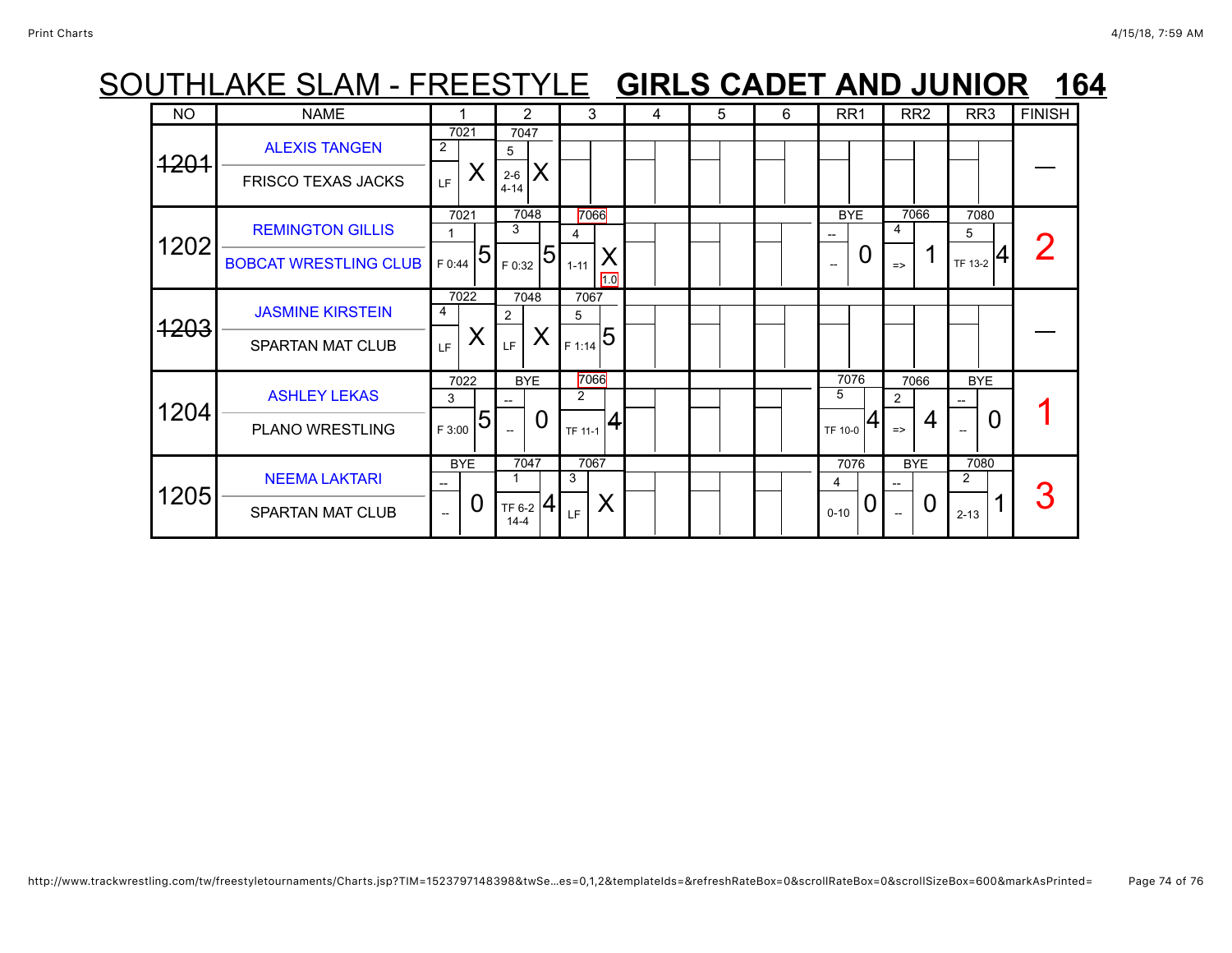# SOUTHLAKE SLAM - FREESTYLE **GIRLS CADET AND JUNIOR 164**

| NO | NAME | 1 | 2 | 3 | 4 | 5 | 6 | RR1 | RR2 | RR3 | FINISH |
|---|---|---|---|---|---|---|---|---|---|---|---|
| ~~1201~~ | ALEXIS TANGEN / FRISCO TEXAS JACKS | 7021 / 2 / LF / X | 7047 / 5 / 2-6 4-14 / X | | | | | | | | — |
| 1202 | REMINGTON GILLIS / BOBCAT WRESTLING CLUB | 7021 / 1 / F 0:44 / 5 | 7048 / 3 / F 0:32 / 5 | 7066 / 4 / 1-11 / X / 1.0 | | | | BYE / -- / -- / 0 | 7066 / 4 / => / 1 | 7080 / 5 / TF 13-2 / 4 | 2 |
| ~~1203~~ | JASMINE KIRSTEIN / SPARTAN MAT CLUB | 7022 / 4 / LF / X | 7048 / 2 / LF / X | 7067 / 5 / F 1:14 / 5 | | | | | | | — |
| 1204 | ASHLEY LEKAS / PLANO WRESTLING | 7022 / 3 / F 3:00 / 5 | BYE / -- / -- / 0 | 7066 / 2 / TF 11-1 / 4 | | | | 7076 / 5 / TF 10-0 / 4 | 7066 / 2 / => / 4 | BYE / -- / -- / 0 | 1 |
| 1205 | NEEMA LAKTARI / SPARTAN MAT CLUB | BYE / -- / -- / 0 | 7047 / 1 / TF 6-2 14-4 / 4 | 7067 / 3 / LF / X | | | | 7076 / 4 / 0-10 / 0 | BYE / -- / -- / 0 | 7080 / 2 / 2-13 / 1 | 3 |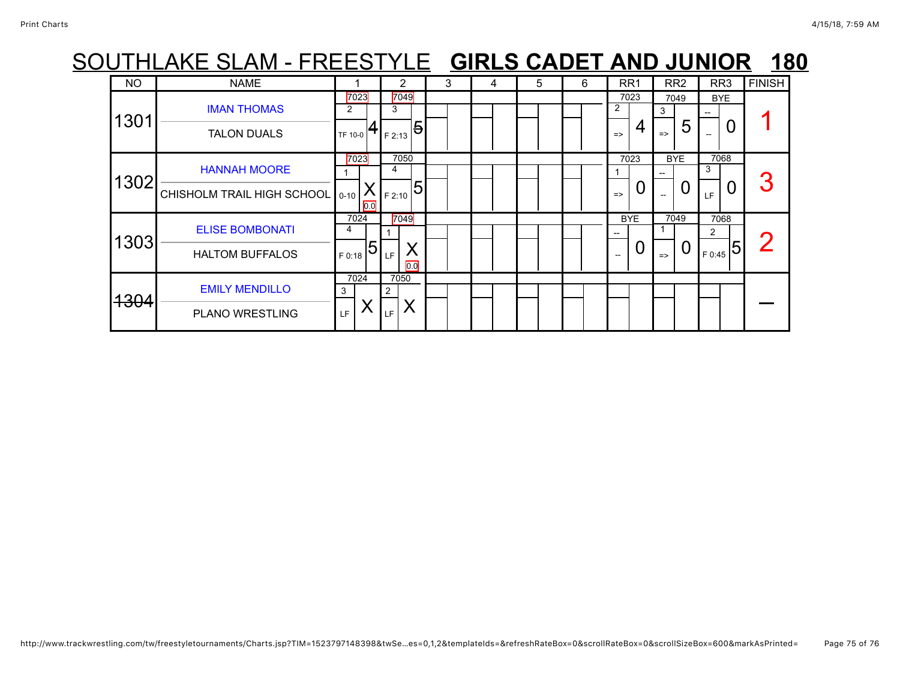# SOUTHLAKE SLAM - FREESTYLE **GIRLS CADET AND JUNIOR 180**

| NO | NAME | 1 | 2 | 3 | 4 | 5 | 6 | RR1 | RR2 | RR3 | FINISH |
|---|---|---|---|---|---|---|---|---|---|---|---|
| 1301 | IMAN THOMAS<br>TALON DUALS | 7023<br>2<br>TF 10-0 4 | 7049<br>3<br>F 2:13 ~~5~~ | | | | | 7023<br>2<br>=> 4 | 7049<br>3<br>=> 5 | BYE<br>--<br>-- 0 | 1 |
| 1302 | HANNAH MOORE<br>CHISHOLM TRAIL HIGH SCHOOL | 7023<br>1<br>0-10 X<br>0.0 | 7050<br>4<br>F 2:10 5 | | | | | 7023<br>1<br>=> 0 | BYE<br>--<br>-- 0 | 7068<br>3<br>LF 0 | 3 |
| 1303 | ELISE BOMBONATI<br>HALTOM BUFFALOS | 7024<br>4<br>F 0:18 5 | 7049<br>1<br>LF X<br>0.0 | | | | | BYE<br>--<br>-- 0 | 7049<br>1<br>=> 0 | 7068<br>2<br>F 0:45 5 | 2 |
| ~~1304~~ | EMILY MENDILLO<br>PLANO WRESTLING | 7024<br>3<br>LF X | 7050<br>2<br>LF X | | | | | | | | — |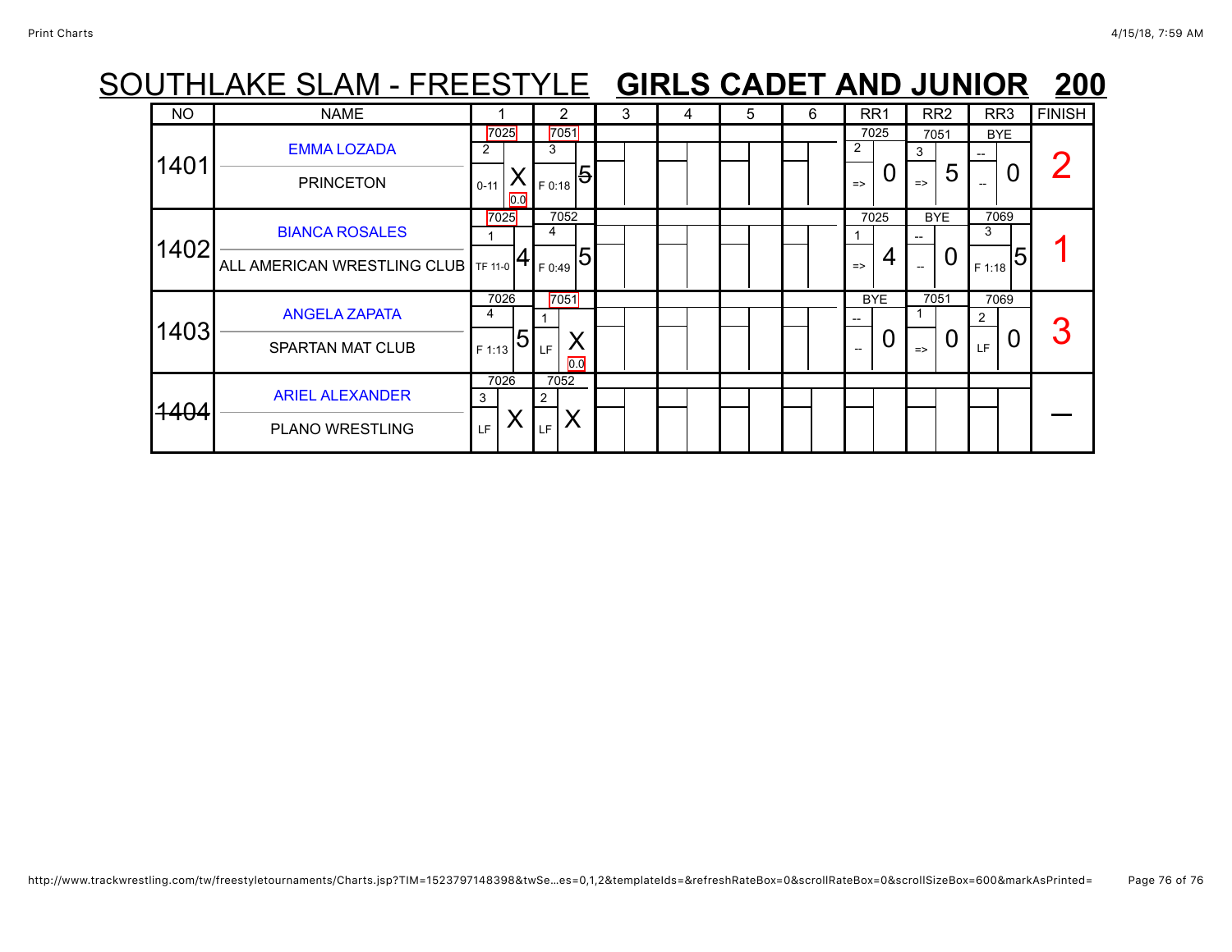# SOUTHLAKE SLAM - FREESTYLE **GIRLS CADET AND JUNIOR 200**

| NO | NAME | 1 | 2 | 3 | 4 | 5 | 6 | RR1 | RR2 | RR3 | FINISH |
|---|---|---|---|---|---|---|---|---|---|---|---|
| 1401 | EMMA LOZADA<br>PRINCETON | 7025<br>2<br>0-11 X<br>0.0 | 7051<br>3<br>F 0:18 ~~5~~ | | | | | 7025<br>2<br>=> 0 | 7051<br>3<br>=> 5 | BYE<br>--<br>-- 0 | 2 |
| 1402 | BIANCA ROSALES<br>ALL AMERICAN WRESTLING CLUB | 7025<br>1<br>TF 11-0 4 | 7052<br>4<br>F 0:49 5 | | | | | 7025<br>1<br>=> 4 | BYE<br>--<br>-- 0 | 7069<br>3<br>F 1:18 5 | 1 |
| 1403 | ANGELA ZAPATA<br>SPARTAN MAT CLUB | 7026<br>4<br>F 1:13 5 | 7051<br>1<br>LF X<br>0.0 | | | | | BYE<br>--<br>-- 0 | 7051<br>1<br>=> 0 | 7069<br>2<br>LF 0 | 3 |
| ~~1404~~ | ARIEL ALEXANDER<br>PLANO WRESTLING | 7026<br>3<br>LF X | 7052<br>2<br>LF X | | | | | | | | — |